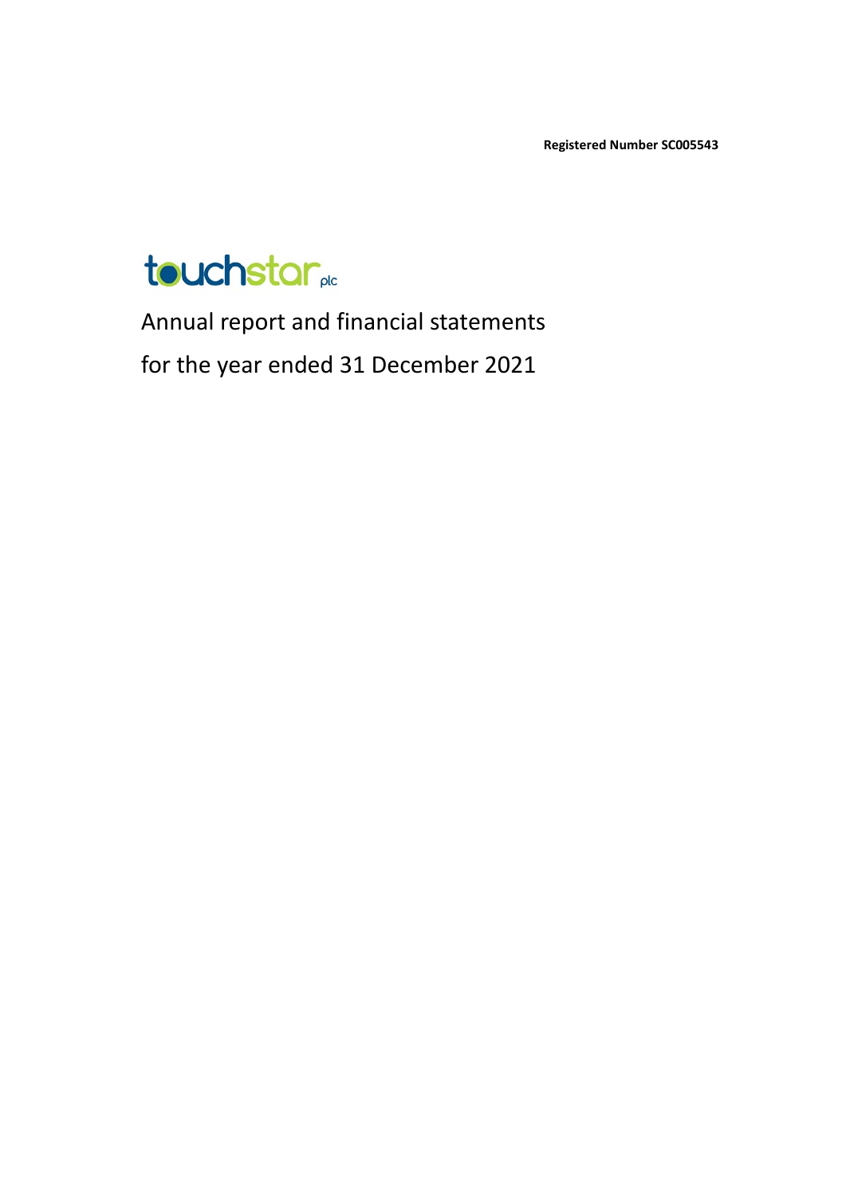**Registered Number SC005543**

touchstar plc

# Annual report and financial statements for the year ended 31 December 2021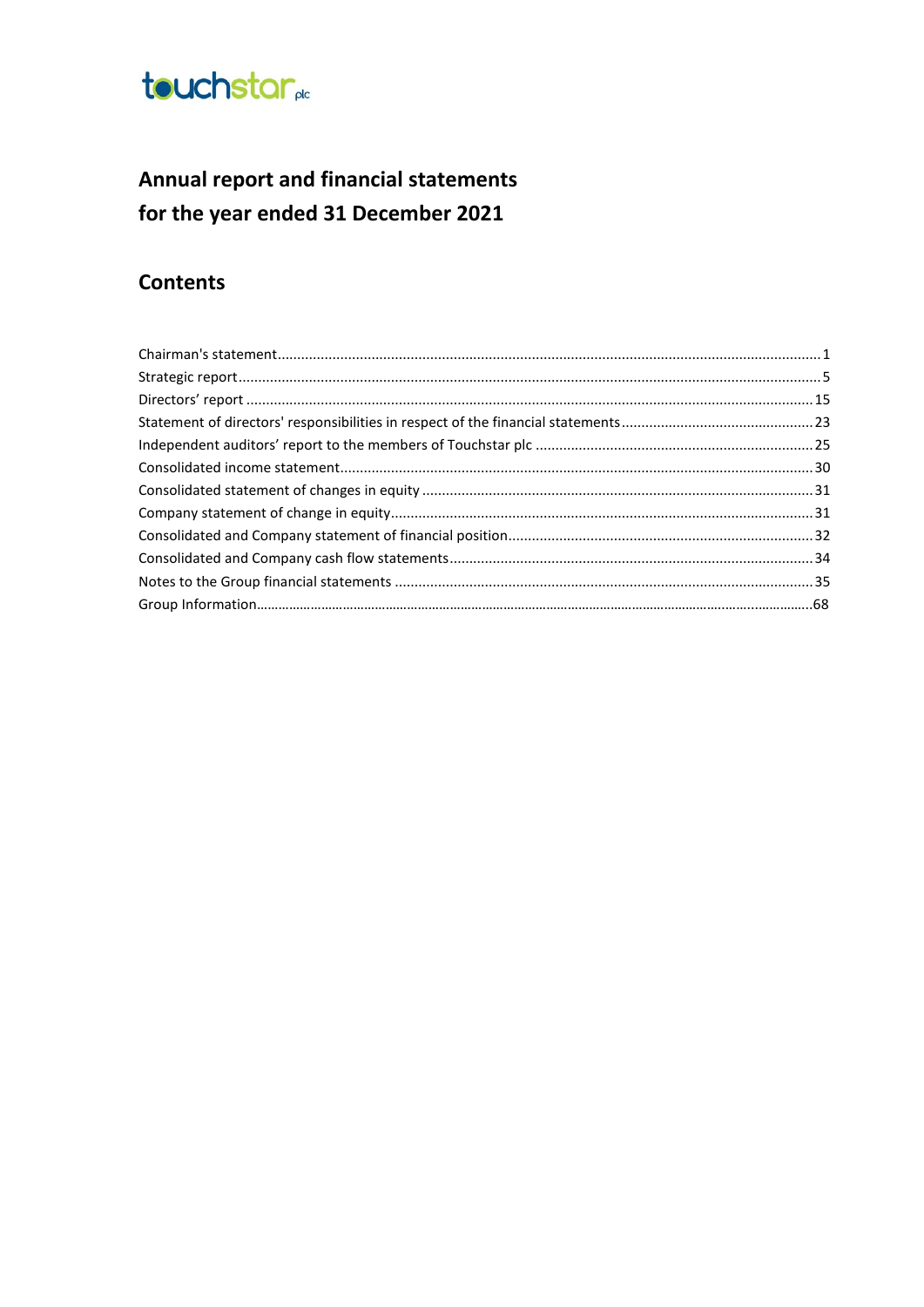touchstar plc

# Annual report and financial statements for the year ended 31 December 2021

## Contents

| | |
|---|---|
| Chairman's statement | 1 |
| Strategic report | 5 |
| Directors' report | 15 |
| Statement of directors' responsibilities in respect of the financial statements | 23 |
| Independent auditors' report to the members of Touchstar plc | 25 |
| Consolidated income statement | 30 |
| Consolidated statement of changes in equity | 31 |
| Company statement of change in equity | 31 |
| Consolidated and Company statement of financial position | 32 |
| Consolidated and Company cash flow statements | 34 |
| Notes to the Group financial statements | 35 |
| Group Information | 68 |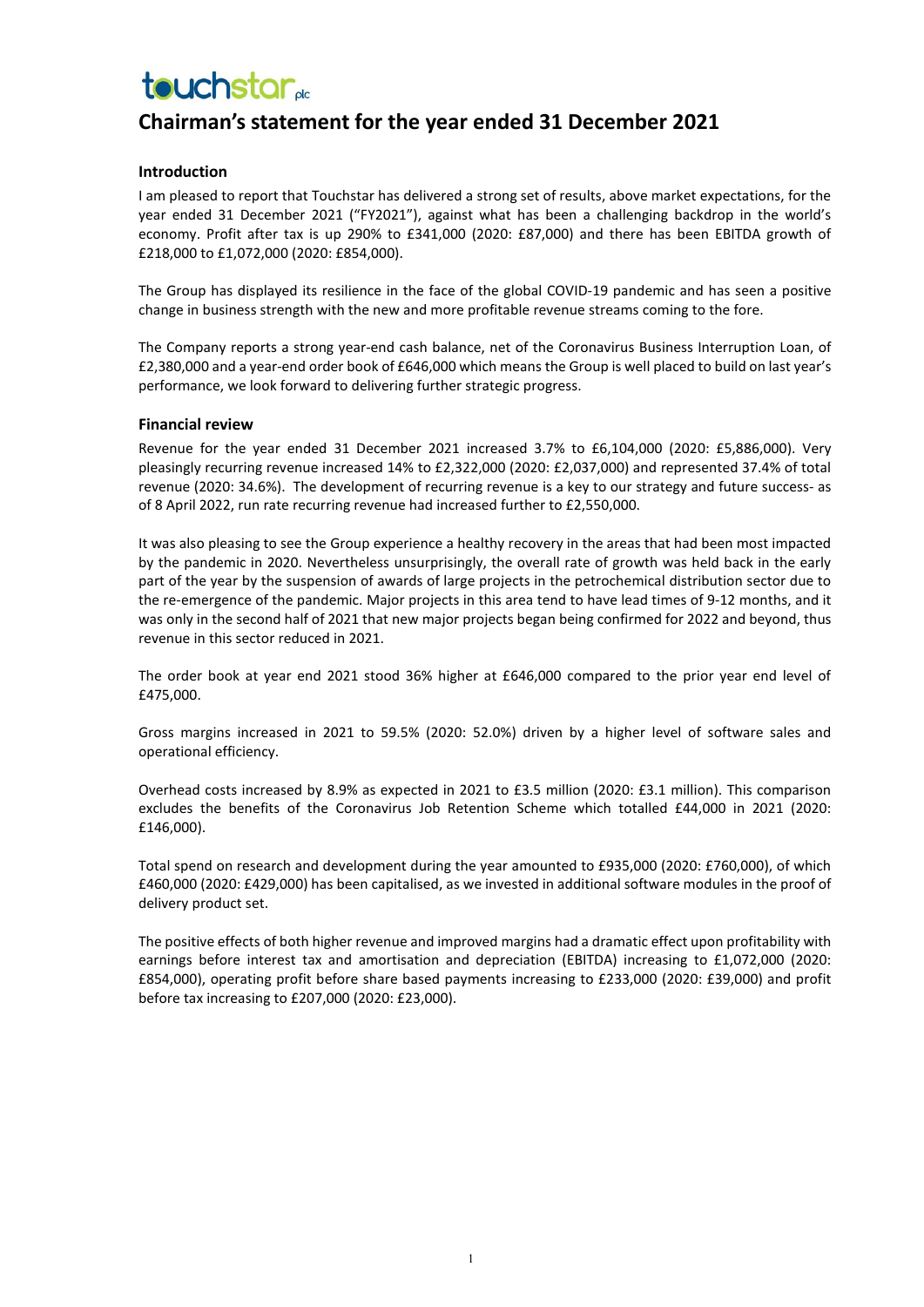touchstar plc

# Chairman's statement for the year ended 31 December 2021

## Introduction

I am pleased to report that Touchstar has delivered a strong set of results, above market expectations, for the year ended 31 December 2021 ("FY2021"), against what has been a challenging backdrop in the world's economy. Profit after tax is up 290% to £341,000 (2020: £87,000) and there has been EBITDA growth of £218,000 to £1,072,000 (2020: £854,000).

The Group has displayed its resilience in the face of the global COVID-19 pandemic and has seen a positive change in business strength with the new and more profitable revenue streams coming to the fore.

The Company reports a strong year-end cash balance, net of the Coronavirus Business Interruption Loan, of £2,380,000 and a year-end order book of £646,000 which means the Group is well placed to build on last year's performance, we look forward to delivering further strategic progress.

## Financial review

Revenue for the year ended 31 December 2021 increased 3.7% to £6,104,000 (2020: £5,886,000). Very pleasingly recurring revenue increased 14% to £2,322,000 (2020: £2,037,000) and represented 37.4% of total revenue (2020: 34.6%). The development of recurring revenue is a key to our strategy and future success- as of 8 April 2022, run rate recurring revenue had increased further to £2,550,000.

It was also pleasing to see the Group experience a healthy recovery in the areas that had been most impacted by the pandemic in 2020. Nevertheless unsurprisingly, the overall rate of growth was held back in the early part of the year by the suspension of awards of large projects in the petrochemical distribution sector due to the re-emergence of the pandemic. Major projects in this area tend to have lead times of 9-12 months, and it was only in the second half of 2021 that new major projects began being confirmed for 2022 and beyond, thus revenue in this sector reduced in 2021.

The order book at year end 2021 stood 36% higher at £646,000 compared to the prior year end level of £475,000.

Gross margins increased in 2021 to 59.5% (2020: 52.0%) driven by a higher level of software sales and operational efficiency.

Overhead costs increased by 8.9% as expected in 2021 to £3.5 million (2020: £3.1 million). This comparison excludes the benefits of the Coronavirus Job Retention Scheme which totalled £44,000 in 2021 (2020: £146,000).

Total spend on research and development during the year amounted to £935,000 (2020: £760,000), of which £460,000 (2020: £429,000) has been capitalised, as we invested in additional software modules in the proof of delivery product set.

The positive effects of both higher revenue and improved margins had a dramatic effect upon profitability with earnings before interest tax and amortisation and depreciation (EBITDA) increasing to £1,072,000 (2020: £854,000), operating profit before share based payments increasing to £233,000 (2020: £39,000) and profit before tax increasing to £207,000 (2020: £23,000).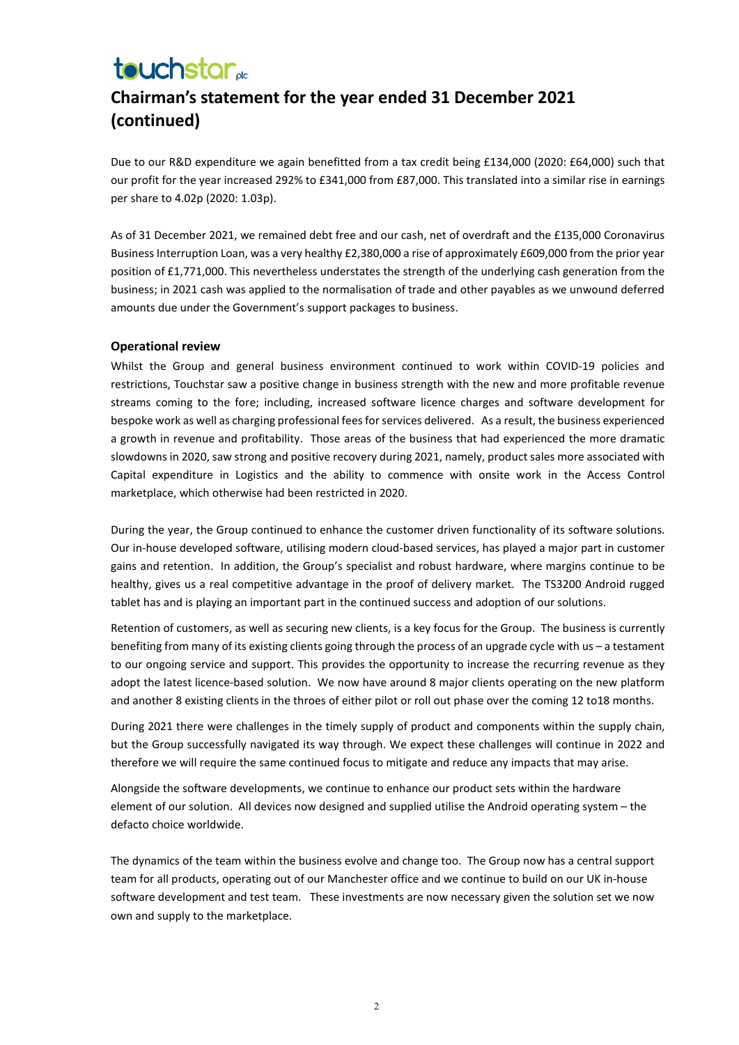# Chairman's statement for the year ended 31 December 2021 (continued)

Due to our R&D expenditure we again benefitted from a tax credit being £134,000 (2020: £64,000) such that our profit for the year increased 292% to £341,000 from £87,000. This translated into a similar rise in earnings per share to 4.02p (2020: 1.03p).

As of 31 December 2021, we remained debt free and our cash, net of overdraft and the £135,000 Coronavirus Business Interruption Loan, was a very healthy £2,380,000 a rise of approximately £609,000 from the prior year position of £1,771,000. This nevertheless understates the strength of the underlying cash generation from the business; in 2021 cash was applied to the normalisation of trade and other payables as we unwound deferred amounts due under the Government's support packages to business.

### Operational review

Whilst the Group and general business environment continued to work within COVID-19 policies and restrictions, Touchstar saw a positive change in business strength with the new and more profitable revenue streams coming to the fore; including, increased software licence charges and software development for bespoke work as well as charging professional fees for services delivered. As a result, the business experienced a growth in revenue and profitability. Those areas of the business that had experienced the more dramatic slowdowns in 2020, saw strong and positive recovery during 2021, namely, product sales more associated with Capital expenditure in Logistics and the ability to commence with onsite work in the Access Control marketplace, which otherwise had been restricted in 2020.

During the year, the Group continued to enhance the customer driven functionality of its software solutions. Our in-house developed software, utilising modern cloud-based services, has played a major part in customer gains and retention. In addition, the Group's specialist and robust hardware, where margins continue to be healthy, gives us a real competitive advantage in the proof of delivery market. The TS3200 Android rugged tablet has and is playing an important part in the continued success and adoption of our solutions.

Retention of customers, as well as securing new clients, is a key focus for the Group. The business is currently benefiting from many of its existing clients going through the process of an upgrade cycle with us – a testament to our ongoing service and support. This provides the opportunity to increase the recurring revenue as they adopt the latest licence-based solution. We now have around 8 major clients operating on the new platform and another 8 existing clients in the throes of either pilot or roll out phase over the coming 12 to18 months.

During 2021 there were challenges in the timely supply of product and components within the supply chain, but the Group successfully navigated its way through. We expect these challenges will continue in 2022 and therefore we will require the same continued focus to mitigate and reduce any impacts that may arise.

Alongside the software developments, we continue to enhance our product sets within the hardware element of our solution. All devices now designed and supplied utilise the Android operating system – the defacto choice worldwide.

The dynamics of the team within the business evolve and change too. The Group now has a central support team for all products, operating out of our Manchester office and we continue to build on our UK in-house software development and test team. These investments are now necessary given the solution set we now own and supply to the marketplace.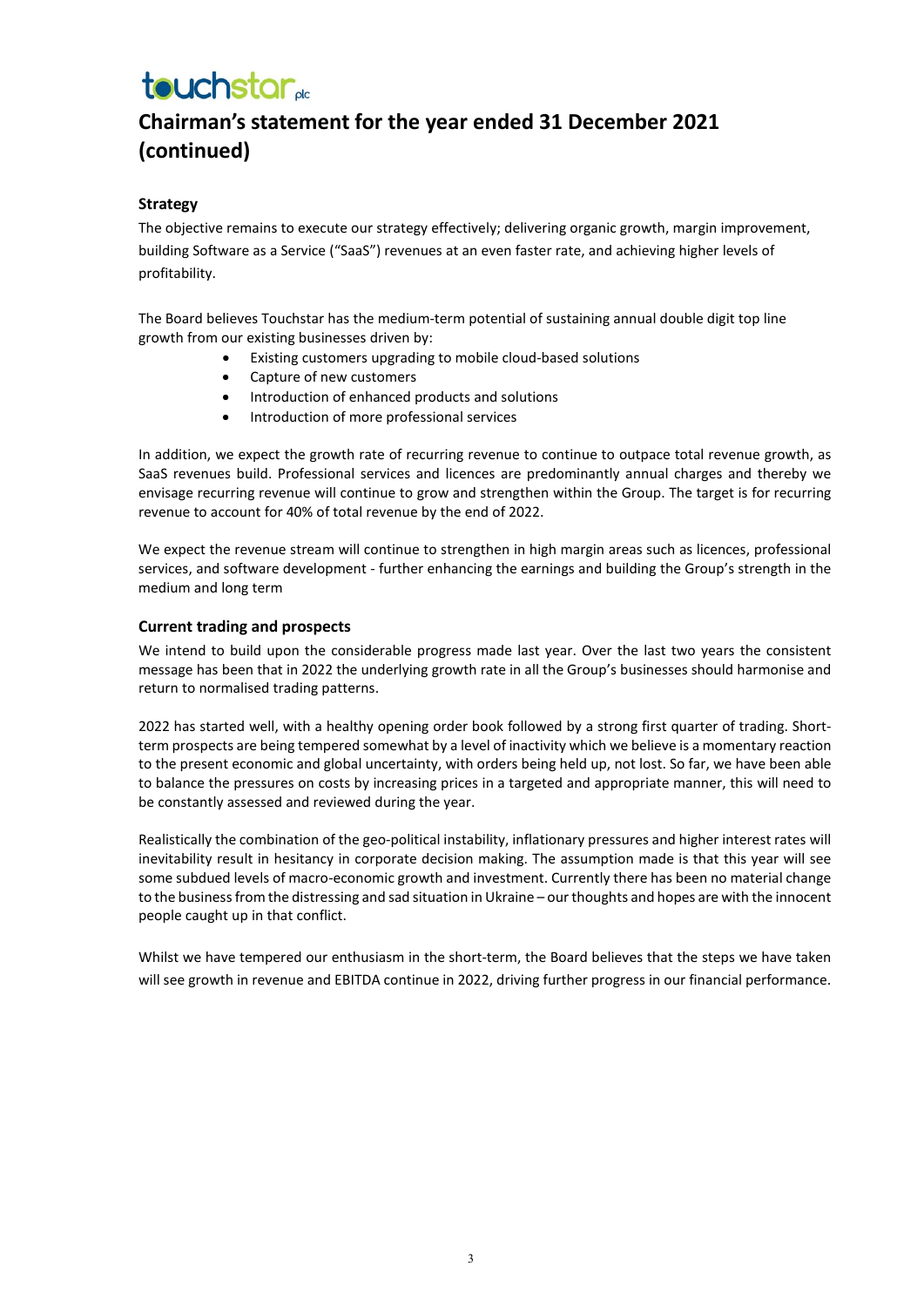# Chairman's statement for the year ended 31 December 2021 (continued)

### Strategy

The objective remains to execute our strategy effectively; delivering organic growth, margin improvement, building Software as a Service ("SaaS") revenues at an even faster rate, and achieving higher levels of profitability.

The Board believes Touchstar has the medium-term potential of sustaining annual double digit top line growth from our existing businesses driven by:

- Existing customers upgrading to mobile cloud-based solutions
- Capture of new customers
- Introduction of enhanced products and solutions
- Introduction of more professional services

In addition, we expect the growth rate of recurring revenue to continue to outpace total revenue growth, as SaaS revenues build. Professional services and licences are predominantly annual charges and thereby we envisage recurring revenue will continue to grow and strengthen within the Group. The target is for recurring revenue to account for 40% of total revenue by the end of 2022.

We expect the revenue stream will continue to strengthen in high margin areas such as licences, professional services, and software development - further enhancing the earnings and building the Group's strength in the medium and long term

### Current trading and prospects

We intend to build upon the considerable progress made last year. Over the last two years the consistent message has been that in 2022 the underlying growth rate in all the Group's businesses should harmonise and return to normalised trading patterns.

2022 has started well, with a healthy opening order book followed by a strong first quarter of trading. Short-term prospects are being tempered somewhat by a level of inactivity which we believe is a momentary reaction to the present economic and global uncertainty, with orders being held up, not lost. So far, we have been able to balance the pressures on costs by increasing prices in a targeted and appropriate manner, this will need to be constantly assessed and reviewed during the year.

Realistically the combination of the geo-political instability, inflationary pressures and higher interest rates will inevitability result in hesitancy in corporate decision making. The assumption made is that this year will see some subdued levels of macro-economic growth and investment. Currently there has been no material change to the business from the distressing and sad situation in Ukraine – our thoughts and hopes are with the innocent people caught up in that conflict.

Whilst we have tempered our enthusiasm in the short-term, the Board believes that the steps we have taken will see growth in revenue and EBITDA continue in 2022, driving further progress in our financial performance.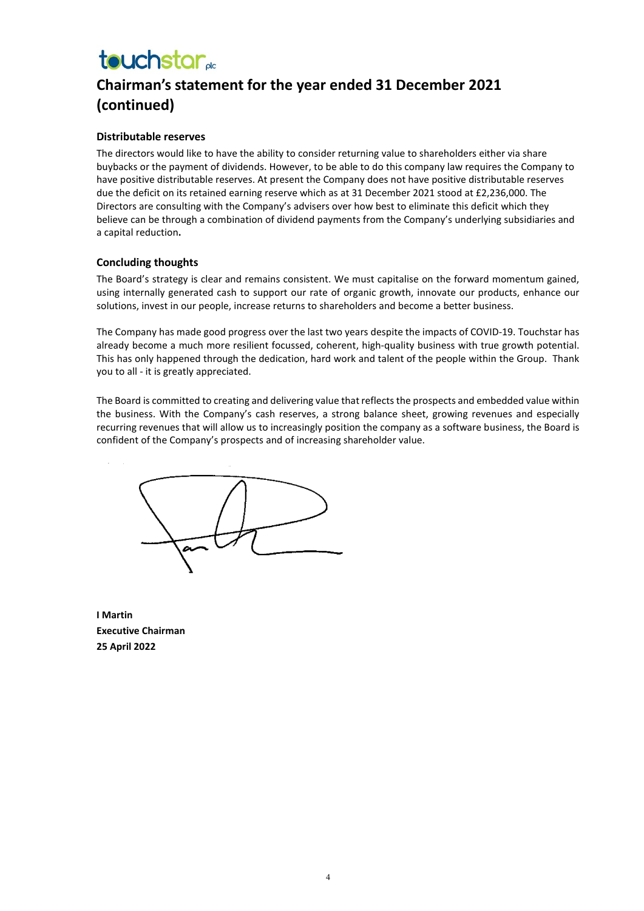# Chairman's statement for the year ended 31 December 2021 (continued)

### Distributable reserves

The directors would like to have the ability to consider returning value to shareholders either via share buybacks or the payment of dividends. However, to be able to do this company law requires the Company to have positive distributable reserves. At present the Company does not have positive distributable reserves due the deficit on its retained earning reserve which as at 31 December 2021 stood at £2,236,000. The Directors are consulting with the Company's advisers over how best to eliminate this deficit which they believe can be through a combination of dividend payments from the Company's underlying subsidiaries and a capital reduction**.**

### Concluding thoughts

The Board's strategy is clear and remains consistent. We must capitalise on the forward momentum gained, using internally generated cash to support our rate of organic growth, innovate our products, enhance our solutions, invest in our people, increase returns to shareholders and become a better business.

The Company has made good progress over the last two years despite the impacts of COVID-19. Touchstar has already become a much more resilient focussed, coherent, high-quality business with true growth potential. This has only happened through the dedication, hard work and talent of the people within the Group. Thank you to all - it is greatly appreciated.

The Board is committed to creating and delivering value that reflects the prospects and embedded value within the business. With the Company's cash reserves, a strong balance sheet, growing revenues and especially recurring revenues that will allow us to increasingly position the company as a software business, the Board is confident of the Company's prospects and of increasing shareholder value.

**I Martin**
**Executive Chairman**
**25 April 2022**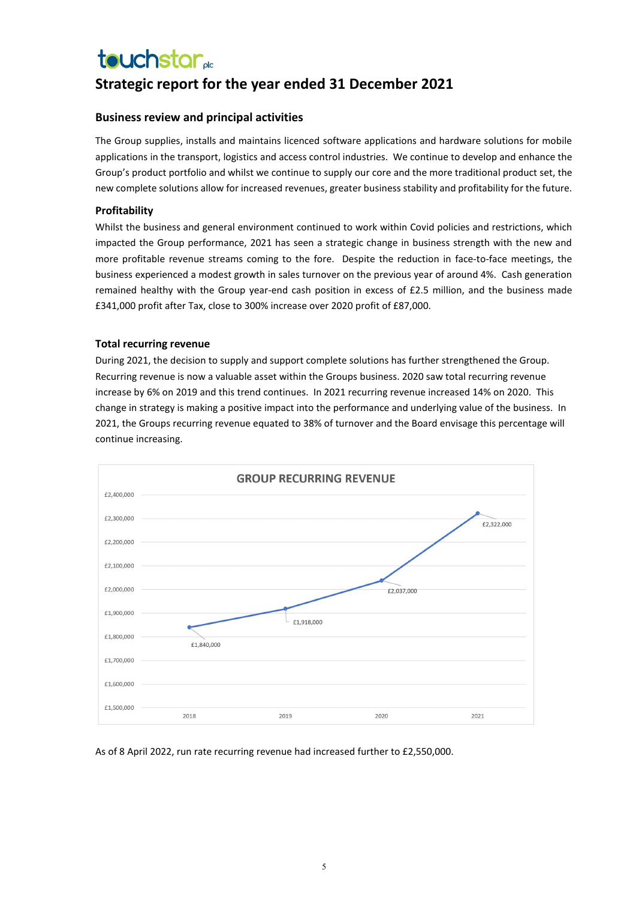# Strategic report for the year ended 31 December 2021

## Business review and principal activities

The Group supplies, installs and maintains licenced software applications and hardware solutions for mobile applications in the transport, logistics and access control industries. We continue to develop and enhance the Group's product portfolio and whilst we continue to supply our core and the more traditional product set, the new complete solutions allow for increased revenues, greater business stability and profitability for the future.

### Profitability

Whilst the business and general environment continued to work within Covid policies and restrictions, which impacted the Group performance, 2021 has seen a strategic change in business strength with the new and more profitable revenue streams coming to the fore. Despite the reduction in face-to-face meetings, the business experienced a modest growth in sales turnover on the previous year of around 4%. Cash generation remained healthy with the Group year-end cash position in excess of £2.5 million, and the business made £341,000 profit after Tax, close to 300% increase over 2020 profit of £87,000.

### Total recurring revenue

During 2021, the decision to supply and support complete solutions has further strengthened the Group. Recurring revenue is now a valuable asset within the Groups business. 2020 saw total recurring revenue increase by 6% on 2019 and this trend continues. In 2021 recurring revenue increased 14% on 2020. This change in strategy is making a positive impact into the performance and underlying value of the business. In 2021, the Groups recurring revenue equated to 38% of turnover and the Board envisage this percentage will continue increasing.

**GROUP RECURRING REVENUE**

| Year | Recurring revenue |
|---|---|
| 2018 | £1,840,000 |
| 2019 | £1,918,000 |
| 2020 | £2,037,000 |
| 2021 | £2,322,000 |

As of 8 April 2022, run rate recurring revenue had increased further to £2,550,000.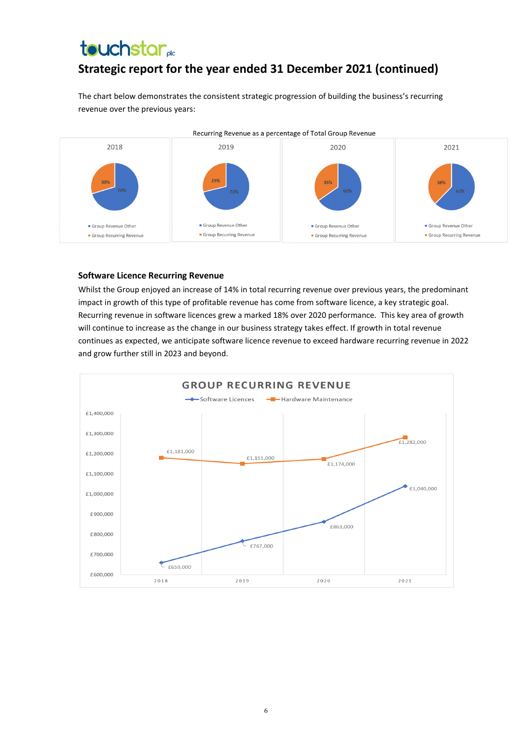# Strategic report for the year ended 31 December 2021 (continued)

The chart below demonstrates the consistent strategic progression of building the business's recurring revenue over the previous years:

Recurring Revenue as a percentage of Total Group Revenue

| Year | Group Revenue Other | Group Recurring Revenue |
|---|---|---|
| 2018 | 70% | 30% |
| 2019 | 71% | 29% |
| 2020 | 65% | 35% |
| 2021 | 62% | 38% |

## Software Licence Recurring Revenue

Whilst the Group enjoyed an increase of 14% in total recurring revenue over previous years, the predominant impact in growth of this type of profitable revenue has come from software licence, a key strategic goal. Recurring revenue in software licences grew a marked 18% over 2020 performance. This key area of growth will continue to increase as the change in our business strategy takes effect. If growth in total revenue continues as expected, we anticipate software licence revenue to exceed hardware recurring revenue in 2022 and grow further still in 2023 and beyond.

GROUP RECURRING REVENUE

| Year | Software Licences | Hardware Maintenance |
|---|---|---|
| 2018 | £659,000 | £1,181,000 |
| 2019 | £767,000 | £1,151,000 |
| 2020 | £863,000 | £1,174,000 |
| 2021 | £1,040,000 | £1,282,000 |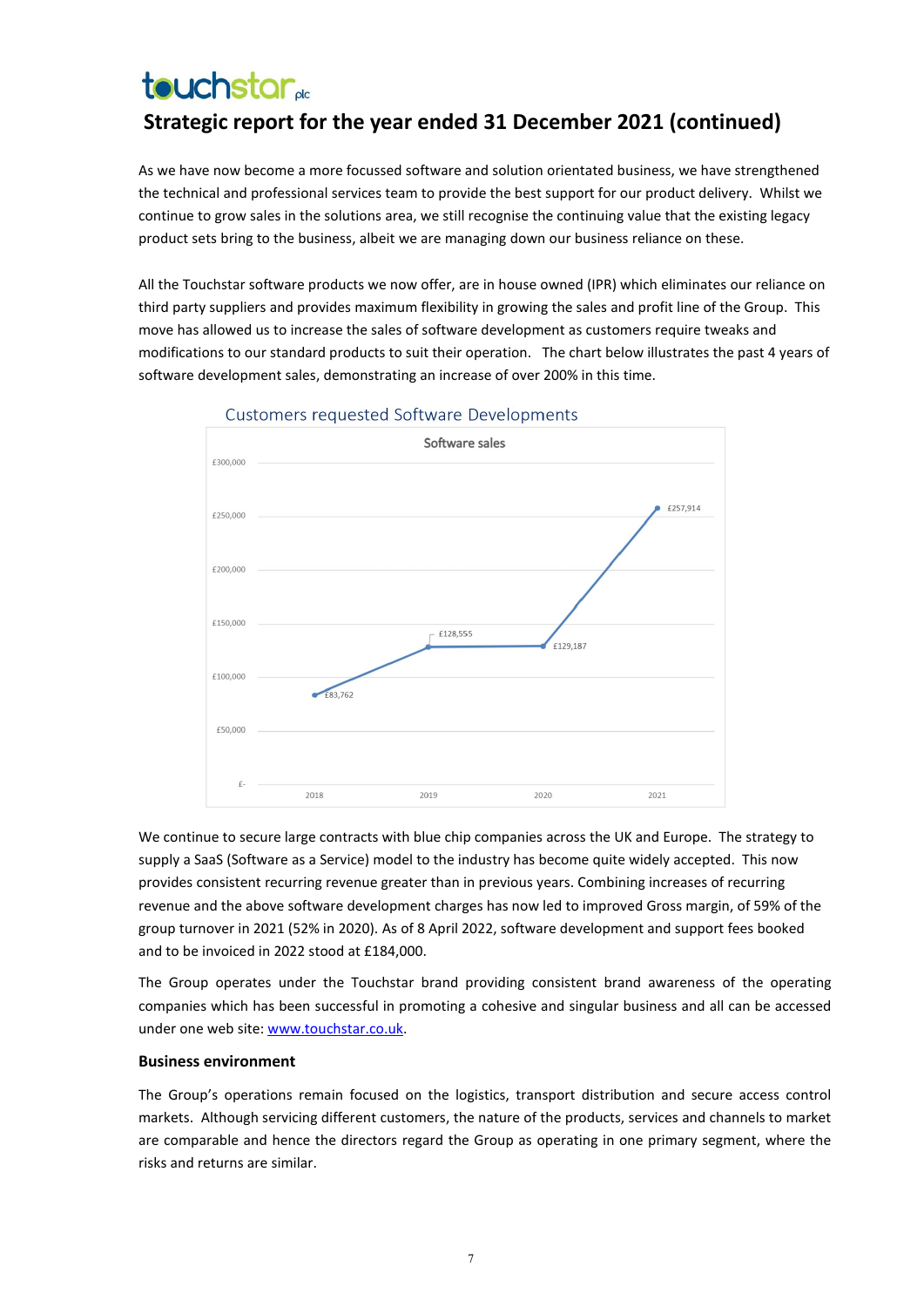## Strategic report for the year ended 31 December 2021 (continued)

As we have now become a more focussed software and solution orientated business, we have strengthened the technical and professional services team to provide the best support for our product delivery. Whilst we continue to grow sales in the solutions area, we still recognise the continuing value that the existing legacy product sets bring to the business, albeit we are managing down our business reliance on these.

All the Touchstar software products we now offer, are in house owned (IPR) which eliminates our reliance on third party suppliers and provides maximum flexibility in growing the sales and profit line of the Group. This move has allowed us to increase the sales of software development as customers require tweaks and modifications to our standard products to suit their operation. The chart below illustrates the past 4 years of software development sales, demonstrating an increase of over 200% in this time.

Customers requested Software Developments

Software sales

| Year | Software sales |
|---|---|
| 2018 | £83,762 |
| 2019 | £128,555 |
| 2020 | £129,187 |
| 2021 | £257,914 |

We continue to secure large contracts with blue chip companies across the UK and Europe. The strategy to supply a SaaS (Software as a Service) model to the industry has become quite widely accepted. This now provides consistent recurring revenue greater than in previous years. Combining increases of recurring revenue and the above software development charges has now led to improved Gross margin, of 59% of the group turnover in 2021 (52% in 2020). As of 8 April 2022, software development and support fees booked and to be invoiced in 2022 stood at £184,000.

The Group operates under the Touchstar brand providing consistent brand awareness of the operating companies which has been successful in promoting a cohesive and singular business and all can be accessed under one web site: www.touchstar.co.uk.

### Business environment

The Group's operations remain focused on the logistics, transport distribution and secure access control markets. Although servicing different customers, the nature of the products, services and channels to market are comparable and hence the directors regard the Group as operating in one primary segment, where the risks and returns are similar.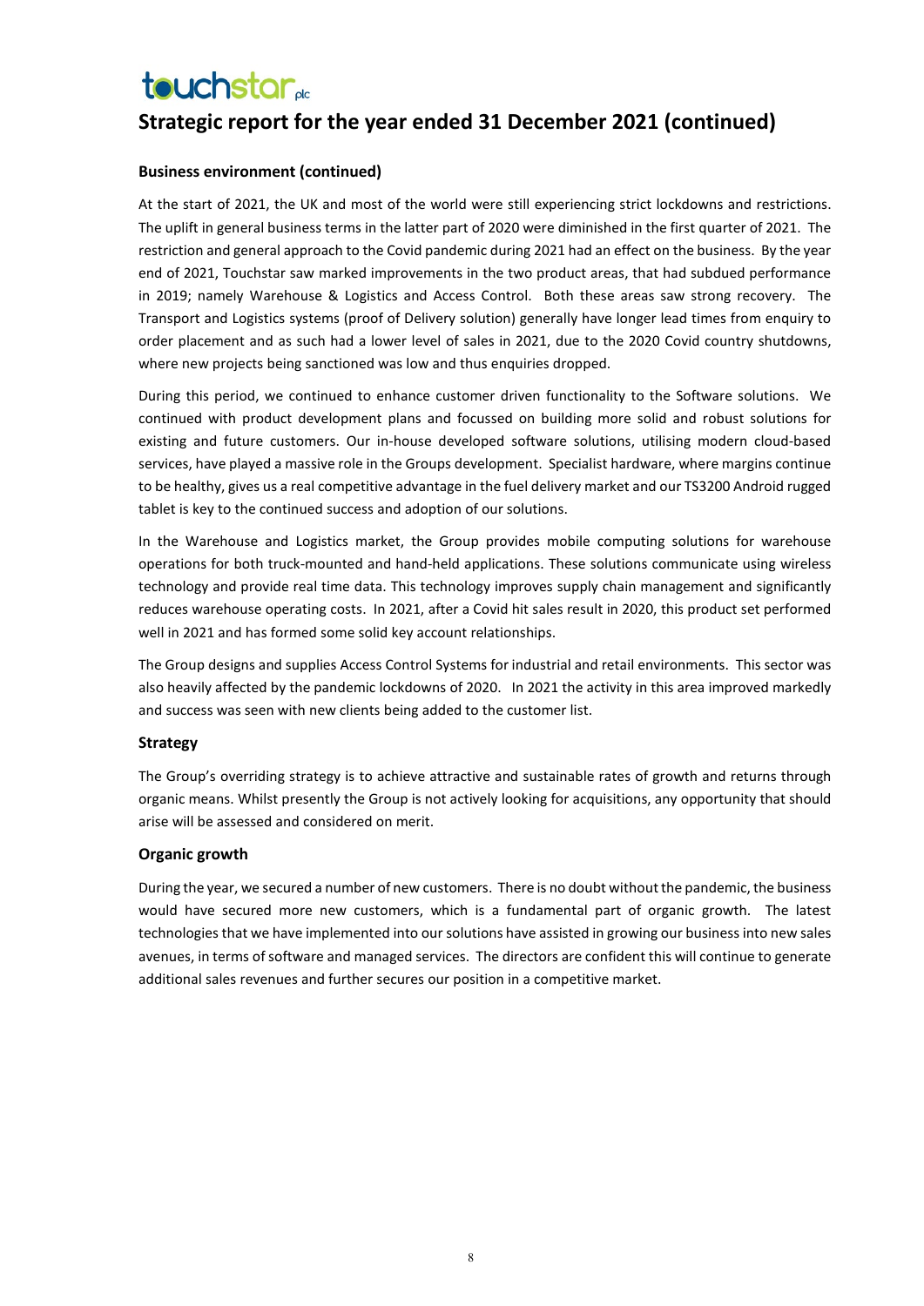# Strategic report for the year ended 31 December 2021 (continued)

### Business environment (continued)

At the start of 2021, the UK and most of the world were still experiencing strict lockdowns and restrictions. The uplift in general business terms in the latter part of 2020 were diminished in the first quarter of 2021. The restriction and general approach to the Covid pandemic during 2021 had an effect on the business. By the year end of 2021, Touchstar saw marked improvements in the two product areas, that had subdued performance in 2019; namely Warehouse & Logistics and Access Control. Both these areas saw strong recovery. The Transport and Logistics systems (proof of Delivery solution) generally have longer lead times from enquiry to order placement and as such had a lower level of sales in 2021, due to the 2020 Covid country shutdowns, where new projects being sanctioned was low and thus enquiries dropped.

During this period, we continued to enhance customer driven functionality to the Software solutions. We continued with product development plans and focussed on building more solid and robust solutions for existing and future customers. Our in-house developed software solutions, utilising modern cloud-based services, have played a massive role in the Groups development. Specialist hardware, where margins continue to be healthy, gives us a real competitive advantage in the fuel delivery market and our TS3200 Android rugged tablet is key to the continued success and adoption of our solutions.

In the Warehouse and Logistics market, the Group provides mobile computing solutions for warehouse operations for both truck-mounted and hand-held applications. These solutions communicate using wireless technology and provide real time data. This technology improves supply chain management and significantly reduces warehouse operating costs. In 2021, after a Covid hit sales result in 2020, this product set performed well in 2021 and has formed some solid key account relationships.

The Group designs and supplies Access Control Systems for industrial and retail environments. This sector was also heavily affected by the pandemic lockdowns of 2020. In 2021 the activity in this area improved markedly and success was seen with new clients being added to the customer list.

### Strategy

The Group's overriding strategy is to achieve attractive and sustainable rates of growth and returns through organic means. Whilst presently the Group is not actively looking for acquisitions, any opportunity that should arise will be assessed and considered on merit.

### Organic growth

During the year, we secured a number of new customers. There is no doubt without the pandemic, the business would have secured more new customers, which is a fundamental part of organic growth. The latest technologies that we have implemented into our solutions have assisted in growing our business into new sales avenues, in terms of software and managed services. The directors are confident this will continue to generate additional sales revenues and further secures our position in a competitive market.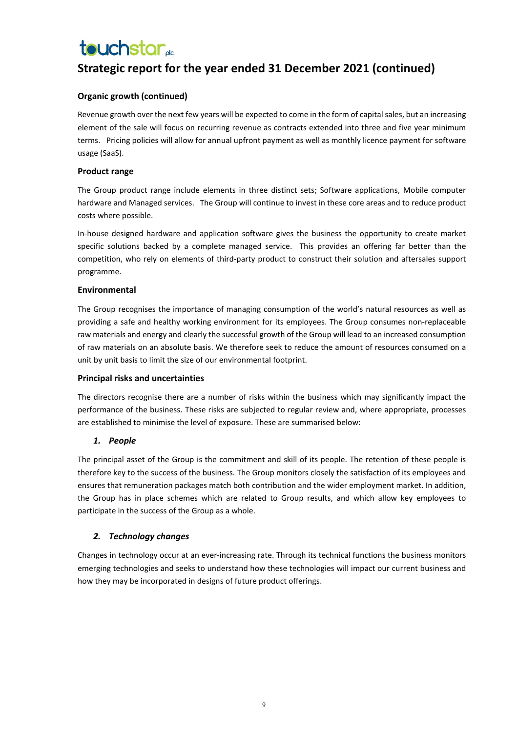## Strategic report for the year ended 31 December 2021 (continued)

### Organic growth (continued)

Revenue growth over the next few years will be expected to come in the form of capital sales, but an increasing element of the sale will focus on recurring revenue as contracts extended into three and five year minimum terms. Pricing policies will allow for annual upfront payment as well as monthly licence payment for software usage (SaaS).

### Product range

The Group product range include elements in three distinct sets; Software applications, Mobile computer hardware and Managed services. The Group will continue to invest in these core areas and to reduce product costs where possible.

In-house designed hardware and application software gives the business the opportunity to create market specific solutions backed by a complete managed service. This provides an offering far better than the competition, who rely on elements of third-party product to construct their solution and aftersales support programme.

### Environmental

The Group recognises the importance of managing consumption of the world's natural resources as well as providing a safe and healthy working environment for its employees. The Group consumes non-replaceable raw materials and energy and clearly the successful growth of the Group will lead to an increased consumption of raw materials on an absolute basis. We therefore seek to reduce the amount of resources consumed on a unit by unit basis to limit the size of our environmental footprint.

### Principal risks and uncertainties

The directors recognise there are a number of risks within the business which may significantly impact the performance of the business. These risks are subjected to regular review and, where appropriate, processes are established to minimise the level of exposure. These are summarised below:

#### *1. People*

The principal asset of the Group is the commitment and skill of its people. The retention of these people is therefore key to the success of the business. The Group monitors closely the satisfaction of its employees and ensures that remuneration packages match both contribution and the wider employment market. In addition, the Group has in place schemes which are related to Group results, and which allow key employees to participate in the success of the Group as a whole.

#### *2. Technology changes*

Changes in technology occur at an ever-increasing rate. Through its technical functions the business monitors emerging technologies and seeks to understand how these technologies will impact our current business and how they may be incorporated in designs of future product offerings.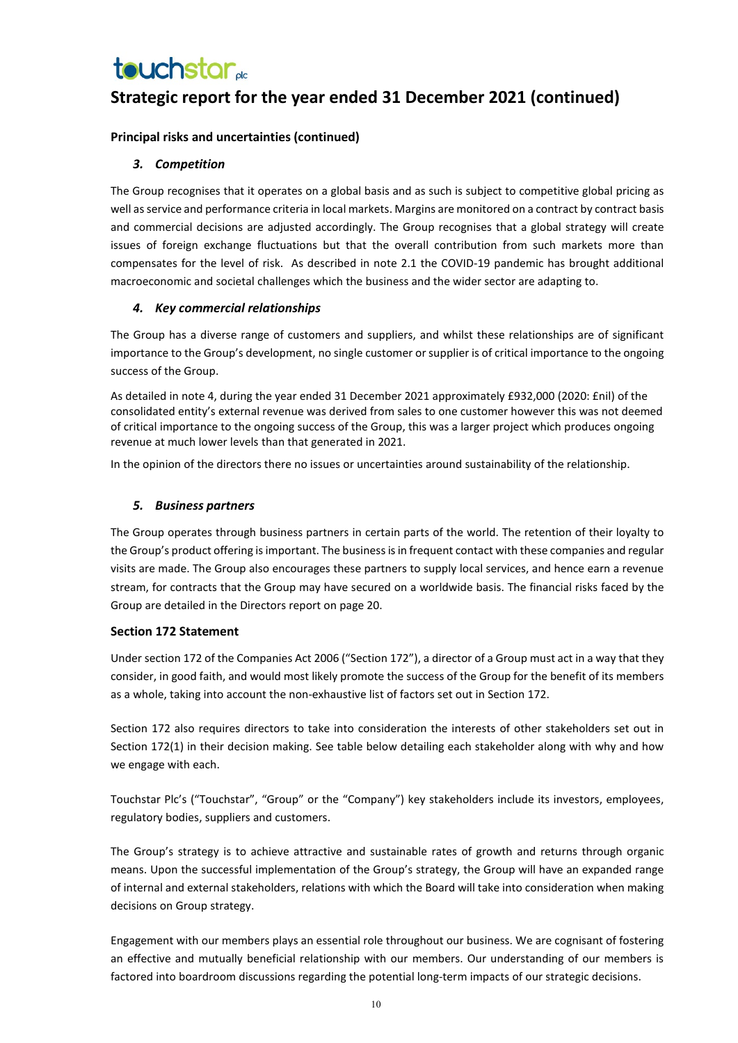# Strategic report for the year ended 31 December 2021 (continued)

### Principal risks and uncertainties (continued)

#### *3. Competition*

The Group recognises that it operates on a global basis and as such is subject to competitive global pricing as well as service and performance criteria in local markets. Margins are monitored on a contract by contract basis and commercial decisions are adjusted accordingly. The Group recognises that a global strategy will create issues of foreign exchange fluctuations but that the overall contribution from such markets more than compensates for the level of risk. As described in note 2.1 the COVID-19 pandemic has brought additional macroeconomic and societal challenges which the business and the wider sector are adapting to.

#### *4. Key commercial relationships*

The Group has a diverse range of customers and suppliers, and whilst these relationships are of significant importance to the Group's development, no single customer or supplier is of critical importance to the ongoing success of the Group.

As detailed in note 4, during the year ended 31 December 2021 approximately £932,000 (2020: £nil) of the consolidated entity's external revenue was derived from sales to one customer however this was not deemed of critical importance to the ongoing success of the Group, this was a larger project which produces ongoing revenue at much lower levels than that generated in 2021.

In the opinion of the directors there no issues or uncertainties around sustainability of the relationship.

#### *5. Business partners*

The Group operates through business partners in certain parts of the world. The retention of their loyalty to the Group's product offering is important. The business is in frequent contact with these companies and regular visits are made. The Group also encourages these partners to supply local services, and hence earn a revenue stream, for contracts that the Group may have secured on a worldwide basis. The financial risks faced by the Group are detailed in the Directors report on page 20.

### Section 172 Statement

Under section 172 of the Companies Act 2006 ("Section 172"), a director of a Group must act in a way that they consider, in good faith, and would most likely promote the success of the Group for the benefit of its members as a whole, taking into account the non-exhaustive list of factors set out in Section 172.

Section 172 also requires directors to take into consideration the interests of other stakeholders set out in Section 172(1) in their decision making. See table below detailing each stakeholder along with why and how we engage with each.

Touchstar Plc's ("Touchstar", "Group" or the "Company") key stakeholders include its investors, employees, regulatory bodies, suppliers and customers.

The Group's strategy is to achieve attractive and sustainable rates of growth and returns through organic means. Upon the successful implementation of the Group's strategy, the Group will have an expanded range of internal and external stakeholders, relations with which the Board will take into consideration when making decisions on Group strategy.

Engagement with our members plays an essential role throughout our business. We are cognisant of fostering an effective and mutually beneficial relationship with our members. Our understanding of our members is factored into boardroom discussions regarding the potential long-term impacts of our strategic decisions.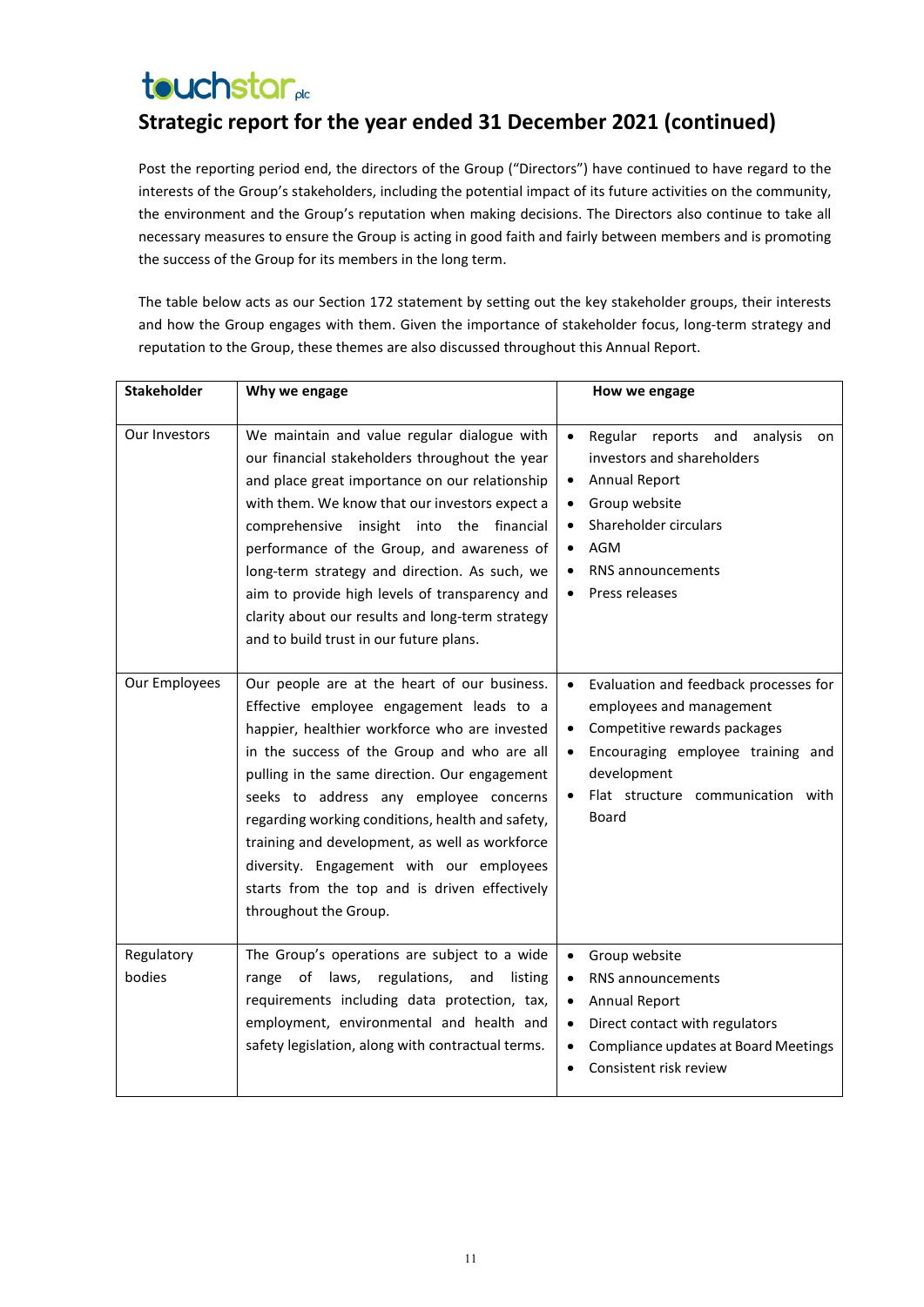# Strategic report for the year ended 31 December 2021 (continued)

Post the reporting period end, the directors of the Group ("Directors") have continued to have regard to the interests of the Group's stakeholders, including the potential impact of its future activities on the community, the environment and the Group's reputation when making decisions. The Directors also continue to take all necessary measures to ensure the Group is acting in good faith and fairly between members and is promoting the success of the Group for its members in the long term.

The table below acts as our Section 172 statement by setting out the key stakeholder groups, their interests and how the Group engages with them. Given the importance of stakeholder focus, long-term strategy and reputation to the Group, these themes are also discussed throughout this Annual Report.

| Stakeholder | Why we engage | How we engage |
|---|---|---|
| Our Investors | We maintain and value regular dialogue with our financial stakeholders throughout the year and place great importance on our relationship with them. We know that our investors expect a comprehensive insight into the financial performance of the Group, and awareness of long-term strategy and direction. As such, we aim to provide high levels of transparency and clarity about our results and long-term strategy and to build trust in our future plans. | • Regular reports and analysis on investors and shareholders<br>• Annual Report<br>• Group website<br>• Shareholder circulars<br>• AGM<br>• RNS announcements<br>• Press releases |
| Our Employees | Our people are at the heart of our business. Effective employee engagement leads to a happier, healthier workforce who are invested in the success of the Group and who are all pulling in the same direction. Our engagement seeks to address any employee concerns regarding working conditions, health and safety, training and development, as well as workforce diversity. Engagement with our employees starts from the top and is driven effectively throughout the Group. | • Evaluation and feedback processes for employees and management<br>• Competitive rewards packages<br>• Encouraging employee training and development<br>• Flat structure communication with Board |
| Regulatory bodies | The Group's operations are subject to a wide range of laws, regulations, and listing requirements including data protection, tax, employment, environmental and health and safety legislation, along with contractual terms. | • Group website<br>• RNS announcements<br>• Annual Report<br>• Direct contact with regulators<br>• Compliance updates at Board Meetings<br>• Consistent risk review |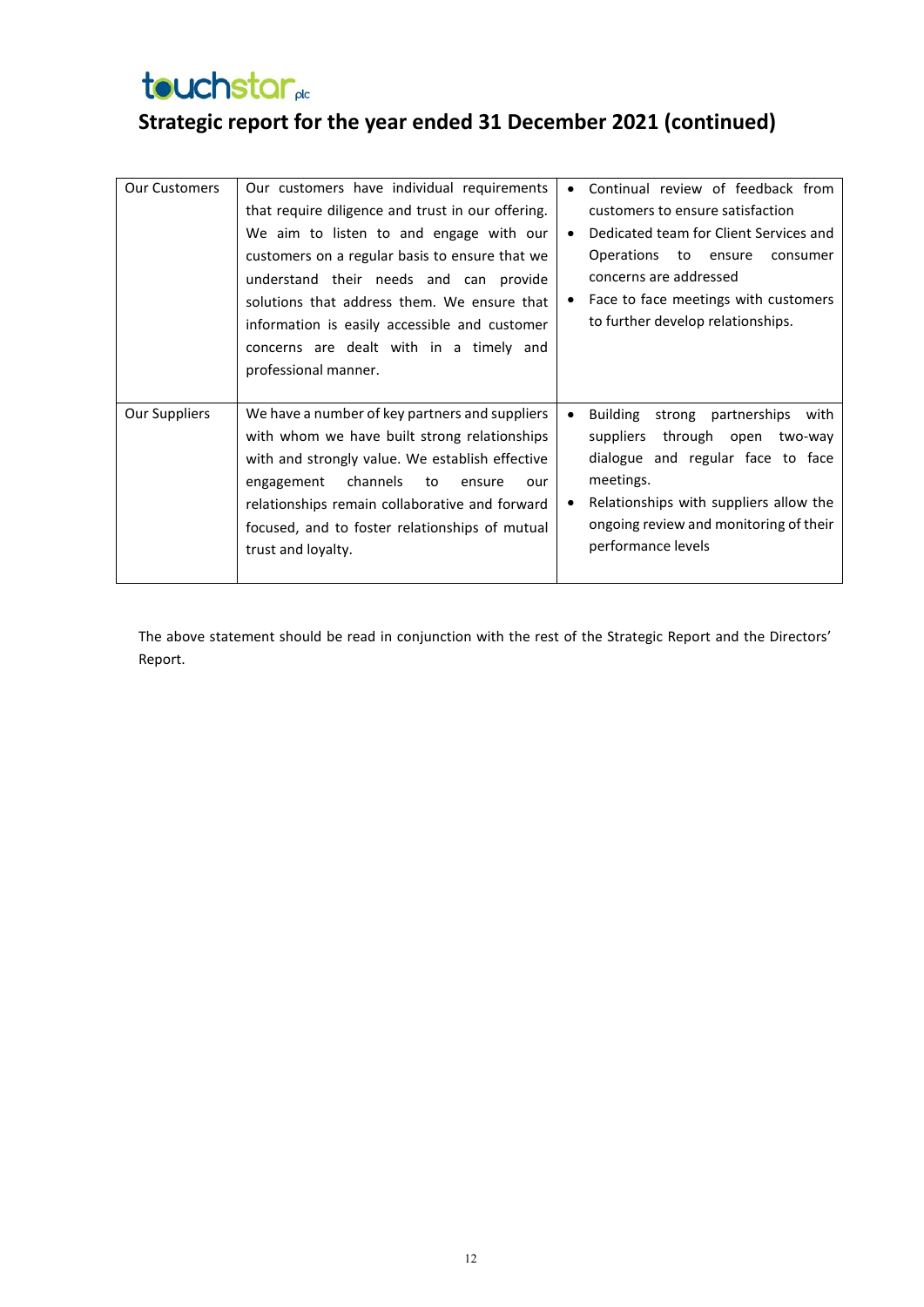## Strategic report for the year ended 31 December 2021 (continued)

| | | |
|---|---|---|
| Our Customers | Our customers have individual requirements that require diligence and trust in our offering. We aim to listen to and engage with our customers on a regular basis to ensure that we understand their needs and can provide solutions that address them. We ensure that information is easily accessible and customer concerns are dealt with in a timely and professional manner. | • Continual review of feedback from customers to ensure satisfaction<br>• Dedicated team for Client Services and Operations to ensure consumer concerns are addressed<br>• Face to face meetings with customers to further develop relationships. |
| Our Suppliers | We have a number of key partners and suppliers with whom we have built strong relationships with and strongly value. We establish effective engagement channels to ensure our relationships remain collaborative and forward focused, and to foster relationships of mutual trust and loyalty. | • Building strong partnerships with suppliers through open two-way dialogue and regular face to face meetings.<br>• Relationships with suppliers allow the ongoing review and monitoring of their performance levels |

The above statement should be read in conjunction with the rest of the Strategic Report and the Directors' Report.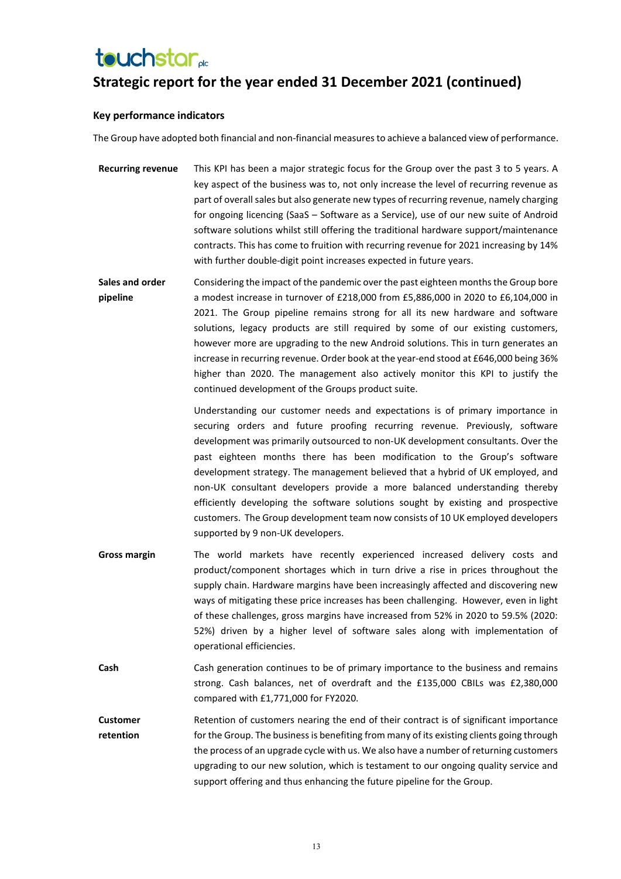# Strategic report for the year ended 31 December 2021 (continued)

### Key performance indicators

The Group have adopted both financial and non-financial measures to achieve a balanced view of performance.

**Recurring revenue**

This KPI has been a major strategic focus for the Group over the past 3 to 5 years. A key aspect of the business was to, not only increase the level of recurring revenue as part of overall sales but also generate new types of recurring revenue, namely charging for ongoing licencing (SaaS – Software as a Service), use of our new suite of Android software solutions whilst still offering the traditional hardware support/maintenance contracts. This has come to fruition with recurring revenue for 2021 increasing by 14% with further double-digit point increases expected in future years.

**Sales and order pipeline**

Considering the impact of the pandemic over the past eighteen months the Group bore a modest increase in turnover of £218,000 from £5,886,000 in 2020 to £6,104,000 in 2021. The Group pipeline remains strong for all its new hardware and software solutions, legacy products are still required by some of our existing customers, however more are upgrading to the new Android solutions. This in turn generates an increase in recurring revenue. Order book at the year-end stood at £646,000 being 36% higher than 2020. The management also actively monitor this KPI to justify the continued development of the Groups product suite.

Understanding our customer needs and expectations is of primary importance in securing orders and future proofing recurring revenue. Previously, software development was primarily outsourced to non-UK development consultants. Over the past eighteen months there has been modification to the Group's software development strategy. The management believed that a hybrid of UK employed, and non-UK consultant developers provide a more balanced understanding thereby efficiently developing the software solutions sought by existing and prospective customers. The Group development team now consists of 10 UK employed developers supported by 9 non-UK developers.

**Gross margin**

The world markets have recently experienced increased delivery costs and product/component shortages which in turn drive a rise in prices throughout the supply chain. Hardware margins have been increasingly affected and discovering new ways of mitigating these price increases has been challenging. However, even in light of these challenges, gross margins have increased from 52% in 2020 to 59.5% (2020: 52%) driven by a higher level of software sales along with implementation of operational efficiencies.

**Cash**

Cash generation continues to be of primary importance to the business and remains strong. Cash balances, net of overdraft and the £135,000 CBILs was £2,380,000 compared with £1,771,000 for FY2020.

**Customer retention**

Retention of customers nearing the end of their contract is of significant importance for the Group. The business is benefiting from many of its existing clients going through the process of an upgrade cycle with us. We also have a number of returning customers upgrading to our new solution, which is testament to our ongoing quality service and support offering and thus enhancing the future pipeline for the Group.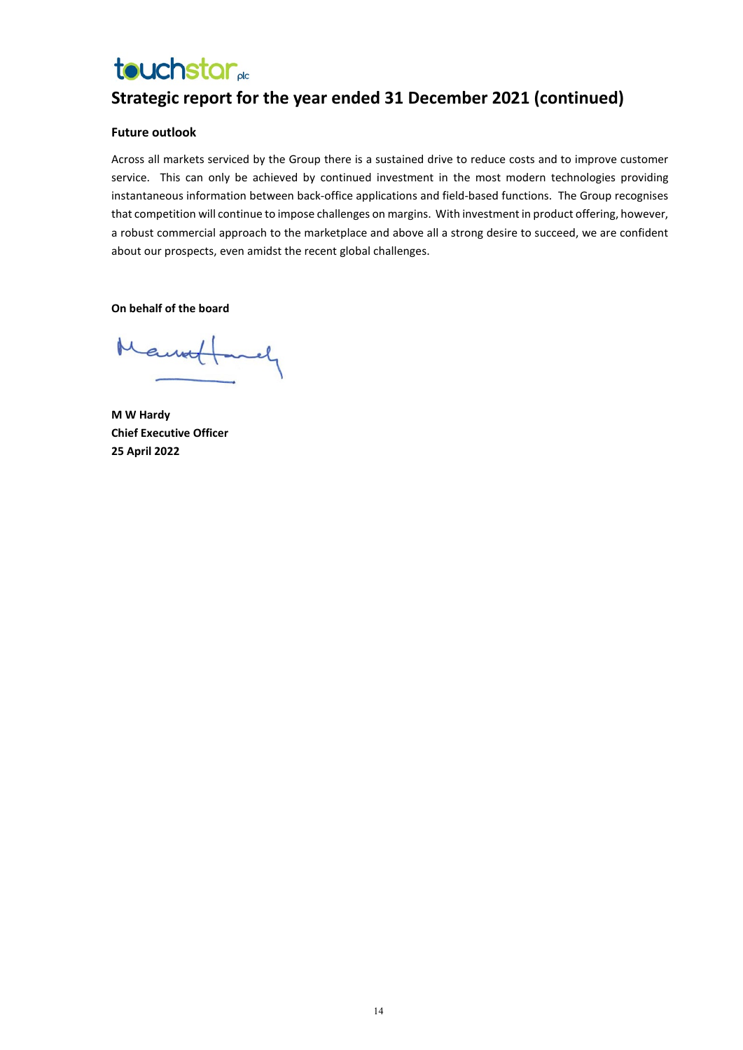# Strategic report for the year ended 31 December 2021 (continued)

### Future outlook

Across all markets serviced by the Group there is a sustained drive to reduce costs and to improve customer service. This can only be achieved by continued investment in the most modern technologies providing instantaneous information between back-office applications and field-based functions. The Group recognises that competition will continue to impose challenges on margins. With investment in product offering, however, a robust commercial approach to the marketplace and above all a strong desire to succeed, we are confident about our prospects, even amidst the recent global challenges.

**On behalf of the board**

**M W Hardy**
**Chief Executive Officer**
**25 April 2022**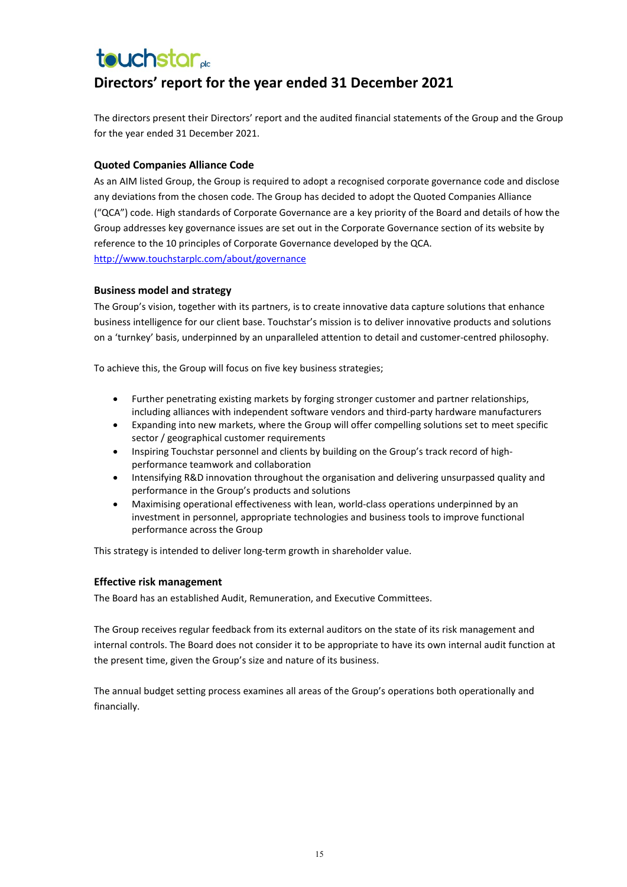# Directors' report for the year ended 31 December 2021

The directors present their Directors' report and the audited financial statements of the Group and the Group for the year ended 31 December 2021.

### Quoted Companies Alliance Code

As an AIM listed Group, the Group is required to adopt a recognised corporate governance code and disclose any deviations from the chosen code. The Group has decided to adopt the Quoted Companies Alliance ("QCA") code. High standards of Corporate Governance are a key priority of the Board and details of how the Group addresses key governance issues are set out in the Corporate Governance section of its website by reference to the 10 principles of Corporate Governance developed by the QCA.
http://www.touchstarplc.com/about/governance

### Business model and strategy

The Group's vision, together with its partners, is to create innovative data capture solutions that enhance business intelligence for our client base. Touchstar's mission is to deliver innovative products and solutions on a 'turnkey' basis, underpinned by an unparalleled attention to detail and customer-centred philosophy.

To achieve this, the Group will focus on five key business strategies;

- Further penetrating existing markets by forging stronger customer and partner relationships, including alliances with independent software vendors and third-party hardware manufacturers
- Expanding into new markets, where the Group will offer compelling solutions set to meet specific sector / geographical customer requirements
- Inspiring Touchstar personnel and clients by building on the Group's track record of high-performance teamwork and collaboration
- Intensifying R&D innovation throughout the organisation and delivering unsurpassed quality and performance in the Group's products and solutions
- Maximising operational effectiveness with lean, world-class operations underpinned by an investment in personnel, appropriate technologies and business tools to improve functional performance across the Group

This strategy is intended to deliver long-term growth in shareholder value.

### Effective risk management

The Board has an established Audit, Remuneration, and Executive Committees.

The Group receives regular feedback from its external auditors on the state of its risk management and internal controls. The Board does not consider it to be appropriate to have its own internal audit function at the present time, given the Group's size and nature of its business.

The annual budget setting process examines all areas of the Group's operations both operationally and financially.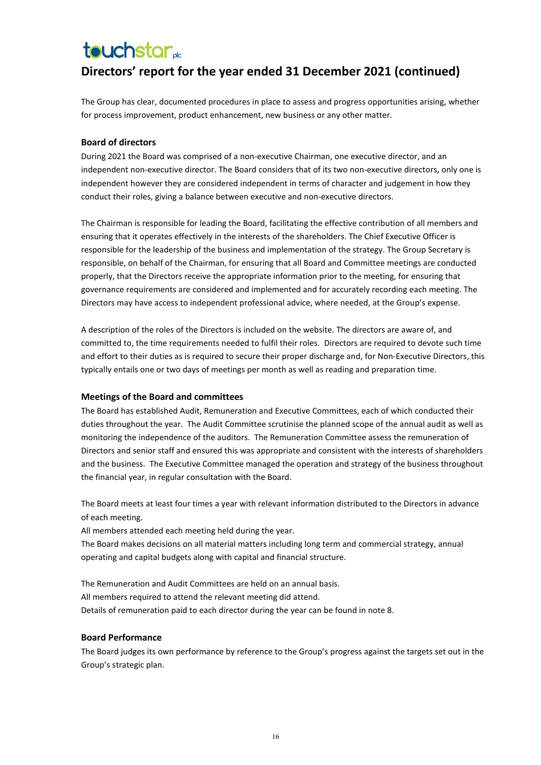# Directors' report for the year ended 31 December 2021 (continued)

The Group has clear, documented procedures in place to assess and progress opportunities arising, whether for process improvement, product enhancement, new business or any other matter.

### Board of directors

During 2021 the Board was comprised of a non-executive Chairman, one executive director, and an independent non-executive director. The Board considers that of its two non-executive directors, only one is independent however they are considered independent in terms of character and judgement in how they conduct their roles, giving a balance between executive and non-executive directors.

The Chairman is responsible for leading the Board, facilitating the effective contribution of all members and ensuring that it operates effectively in the interests of the shareholders. The Chief Executive Officer is responsible for the leadership of the business and implementation of the strategy. The Group Secretary is responsible, on behalf of the Chairman, for ensuring that all Board and Committee meetings are conducted properly, that the Directors receive the appropriate information prior to the meeting, for ensuring that governance requirements are considered and implemented and for accurately recording each meeting. The Directors may have access to independent professional advice, where needed, at the Group's expense.

A description of the roles of the Directors is included on the website. The directors are aware of, and committed to, the time requirements needed to fulfil their roles. Directors are required to devote such time and effort to their duties as is required to secure their proper discharge and, for Non-Executive Directors, this typically entails one or two days of meetings per month as well as reading and preparation time.

### Meetings of the Board and committees

The Board has established Audit, Remuneration and Executive Committees, each of which conducted their duties throughout the year. The Audit Committee scrutinise the planned scope of the annual audit as well as monitoring the independence of the auditors. The Remuneration Committee assess the remuneration of Directors and senior staff and ensured this was appropriate and consistent with the interests of shareholders and the business. The Executive Committee managed the operation and strategy of the business throughout the financial year, in regular consultation with the Board.

The Board meets at least four times a year with relevant information distributed to the Directors in advance of each meeting.
All members attended each meeting held during the year.
The Board makes decisions on all material matters including long term and commercial strategy, annual operating and capital budgets along with capital and financial structure.

The Remuneration and Audit Committees are held on an annual basis.
All members required to attend the relevant meeting did attend.
Details of remuneration paid to each director during the year can be found in note 8.

### Board Performance

The Board judges its own performance by reference to the Group's progress against the targets set out in the Group's strategic plan.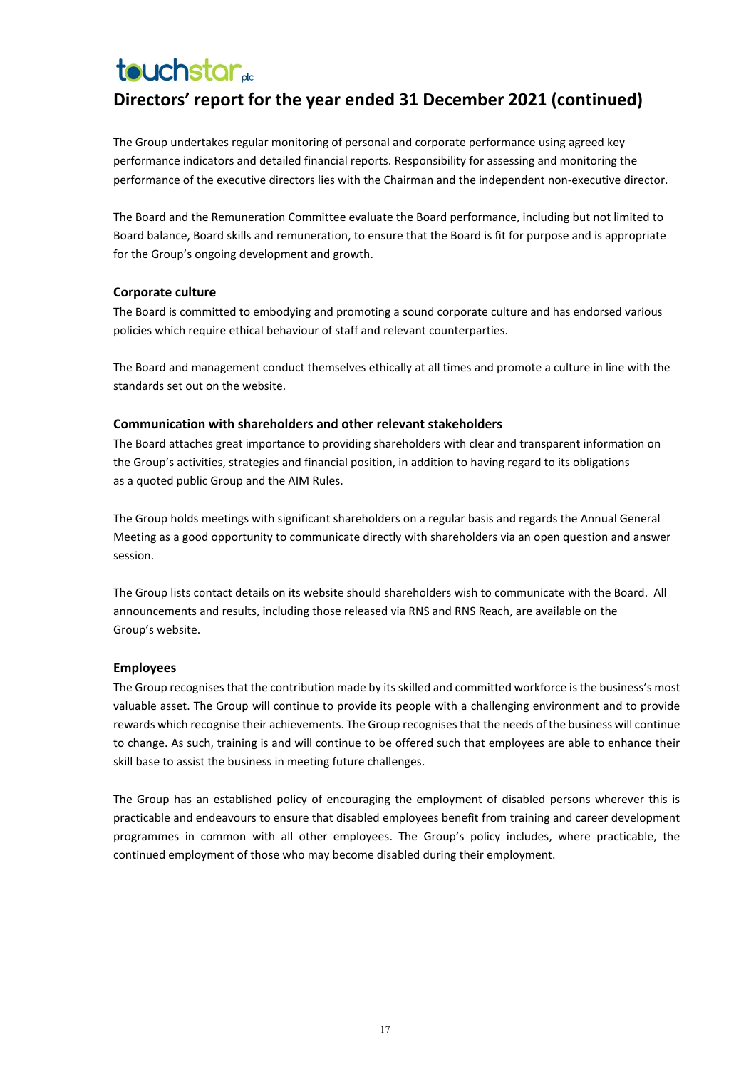# Directors' report for the year ended 31 December 2021 (continued)

The Group undertakes regular monitoring of personal and corporate performance using agreed key performance indicators and detailed financial reports. Responsibility for assessing and monitoring the performance of the executive directors lies with the Chairman and the independent non-executive director.

The Board and the Remuneration Committee evaluate the Board performance, including but not limited to Board balance, Board skills and remuneration, to ensure that the Board is fit for purpose and is appropriate for the Group's ongoing development and growth.

### Corporate culture

The Board is committed to embodying and promoting a sound corporate culture and has endorsed various policies which require ethical behaviour of staff and relevant counterparties.

The Board and management conduct themselves ethically at all times and promote a culture in line with the standards set out on the website.

### Communication with shareholders and other relevant stakeholders

The Board attaches great importance to providing shareholders with clear and transparent information on the Group's activities, strategies and financial position, in addition to having regard to its obligations as a quoted public Group and the AIM Rules.

The Group holds meetings with significant shareholders on a regular basis and regards the Annual General Meeting as a good opportunity to communicate directly with shareholders via an open question and answer session.

The Group lists contact details on its website should shareholders wish to communicate with the Board. All announcements and results, including those released via RNS and RNS Reach, are available on the Group's website.

### Employees

The Group recognises that the contribution made by its skilled and committed workforce is the business's most valuable asset. The Group will continue to provide its people with a challenging environment and to provide rewards which recognise their achievements. The Group recognises that the needs of the business will continue to change. As such, training is and will continue to be offered such that employees are able to enhance their skill base to assist the business in meeting future challenges.

The Group has an established policy of encouraging the employment of disabled persons wherever this is practicable and endeavours to ensure that disabled employees benefit from training and career development programmes in common with all other employees. The Group's policy includes, where practicable, the continued employment of those who may become disabled during their employment.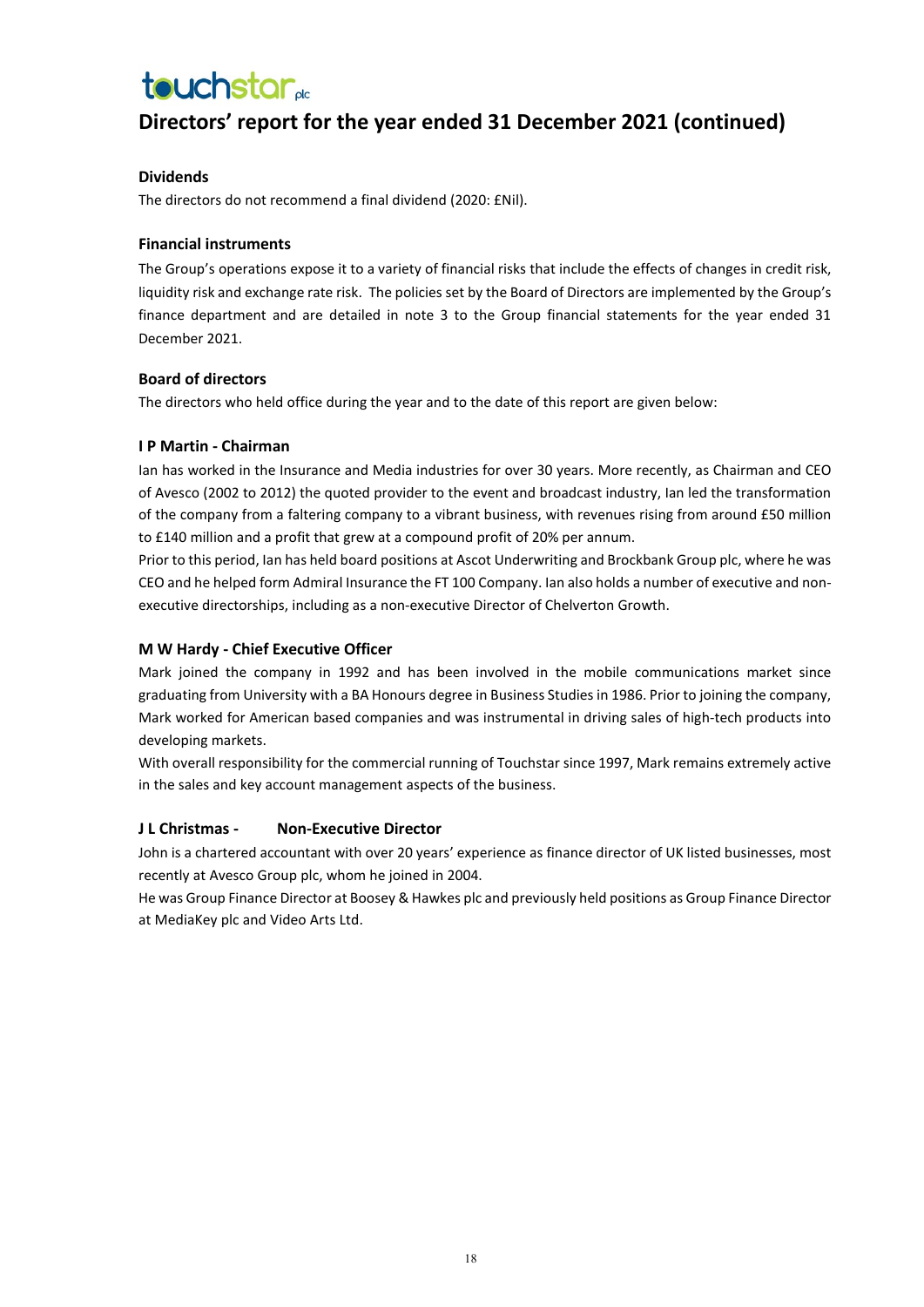# Directors' report for the year ended 31 December 2021 (continued)

### Dividends

The directors do not recommend a final dividend (2020: £Nil).

### Financial instruments

The Group's operations expose it to a variety of financial risks that include the effects of changes in credit risk, liquidity risk and exchange rate risk. The policies set by the Board of Directors are implemented by the Group's finance department and are detailed in note 3 to the Group financial statements for the year ended 31 December 2021.

### Board of directors

The directors who held office during the year and to the date of this report are given below:

### I P Martin - Chairman

Ian has worked in the Insurance and Media industries for over 30 years. More recently, as Chairman and CEO of Avesco (2002 to 2012) the quoted provider to the event and broadcast industry, Ian led the transformation of the company from a faltering company to a vibrant business, with revenues rising from around £50 million to £140 million and a profit that grew at a compound profit of 20% per annum.

Prior to this period, Ian has held board positions at Ascot Underwriting and Brockbank Group plc, where he was CEO and he helped form Admiral Insurance the FT 100 Company. Ian also holds a number of executive and non-executive directorships, including as a non-executive Director of Chelverton Growth.

### M W Hardy - Chief Executive Officer

Mark joined the company in 1992 and has been involved in the mobile communications market since graduating from University with a BA Honours degree in Business Studies in 1986. Prior to joining the company, Mark worked for American based companies and was instrumental in driving sales of high-tech products into developing markets.

With overall responsibility for the commercial running of Touchstar since 1997, Mark remains extremely active in the sales and key account management aspects of the business.

### J L Christmas - Non-Executive Director

John is a chartered accountant with over 20 years' experience as finance director of UK listed businesses, most recently at Avesco Group plc, whom he joined in 2004.

He was Group Finance Director at Boosey & Hawkes plc and previously held positions as Group Finance Director at MediaKey plc and Video Arts Ltd.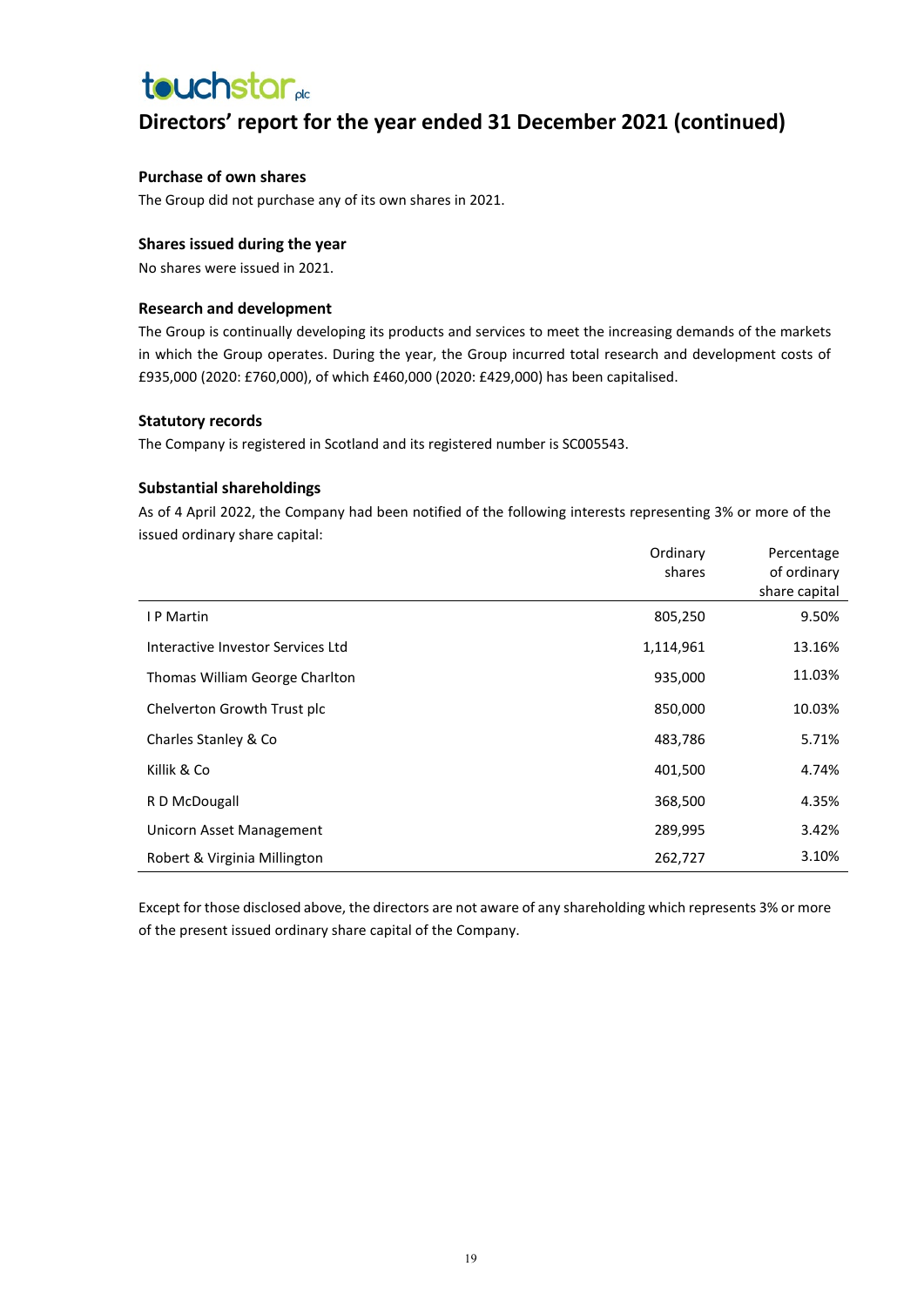# Directors' report for the year ended 31 December 2021 (continued)

### Purchase of own shares

The Group did not purchase any of its own shares in 2021.

### Shares issued during the year

No shares were issued in 2021.

### Research and development

The Group is continually developing its products and services to meet the increasing demands of the markets in which the Group operates. During the year, the Group incurred total research and development costs of £935,000 (2020: £760,000), of which £460,000 (2020: £429,000) has been capitalised.

### Statutory records

The Company is registered in Scotland and its registered number is SC005543.

### Substantial shareholdings

As of 4 April 2022, the Company had been notified of the following interests representing 3% or more of the issued ordinary share capital:

| | Ordinary shares | Percentage of ordinary share capital |
|---|---|---|
| I P Martin | 805,250 | 9.50% |
| Interactive Investor Services Ltd | 1,114,961 | 13.16% |
| Thomas William George Charlton | 935,000 | 11.03% |
| Chelverton Growth Trust plc | 850,000 | 10.03% |
| Charles Stanley & Co | 483,786 | 5.71% |
| Killik & Co | 401,500 | 4.74% |
| R D McDougall | 368,500 | 4.35% |
| Unicorn Asset Management | 289,995 | 3.42% |
| Robert & Virginia Millington | 262,727 | 3.10% |

Except for those disclosed above, the directors are not aware of any shareholding which represents 3% or more of the present issued ordinary share capital of the Company.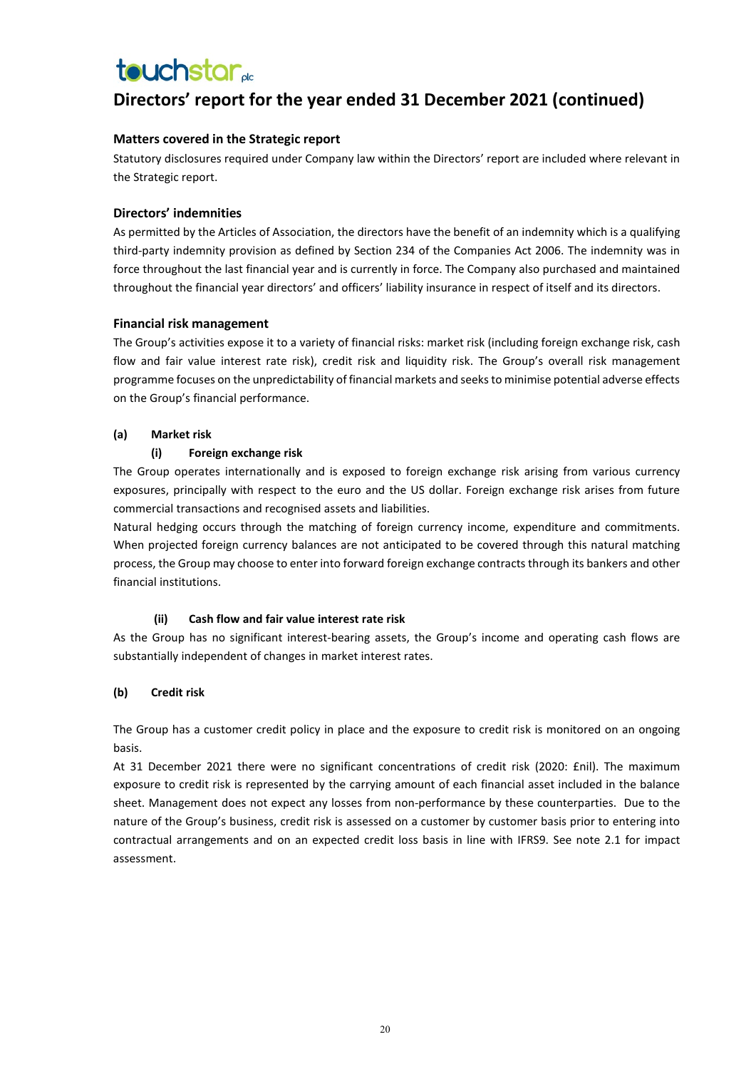# Directors' report for the year ended 31 December 2021 (continued)

### Matters covered in the Strategic report

Statutory disclosures required under Company law within the Directors' report are included where relevant in the Strategic report.

### Directors' indemnities

As permitted by the Articles of Association, the directors have the benefit of an indemnity which is a qualifying third-party indemnity provision as defined by Section 234 of the Companies Act 2006. The indemnity was in force throughout the last financial year and is currently in force. The Company also purchased and maintained throughout the financial year directors' and officers' liability insurance in respect of itself and its directors.

### Financial risk management

The Group's activities expose it to a variety of financial risks: market risk (including foreign exchange risk, cash flow and fair value interest rate risk), credit risk and liquidity risk. The Group's overall risk management programme focuses on the unpredictability of financial markets and seeks to minimise potential adverse effects on the Group's financial performance.

**(a) Market risk**

**(i) Foreign exchange risk**

The Group operates internationally and is exposed to foreign exchange risk arising from various currency exposures, principally with respect to the euro and the US dollar. Foreign exchange risk arises from future commercial transactions and recognised assets and liabilities.

Natural hedging occurs through the matching of foreign currency income, expenditure and commitments. When projected foreign currency balances are not anticipated to be covered through this natural matching process, the Group may choose to enter into forward foreign exchange contracts through its bankers and other financial institutions.

**(ii) Cash flow and fair value interest rate risk**

As the Group has no significant interest-bearing assets, the Group's income and operating cash flows are substantially independent of changes in market interest rates.

**(b) Credit risk**

The Group has a customer credit policy in place and the exposure to credit risk is monitored on an ongoing basis.

At 31 December 2021 there were no significant concentrations of credit risk (2020: £nil). The maximum exposure to credit risk is represented by the carrying amount of each financial asset included in the balance sheet. Management does not expect any losses from non-performance by these counterparties. Due to the nature of the Group's business, credit risk is assessed on a customer by customer basis prior to entering into contractual arrangements and on an expected credit loss basis in line with IFRS9. See note 2.1 for impact assessment.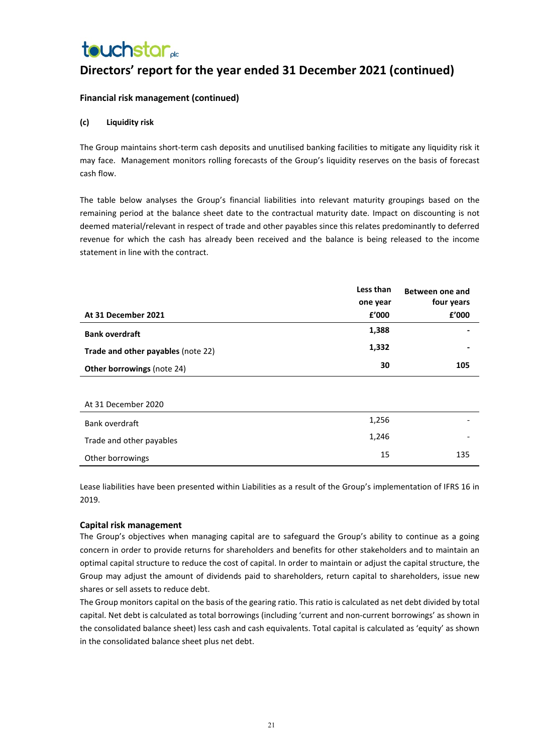# Directors' report for the year ended 31 December 2021 (continued)

### Financial risk management (continued)

**(c) Liquidity risk**

The Group maintains short-term cash deposits and unutilised banking facilities to mitigate any liquidity risk it may face. Management monitors rolling forecasts of the Group's liquidity reserves on the basis of forecast cash flow.

The table below analyses the Group's financial liabilities into relevant maturity groupings based on the remaining period at the balance sheet date to the contractual maturity date. Impact on discounting is not deemed material/relevant in respect of trade and other payables since this relates predominantly to deferred revenue for which the cash has already been received and the balance is being released to the income statement in line with the contract.

| **At 31 December 2021** | **Less than one year £'000** | **Between one and four years £'000** |
|---|---|---|
| **Bank overdraft** | **1,388** | **-** |
| **Trade and other payables** (note 22) | **1,332** | **-** |
| **Other borrowings** (note 24) | **30** | **105** |
| | | |
| At 31 December 2020 | | |
| Bank overdraft | 1,256 | - |
| Trade and other payables | 1,246 | - |
| Other borrowings | 15 | 135 |

Lease liabilities have been presented within Liabilities as a result of the Group's implementation of IFRS 16 in 2019.

### Capital risk management

The Group's objectives when managing capital are to safeguard the Group's ability to continue as a going concern in order to provide returns for shareholders and benefits for other stakeholders and to maintain an optimal capital structure to reduce the cost of capital. In order to maintain or adjust the capital structure, the Group may adjust the amount of dividends paid to shareholders, return capital to shareholders, issue new shares or sell assets to reduce debt.

The Group monitors capital on the basis of the gearing ratio. This ratio is calculated as net debt divided by total capital. Net debt is calculated as total borrowings (including 'current and non-current borrowings' as shown in the consolidated balance sheet) less cash and cash equivalents. Total capital is calculated as 'equity' as shown in the consolidated balance sheet plus net debt.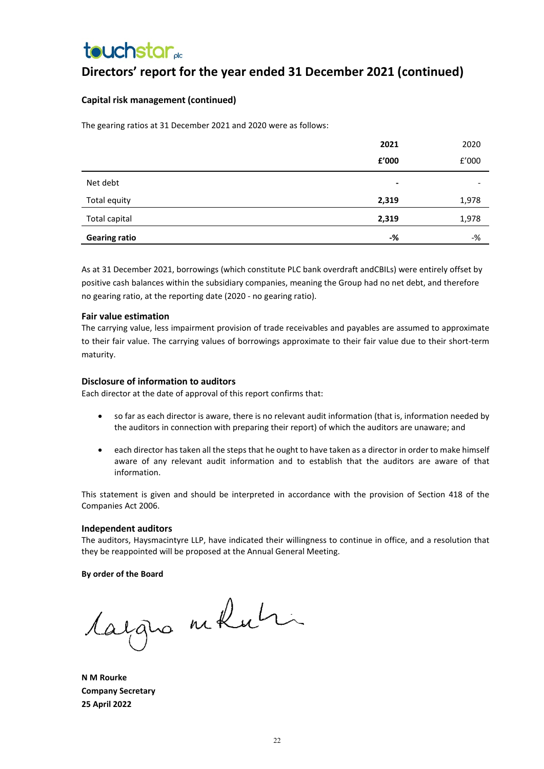# Directors' report for the year ended 31 December 2021 (continued)

### Capital risk management (continued)

The gearing ratios at 31 December 2021 and 2020 were as follows:

| | **2021** | 2020 |
|---|---|---|
| | **£'000** | £'000 |
| Net debt | **-** | - |
| Total equity | **2,319** | 1,978 |
| Total capital | **2,319** | 1,978 |
| **Gearing ratio** | **-%** | -% |

As at 31 December 2021, borrowings (which constitute PLC bank overdraft andCBILs) were entirely offset by positive cash balances within the subsidiary companies, meaning the Group had no net debt, and therefore no gearing ratio, at the reporting date (2020 - no gearing ratio).

### Fair value estimation

The carrying value, less impairment provision of trade receivables and payables are assumed to approximate to their fair value. The carrying values of borrowings approximate to their fair value due to their short-term maturity.

### Disclosure of information to auditors

Each director at the date of approval of this report confirms that:

- so far as each director is aware, there is no relevant audit information (that is, information needed by the auditors in connection with preparing their report) of which the auditors are unaware; and
- each director has taken all the steps that he ought to have taken as a director in order to make himself aware of any relevant audit information and to establish that the auditors are aware of that information.

This statement is given and should be interpreted in accordance with the provision of Section 418 of the Companies Act 2006.

### Independent auditors

The auditors, Haysmacintyre LLP, have indicated their willingness to continue in office, and a resolution that they be reappointed will be proposed at the Annual General Meeting.

**By order of the Board**

**N M Rourke**
**Company Secretary**
**25 April 2022**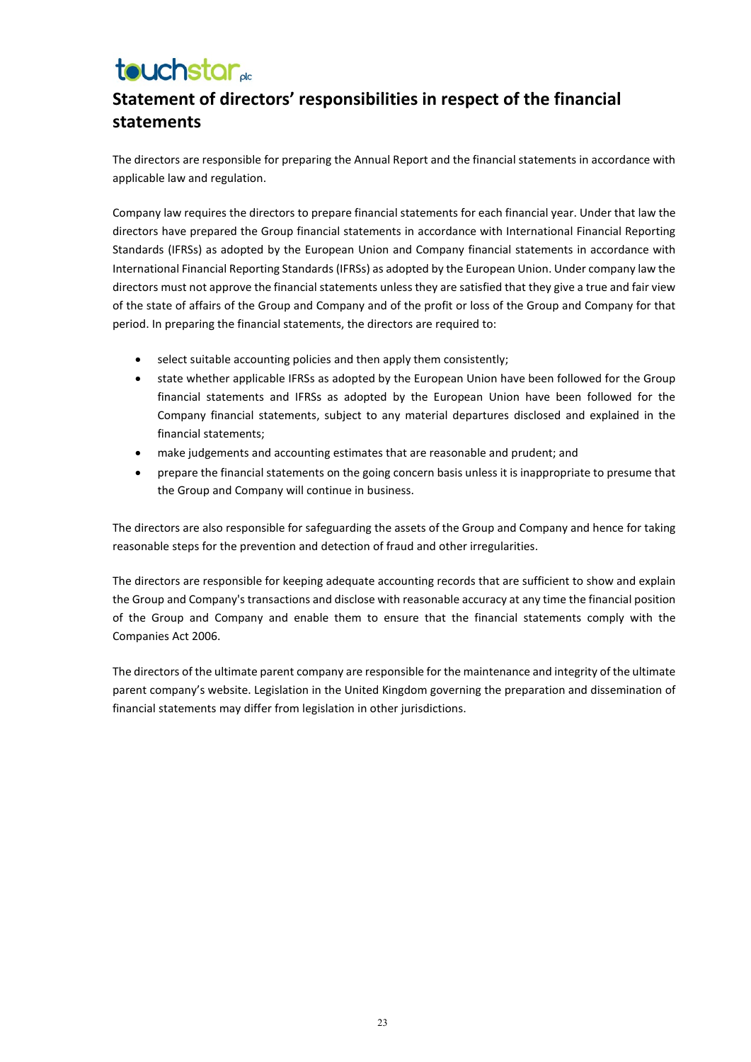# Statement of directors' responsibilities in respect of the financial statements

The directors are responsible for preparing the Annual Report and the financial statements in accordance with applicable law and regulation.

Company law requires the directors to prepare financial statements for each financial year. Under that law the directors have prepared the Group financial statements in accordance with International Financial Reporting Standards (IFRSs) as adopted by the European Union and Company financial statements in accordance with International Financial Reporting Standards (IFRSs) as adopted by the European Union. Under company law the directors must not approve the financial statements unless they are satisfied that they give a true and fair view of the state of affairs of the Group and Company and of the profit or loss of the Group and Company for that period. In preparing the financial statements, the directors are required to:

- select suitable accounting policies and then apply them consistently;
- state whether applicable IFRSs as adopted by the European Union have been followed for the Group financial statements and IFRSs as adopted by the European Union have been followed for the Company financial statements, subject to any material departures disclosed and explained in the financial statements;
- make judgements and accounting estimates that are reasonable and prudent; and
- prepare the financial statements on the going concern basis unless it is inappropriate to presume that the Group and Company will continue in business.

The directors are also responsible for safeguarding the assets of the Group and Company and hence for taking reasonable steps for the prevention and detection of fraud and other irregularities.

The directors are responsible for keeping adequate accounting records that are sufficient to show and explain the Group and Company's transactions and disclose with reasonable accuracy at any time the financial position of the Group and Company and enable them to ensure that the financial statements comply with the Companies Act 2006.

The directors of the ultimate parent company are responsible for the maintenance and integrity of the ultimate parent company's website. Legislation in the United Kingdom governing the preparation and dissemination of financial statements may differ from legislation in other jurisdictions.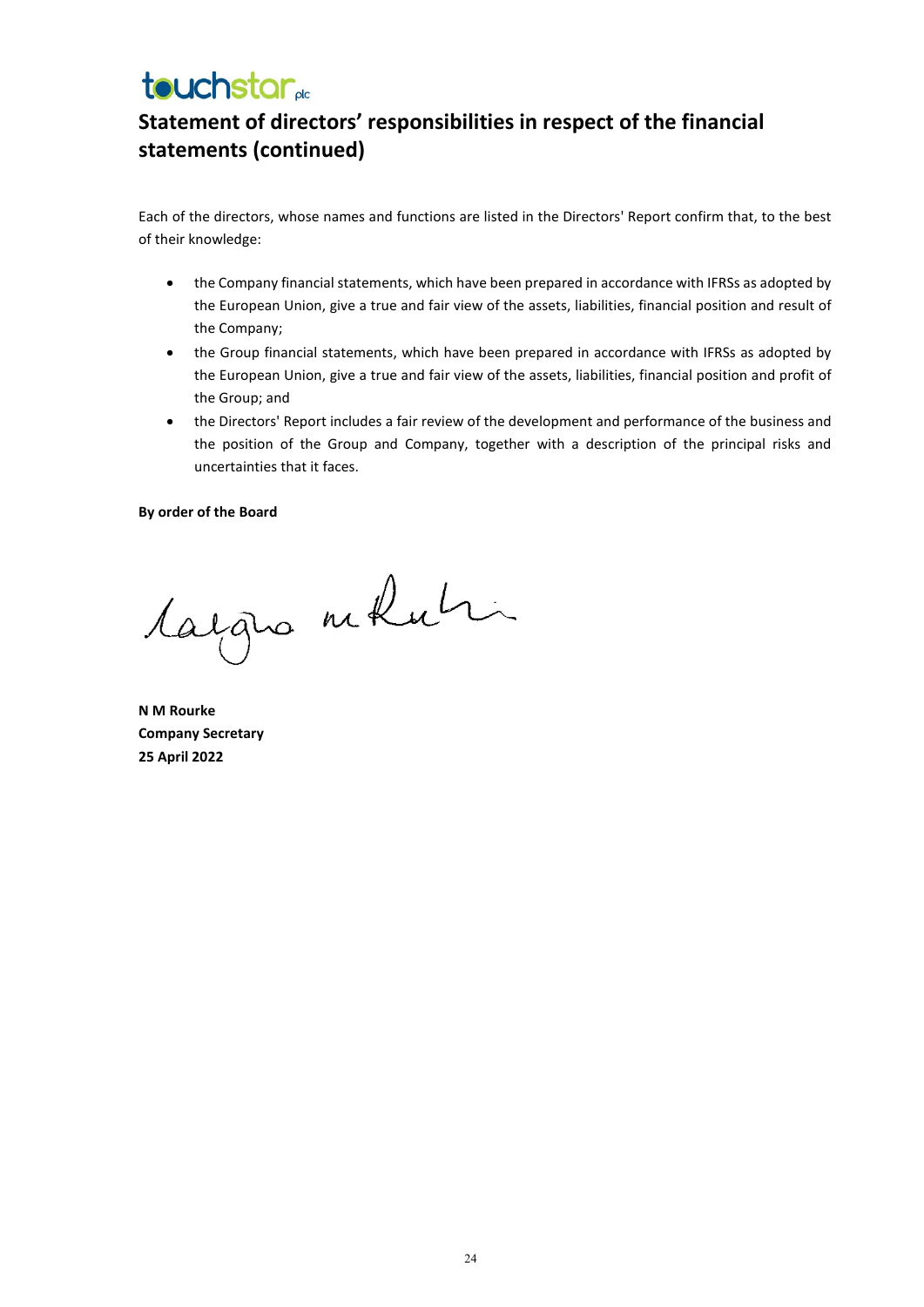# Statement of directors' responsibilities in respect of the financial statements (continued)

Each of the directors, whose names and functions are listed in the Directors' Report confirm that, to the best of their knowledge:

- the Company financial statements, which have been prepared in accordance with IFRSs as adopted by the European Union, give a true and fair view of the assets, liabilities, financial position and result of the Company;
- the Group financial statements, which have been prepared in accordance with IFRSs as adopted by the European Union, give a true and fair view of the assets, liabilities, financial position and profit of the Group; and
- the Directors' Report includes a fair review of the development and performance of the business and the position of the Group and Company, together with a description of the principal risks and uncertainties that it faces.

**By order of the Board**

**N M Rourke**
**Company Secretary**
**25 April 2022**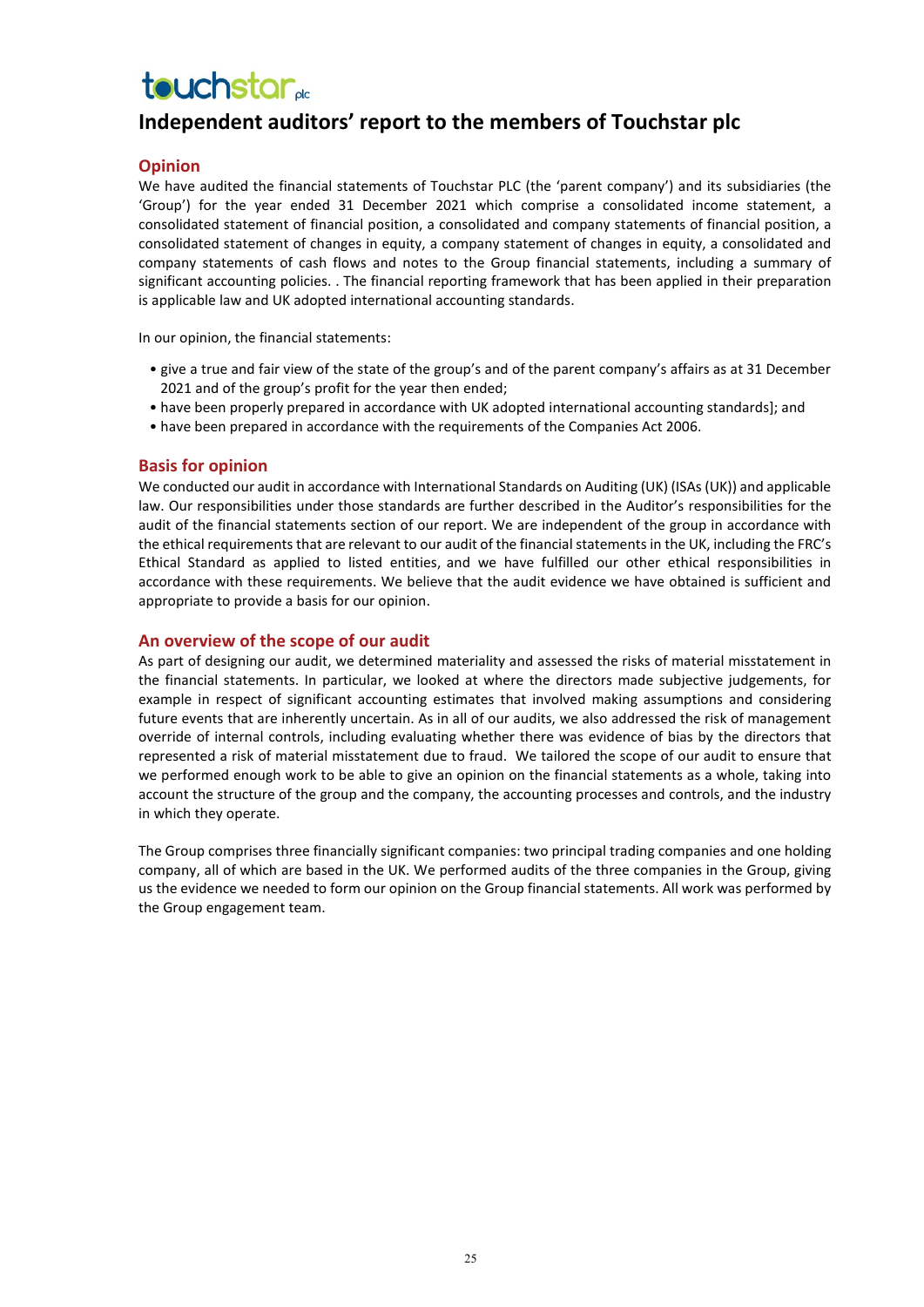# Independent auditors' report to the members of Touchstar plc

## Opinion

We have audited the financial statements of Touchstar PLC (the 'parent company') and its subsidiaries (the 'Group') for the year ended 31 December 2021 which comprise a consolidated income statement, a consolidated statement of financial position, a consolidated and company statements of financial position, a consolidated statement of changes in equity, a company statement of changes in equity, a consolidated and company statements of cash flows and notes to the Group financial statements, including a summary of significant accounting policies. . The financial reporting framework that has been applied in their preparation is applicable law and UK adopted international accounting standards.

In our opinion, the financial statements:

- give a true and fair view of the state of the group's and of the parent company's affairs as at 31 December 2021 and of the group's profit for the year then ended;
- have been properly prepared in accordance with UK adopted international accounting standards]; and
- have been prepared in accordance with the requirements of the Companies Act 2006.

## Basis for opinion

We conducted our audit in accordance with International Standards on Auditing (UK) (ISAs (UK)) and applicable law. Our responsibilities under those standards are further described in the Auditor's responsibilities for the audit of the financial statements section of our report. We are independent of the group in accordance with the ethical requirements that are relevant to our audit of the financial statements in the UK, including the FRC's Ethical Standard as applied to listed entities, and we have fulfilled our other ethical responsibilities in accordance with these requirements. We believe that the audit evidence we have obtained is sufficient and appropriate to provide a basis for our opinion.

## An overview of the scope of our audit

As part of designing our audit, we determined materiality and assessed the risks of material misstatement in the financial statements. In particular, we looked at where the directors made subjective judgements, for example in respect of significant accounting estimates that involved making assumptions and considering future events that are inherently uncertain. As in all of our audits, we also addressed the risk of management override of internal controls, including evaluating whether there was evidence of bias by the directors that represented a risk of material misstatement due to fraud. We tailored the scope of our audit to ensure that we performed enough work to be able to give an opinion on the financial statements as a whole, taking into account the structure of the group and the company, the accounting processes and controls, and the industry in which they operate.

The Group comprises three financially significant companies: two principal trading companies and one holding company, all of which are based in the UK. We performed audits of the three companies in the Group, giving us the evidence we needed to form our opinion on the Group financial statements. All work was performed by the Group engagement team.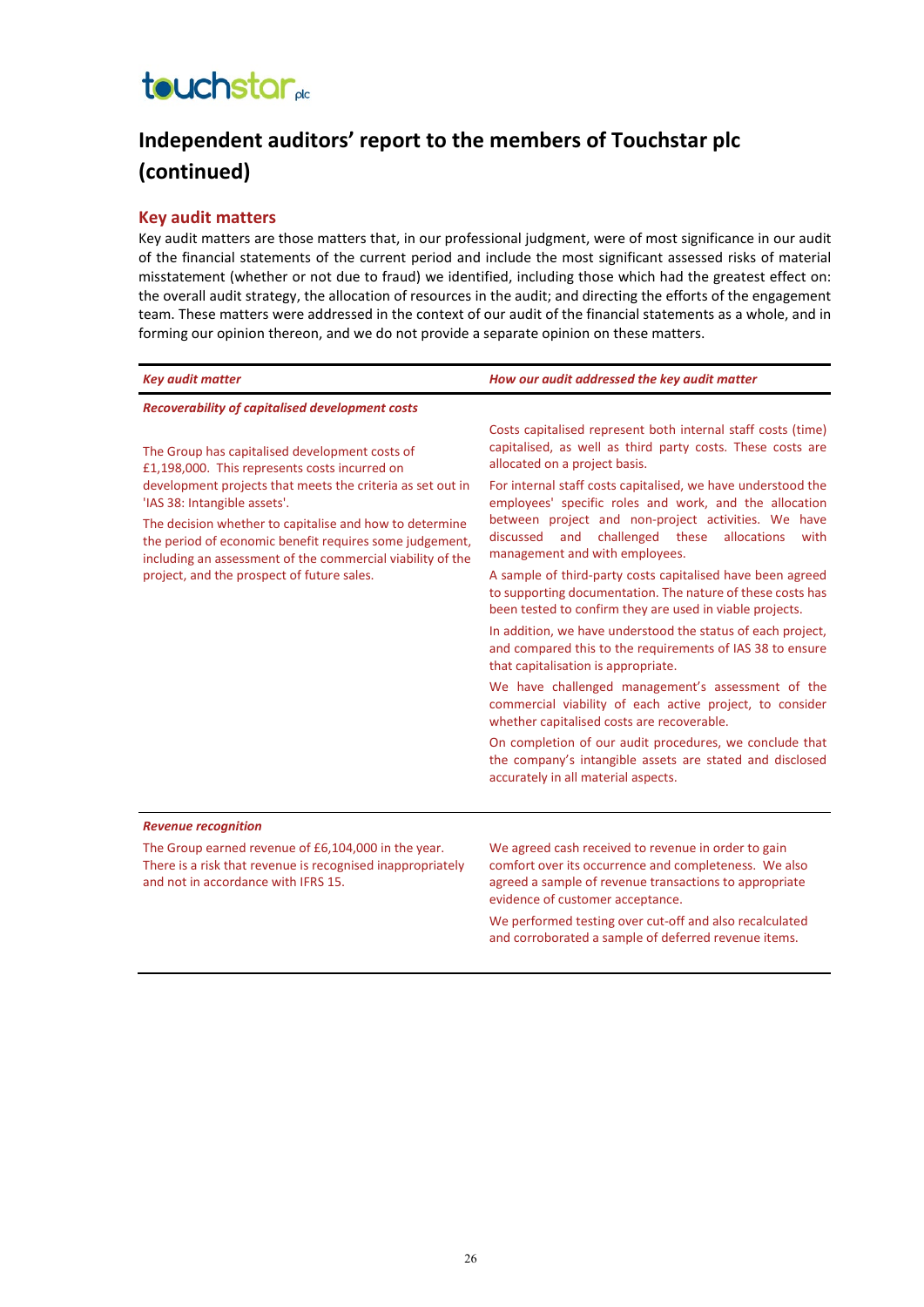# Independent auditors' report to the members of Touchstar plc (continued)

## Key audit matters

Key audit matters are those matters that, in our professional judgment, were of most significance in our audit of the financial statements of the current period and include the most significant assessed risks of material misstatement (whether or not due to fraud) we identified, including those which had the greatest effect on: the overall audit strategy, the allocation of resources in the audit; and directing the efforts of the engagement team. These matters were addressed in the context of our audit of the financial statements as a whole, and in forming our opinion thereon, and we do not provide a separate opinion on these matters.

| *Key audit matter* | *How our audit addressed the key audit matter* |
|---|---|
| ***Recoverability of capitalised development costs*** | |
| The Group has capitalised development costs of £1,198,000. This represents costs incurred on development projects that meets the criteria as set out in 'IAS 38: Intangible assets'.<br><br>The decision whether to capitalise and how to determine the period of economic benefit requires some judgement, including an assessment of the commercial viability of the project, and the prospect of future sales. | Costs capitalised represent both internal staff costs (time) capitalised, as well as third party costs. These costs are allocated on a project basis.<br><br>For internal staff costs capitalised, we have understood the employees' specific roles and work, and the allocation between project and non-project activities. We have discussed and challenged these allocations with management and with employees.<br><br>A sample of third-party costs capitalised have been agreed to supporting documentation. The nature of these costs has been tested to confirm they are used in viable projects.<br><br>In addition, we have understood the status of each project, and compared this to the requirements of IAS 38 to ensure that capitalisation is appropriate.<br><br>We have challenged management's assessment of the commercial viability of each active project, to consider whether capitalised costs are recoverable.<br><br>On completion of our audit procedures, we conclude that the company's intangible assets are stated and disclosed accurately in all material aspects. |
| ***Revenue recognition*** | |
| The Group earned revenue of £6,104,000 in the year. There is a risk that revenue is recognised inappropriately and not in accordance with IFRS 15. | We agreed cash received to revenue in order to gain comfort over its occurrence and completeness. We also agreed a sample of revenue transactions to appropriate evidence of customer acceptance.<br><br>We performed testing over cut-off and also recalculated and corroborated a sample of deferred revenue items. |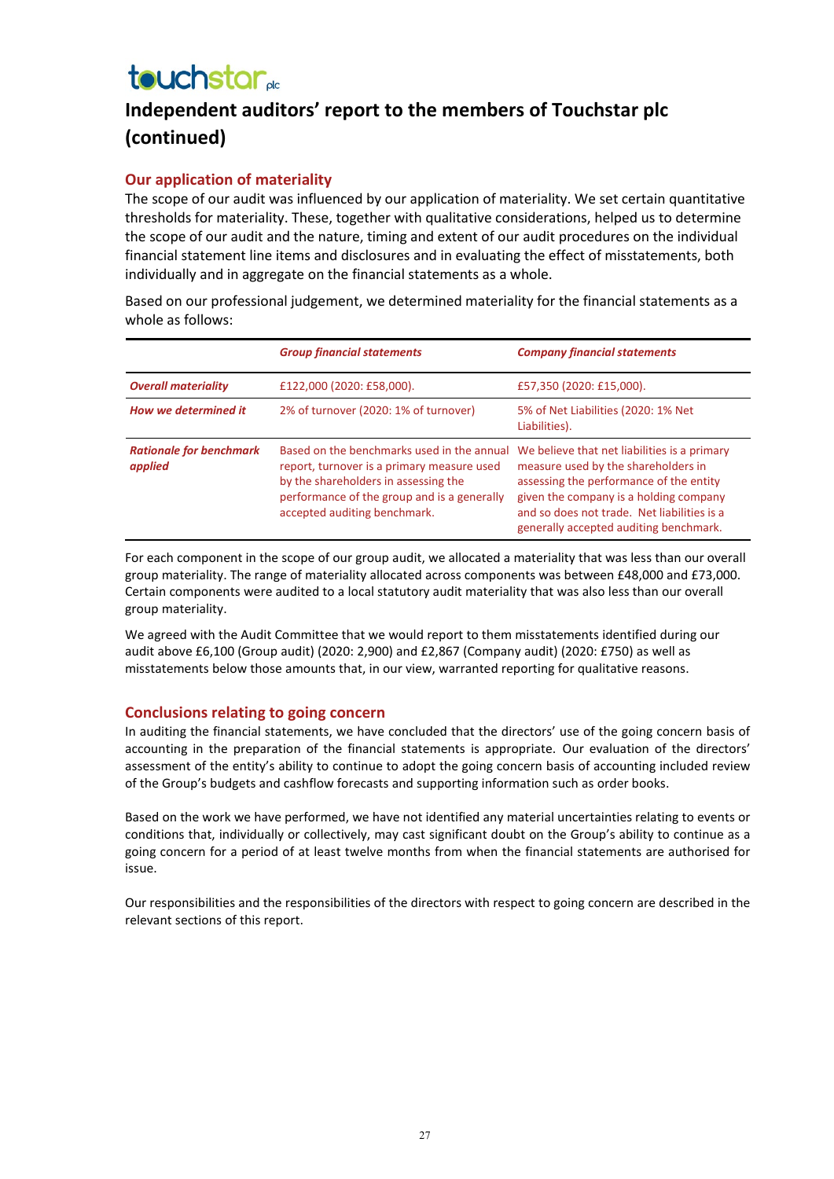touchstar plc

# Independent auditors' report to the members of Touchstar plc (continued)

## Our application of materiality

The scope of our audit was influenced by our application of materiality. We set certain quantitative thresholds for materiality. These, together with qualitative considerations, helped us to determine the scope of our audit and the nature, timing and extent of our audit procedures on the individual financial statement line items and disclosures and in evaluating the effect of misstatements, both individually and in aggregate on the financial statements as a whole.

Based on our professional judgement, we determined materiality for the financial statements as a whole as follows:

| | *Group financial statements* | *Company financial statements* |
|---|---|---|
| ***Overall materiality*** | £122,000 (2020: £58,000). | £57,350 (2020: £15,000). |
| ***How we determined it*** | 2% of turnover (2020: 1% of turnover) | 5% of Net Liabilities (2020: 1% Net Liabilities). |
| ***Rationale for benchmark applied*** | Based on the benchmarks used in the annual report, turnover is a primary measure used by the shareholders in assessing the performance of the group and is a generally accepted auditing benchmark. | We believe that net liabilities is a primary measure used by the shareholders in assessing the performance of the entity given the company is a holding company and so does not trade. Net liabilities is a generally accepted auditing benchmark. |

For each component in the scope of our group audit, we allocated a materiality that was less than our overall group materiality. The range of materiality allocated across components was between £48,000 and £73,000. Certain components were audited to a local statutory audit materiality that was also less than our overall group materiality.

We agreed with the Audit Committee that we would report to them misstatements identified during our audit above £6,100 (Group audit) (2020: 2,900) and £2,867 (Company audit) (2020: £750) as well as misstatements below those amounts that, in our view, warranted reporting for qualitative reasons.

## Conclusions relating to going concern

In auditing the financial statements, we have concluded that the directors' use of the going concern basis of accounting in the preparation of the financial statements is appropriate. Our evaluation of the directors' assessment of the entity's ability to continue to adopt the going concern basis of accounting included review of the Group's budgets and cashflow forecasts and supporting information such as order books.

Based on the work we have performed, we have not identified any material uncertainties relating to events or conditions that, individually or collectively, may cast significant doubt on the Group's ability to continue as a going concern for a period of at least twelve months from when the financial statements are authorised for issue.

Our responsibilities and the responsibilities of the directors with respect to going concern are described in the relevant sections of this report.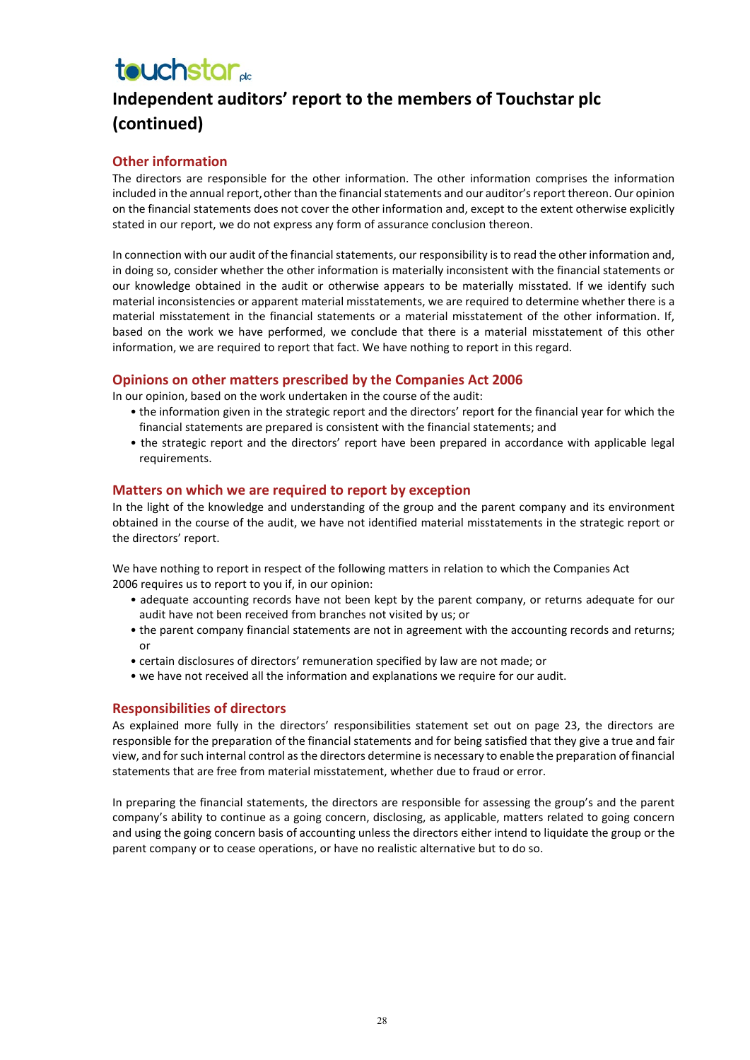# Independent auditors' report to the members of Touchstar plc (continued)

## Other information

The directors are responsible for the other information. The other information comprises the information included in the annual report, other than the financial statements and our auditor's report thereon. Our opinion on the financial statements does not cover the other information and, except to the extent otherwise explicitly stated in our report, we do not express any form of assurance conclusion thereon.

In connection with our audit of the financial statements, our responsibility is to read the other information and, in doing so, consider whether the other information is materially inconsistent with the financial statements or our knowledge obtained in the audit or otherwise appears to be materially misstated. If we identify such material inconsistencies or apparent material misstatements, we are required to determine whether there is a material misstatement in the financial statements or a material misstatement of the other information. If, based on the work we have performed, we conclude that there is a material misstatement of this other information, we are required to report that fact. We have nothing to report in this regard.

## Opinions on other matters prescribed by the Companies Act 2006

In our opinion, based on the work undertaken in the course of the audit:

- the information given in the strategic report and the directors' report for the financial year for which the financial statements are prepared is consistent with the financial statements; and
- the strategic report and the directors' report have been prepared in accordance with applicable legal requirements.

## Matters on which we are required to report by exception

In the light of the knowledge and understanding of the group and the parent company and its environment obtained in the course of the audit, we have not identified material misstatements in the strategic report or the directors' report.

We have nothing to report in respect of the following matters in relation to which the Companies Act 2006 requires us to report to you if, in our opinion:

- adequate accounting records have not been kept by the parent company, or returns adequate for our audit have not been received from branches not visited by us; or
- the parent company financial statements are not in agreement with the accounting records and returns; or
- certain disclosures of directors' remuneration specified by law are not made; or
- we have not received all the information and explanations we require for our audit.

## Responsibilities of directors

As explained more fully in the directors' responsibilities statement set out on page 23, the directors are responsible for the preparation of the financial statements and for being satisfied that they give a true and fair view, and for such internal control as the directors determine is necessary to enable the preparation of financial statements that are free from material misstatement, whether due to fraud or error.

In preparing the financial statements, the directors are responsible for assessing the group's and the parent company's ability to continue as a going concern, disclosing, as applicable, matters related to going concern and using the going concern basis of accounting unless the directors either intend to liquidate the group or the parent company or to cease operations, or have no realistic alternative but to do so.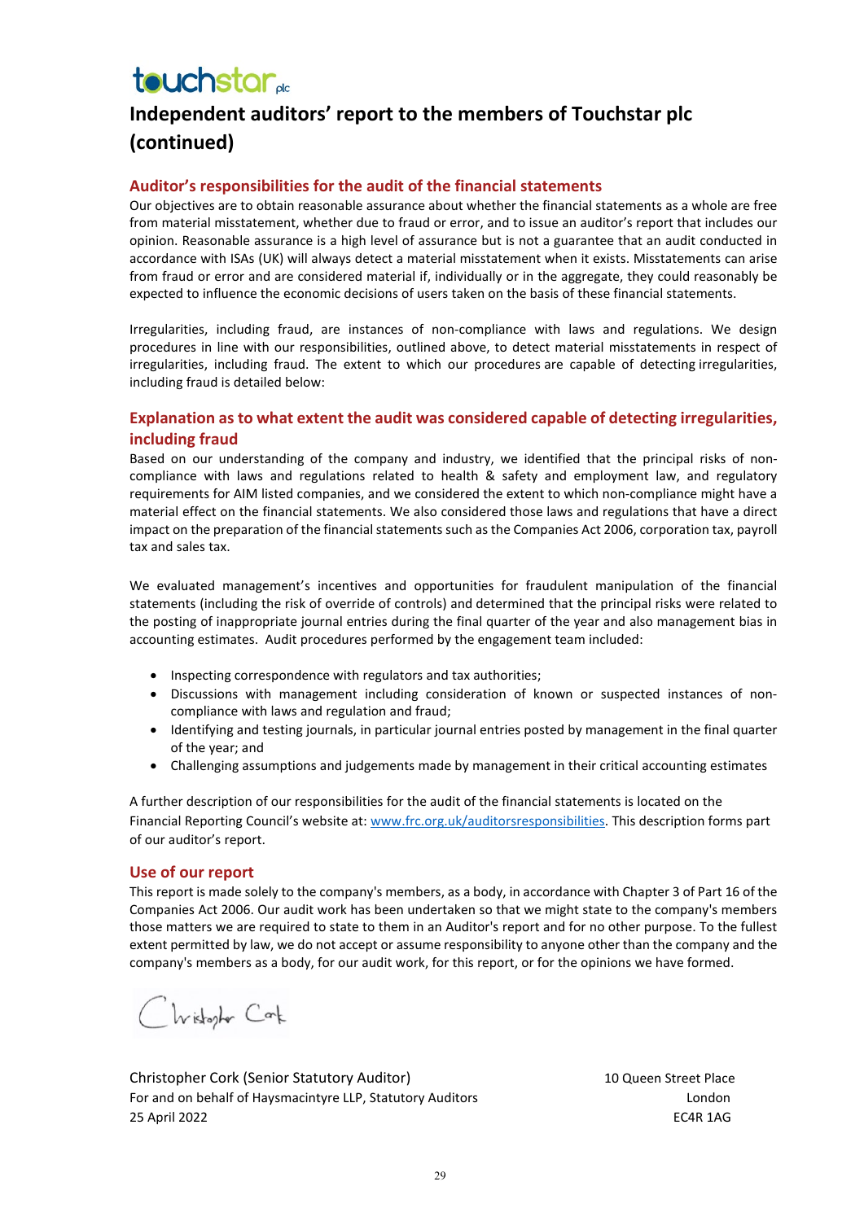# Independent auditors' report to the members of Touchstar plc (continued)

## Auditor's responsibilities for the audit of the financial statements

Our objectives are to obtain reasonable assurance about whether the financial statements as a whole are free from material misstatement, whether due to fraud or error, and to issue an auditor's report that includes our opinion. Reasonable assurance is a high level of assurance but is not a guarantee that an audit conducted in accordance with ISAs (UK) will always detect a material misstatement when it exists. Misstatements can arise from fraud or error and are considered material if, individually or in the aggregate, they could reasonably be expected to influence the economic decisions of users taken on the basis of these financial statements.

Irregularities, including fraud, are instances of non-compliance with laws and regulations. We design procedures in line with our responsibilities, outlined above, to detect material misstatements in respect of irregularities, including fraud. The extent to which our procedures are capable of detecting irregularities, including fraud is detailed below:

## Explanation as to what extent the audit was considered capable of detecting irregularities, including fraud

Based on our understanding of the company and industry, we identified that the principal risks of non-compliance with laws and regulations related to health & safety and employment law, and regulatory requirements for AIM listed companies, and we considered the extent to which non-compliance might have a material effect on the financial statements. We also considered those laws and regulations that have a direct impact on the preparation of the financial statements such as the Companies Act 2006, corporation tax, payroll tax and sales tax.

We evaluated management's incentives and opportunities for fraudulent manipulation of the financial statements (including the risk of override of controls) and determined that the principal risks were related to the posting of inappropriate journal entries during the final quarter of the year and also management bias in accounting estimates. Audit procedures performed by the engagement team included:

- Inspecting correspondence with regulators and tax authorities;
- Discussions with management including consideration of known or suspected instances of non-compliance with laws and regulation and fraud;
- Identifying and testing journals, in particular journal entries posted by management in the final quarter of the year; and
- Challenging assumptions and judgements made by management in their critical accounting estimates

A further description of our responsibilities for the audit of the financial statements is located on the Financial Reporting Council's website at: www.frc.org.uk/auditorsresponsibilities. This description forms part of our auditor's report.

## Use of our report

This report is made solely to the company's members, as a body, in accordance with Chapter 3 of Part 16 of the Companies Act 2006. Our audit work has been undertaken so that we might state to the company's members those matters we are required to state to them in an Auditor's report and for no other purpose. To the fullest extent permitted by law, we do not accept or assume responsibility to anyone other than the company and the company's members as a body, for our audit work, for this report, or for the opinions we have formed.

Christopher Cork

Christopher Cork (Senior Statutory Auditor)
For and on behalf of Haysmacintyre LLP, Statutory Auditors
25 April 2022

10 Queen Street Place
London
EC4R 1AG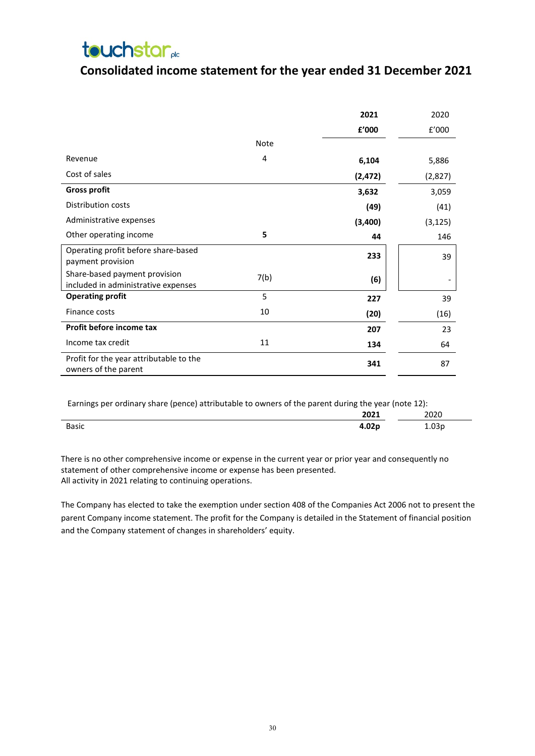touchstar plc

# Consolidated income statement for the year ended 31 December 2021

| | Note | 2021 £'000 | 2020 £'000 |
|---|---|---|---|
| Revenue | 4 | **6,104** | 5,886 |
| Cost of sales | | **(2,472)** | (2,827) |
| **Gross profit** | | **3,632** | 3,059 |
| Distribution costs | | **(49)** | (41) |
| Administrative expenses | | **(3,400)** | (3,125) |
| Other operating income | **5** | **44** | 146 |
| Operating profit before share-based payment provision | | **233** | 39 |
| Share-based payment provision included in administrative expenses | 7(b) | **(6)** | - |
| **Operating profit** | 5 | **227** | 39 |
| Finance costs | 10 | **(20)** | (16) |
| **Profit before income tax** | | **207** | 23 |
| Income tax credit | 11 | **134** | 64 |
| Profit for the year attributable to the owners of the parent | | **341** | 87 |

Earnings per ordinary share (pence) attributable to owners of the parent during the year (note 12):

| | 2021 | 2020 |
|---|---|---|
| Basic | **4.02p** | 1.03p |

There is no other comprehensive income or expense in the current year or prior year and consequently no statement of other comprehensive income or expense has been presented.
All activity in 2021 relating to continuing operations.

The Company has elected to take the exemption under section 408 of the Companies Act 2006 not to present the parent Company income statement. The profit for the Company is detailed in the Statement of financial position and the Company statement of changes in shareholders' equity.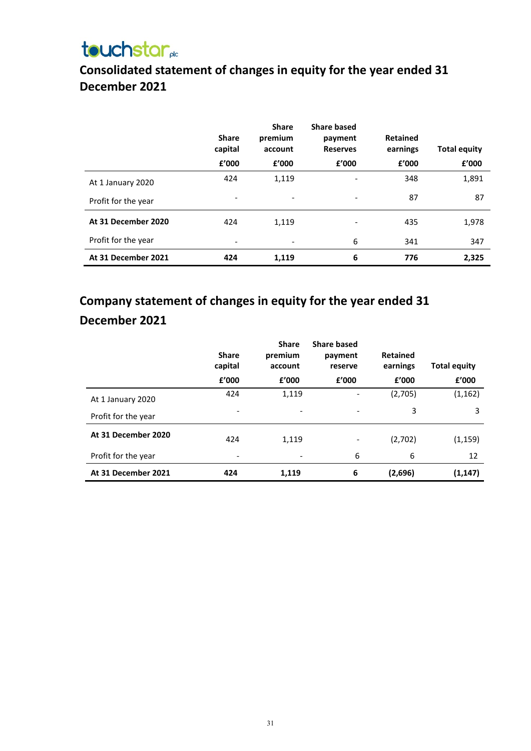touchstar plc

# Consolidated statement of changes in equity for the year ended 31 December 2021

| | Share capital | Share premium account | Share based payment Reserves | Retained earnings | Total equity |
|---|---|---|---|---|---|
| | £'000 | £'000 | £'000 | £'000 | £'000 |
| At 1 January 2020 | 424 | 1,119 | - | 348 | 1,891 |
| Profit for the year | - | - | - | 87 | 87 |
| **At 31 December 2020** | 424 | 1,119 | - | 435 | 1,978 |
| Profit for the year | - | - | 6 | 341 | 347 |
| **At 31 December 2021** | **424** | **1,119** | **6** | **776** | **2,325** |

# Company statement of changes in equity for the year ended 31 December 2021

| | Share capital | Share premium account | Share based payment reserve | Retained earnings | Total equity |
|---|---|---|---|---|---|
| | £'000 | £'000 | £'000 | £'000 | £'000 |
| At 1 January 2020 | 424 | 1,119 | - | (2,705) | (1,162) |
| Profit for the year | - | - | - | 3 | 3 |
| **At 31 December 2020** | 424 | 1,119 | - | (2,702) | (1,159) |
| Profit for the year | - | - | 6 | 6 | 12 |
| **At 31 December 2021** | **424** | **1,119** | **6** | **(2,696)** | **(1,147)** |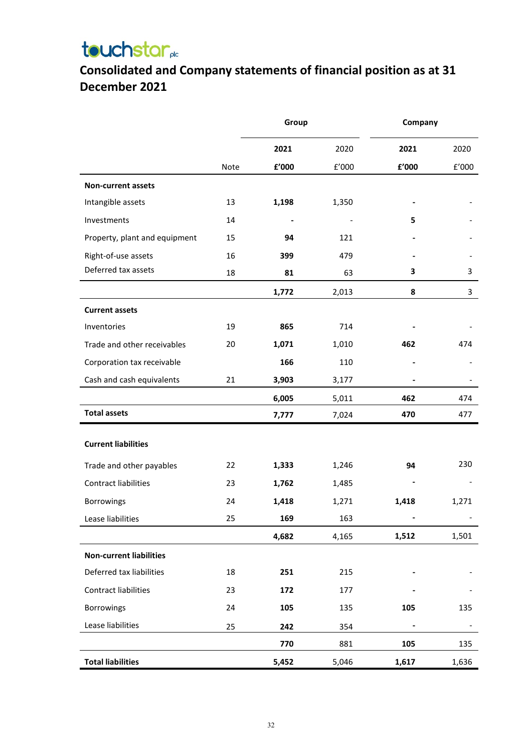# Consolidated and Company statements of financial position as at 31 December 2021

| | | Group | | Company | |
|---|---|---|---|---|---|
| | | **2021** | 2020 | **2021** | 2020 |
| | Note | **£'000** | £'000 | **£'000** | £'000 |
| **Non-current assets** | | | | | |
| Intangible assets | 13 | **1,198** | 1,350 | **-** | - |
| Investments | 14 | **-** | - | **5** | - |
| Property, plant and equipment | 15 | **94** | 121 | **-** | - |
| Right-of-use assets | 16 | **399** | 479 | **-** | - |
| Deferred tax assets | 18 | **81** | 63 | **3** | 3 |
| | | **1,772** | 2,013 | **8** | 3 |
| **Current assets** | | | | | |
| Inventories | 19 | **865** | 714 | **-** | - |
| Trade and other receivables | 20 | **1,071** | 1,010 | **462** | 474 |
| Corporation tax receivable | | **166** | 110 | **-** | - |
| Cash and cash equivalents | 21 | **3,903** | 3,177 | **-** | - |
| | | **6,005** | 5,011 | **462** | 474 |
| **Total assets** | | **7,777** | 7,024 | **470** | 477 |
| **Current liabilities** | | | | | |
| Trade and other payables | 22 | **1,333** | 1,246 | **94** | 230 |
| Contract liabilities | 23 | **1,762** | 1,485 | **-** | - |
| Borrowings | 24 | **1,418** | 1,271 | **1,418** | 1,271 |
| Lease liabilities | 25 | **169** | 163 | **-** | - |
| | | **4,682** | 4,165 | **1,512** | 1,501 |
| **Non-current liabilities** | | | | | |
| Deferred tax liabilities | 18 | **251** | 215 | **-** | - |
| Contract liabilities | 23 | **172** | 177 | **-** | - |
| Borrowings | 24 | **105** | 135 | **105** | 135 |
| Lease liabilities | 25 | **242** | 354 | **-** | - |
| | | **770** | 881 | **105** | 135 |
| **Total liabilities** | | **5,452** | 5,046 | **1,617** | 1,636 |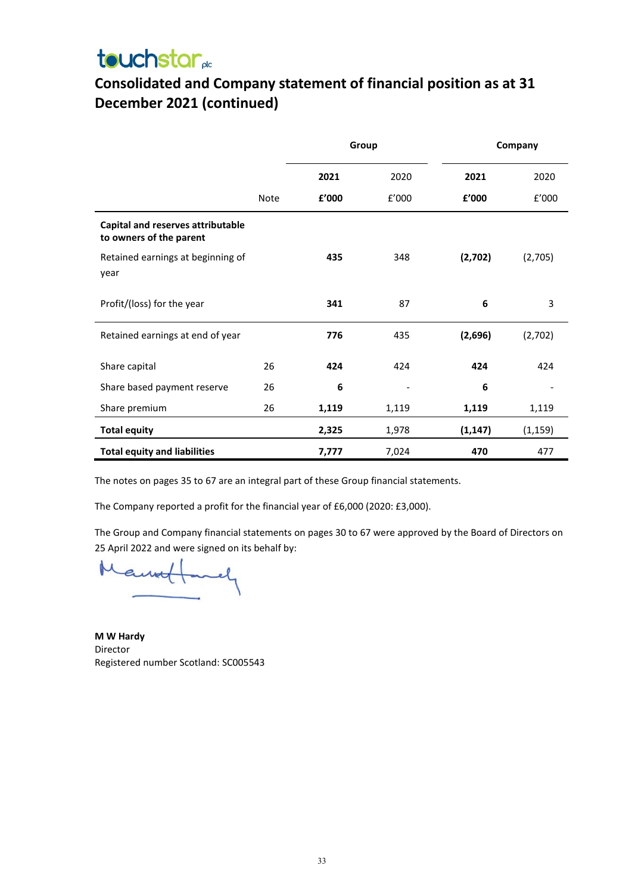# Consolidated and Company statement of financial position as at 31 December 2021 (continued)

| | | Group | | Company | |
|---|---|---|---|---|---|
| | | **2021** | 2020 | **2021** | 2020 |
| | Note | **£'000** | £'000 | **£'000** | £'000 |
| **Capital and reserves attributable to owners of the parent** | | | | | |
| Retained earnings at beginning of year | | **435** | 348 | **(2,702)** | (2,705) |
| Profit/(loss) for the year | | **341** | 87 | **6** | 3 |
| Retained earnings at end of year | | **776** | 435 | **(2,696)** | (2,702) |
| Share capital | 26 | **424** | 424 | **424** | 424 |
| Share based payment reserve | 26 | **6** | - | **6** | - |
| Share premium | 26 | **1,119** | 1,119 | **1,119** | 1,119 |
| **Total equity** | | **2,325** | 1,978 | **(1,147)** | (1,159) |
| **Total equity and liabilities** | | **7,777** | 7,024 | **470** | 477 |

The notes on pages 35 to 67 are an integral part of these Group financial statements.

The Company reported a profit for the financial year of £6,000 (2020: £3,000).

The Group and Company financial statements on pages 30 to 67 were approved by the Board of Directors on 25 April 2022 and were signed on its behalf by:

**M W Hardy**
Director
Registered number Scotland: SC005543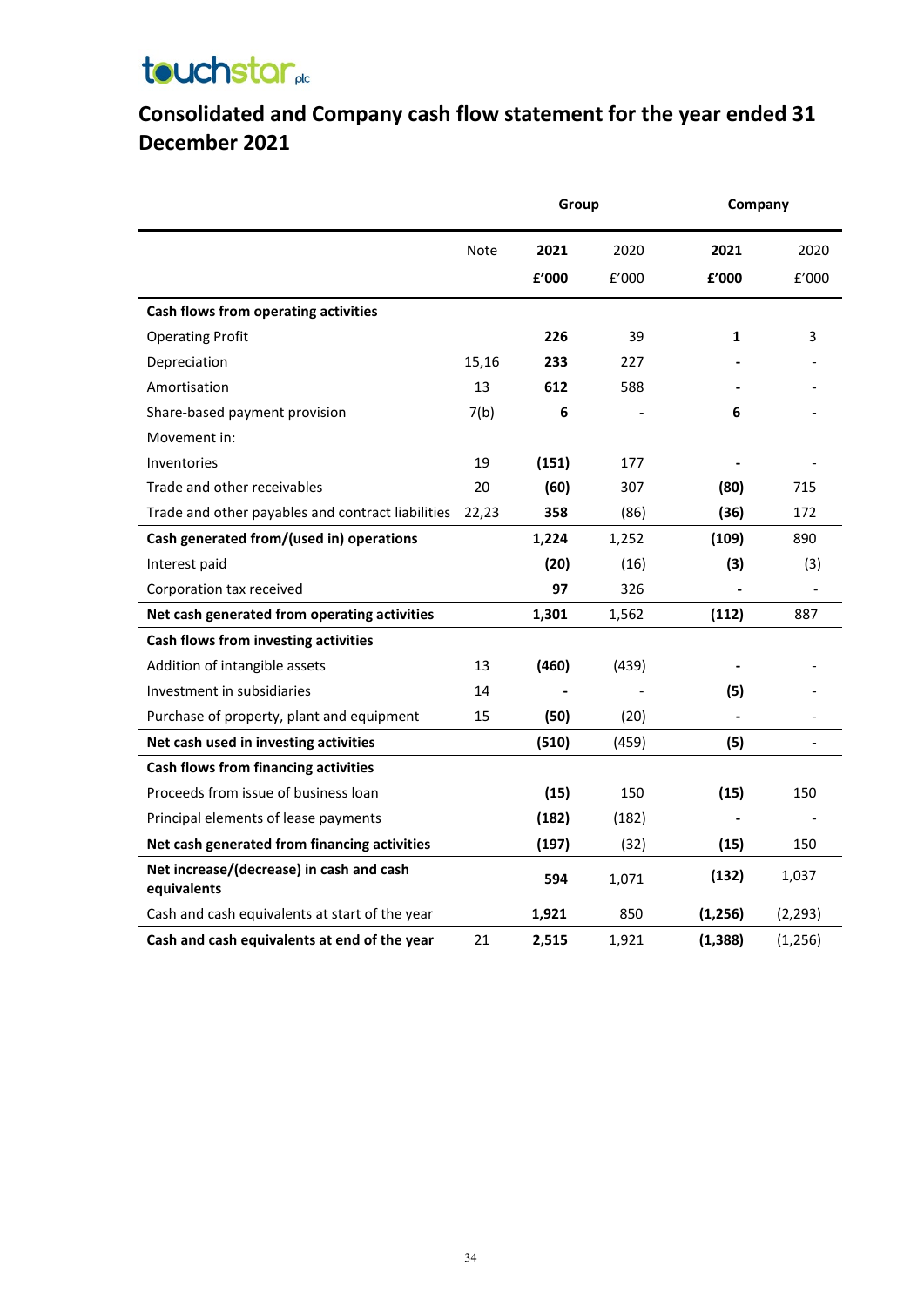touchstar plc

# Consolidated and Company cash flow statement for the year ended 31 December 2021

| | | Group | | Company | |
|---|---|---|---|---|---|
| | Note | **2021** | 2020 | **2021** | 2020 |
| | | **£'000** | £'000 | **£'000** | £'000 |
| **Cash flows from operating activities** | | | | | |
| Operating Profit | | **226** | 39 | **1** | 3 |
| Depreciation | 15,16 | **233** | 227 | **-** | - |
| Amortisation | 13 | **612** | 588 | **-** | - |
| Share-based payment provision | 7(b) | **6** | - | **6** | - |
| Movement in: | | | | | |
| Inventories | 19 | **(151)** | 177 | **-** | - |
| Trade and other receivables | 20 | **(60)** | 307 | **(80)** | 715 |
| Trade and other payables and contract liabilities | 22,23 | **358** | (86) | **(36)** | 172 |
| **Cash generated from/(used in) operations** | | **1,224** | 1,252 | **(109)** | 890 |
| Interest paid | | **(20)** | (16) | **(3)** | (3) |
| Corporation tax received | | **97** | 326 | **-** | - |
| **Net cash generated from operating activities** | | **1,301** | 1,562 | **(112)** | 887 |
| **Cash flows from investing activities** | | | | | |
| Addition of intangible assets | 13 | **(460)** | (439) | **-** | - |
| Investment in subsidiaries | 14 | **-** | - | **(5)** | - |
| Purchase of property, plant and equipment | 15 | **(50)** | (20) | **-** | - |
| **Net cash used in investing activities** | | **(510)** | (459) | **(5)** | - |
| **Cash flows from financing activities** | | | | | |
| Proceeds from issue of business loan | | **(15)** | 150 | **(15)** | 150 |
| Principal elements of lease payments | | **(182)** | (182) | **-** | - |
| **Net cash generated from financing activities** | | **(197)** | (32) | **(15)** | 150 |
| **Net increase/(decrease) in cash and cash equivalents** | | **594** | 1,071 | **(132)** | 1,037 |
| Cash and cash equivalents at start of the year | | **1,921** | 850 | **(1,256)** | (2,293) |
| **Cash and cash equivalents at end of the year** | 21 | **2,515** | 1,921 | **(1,388)** | (1,256) |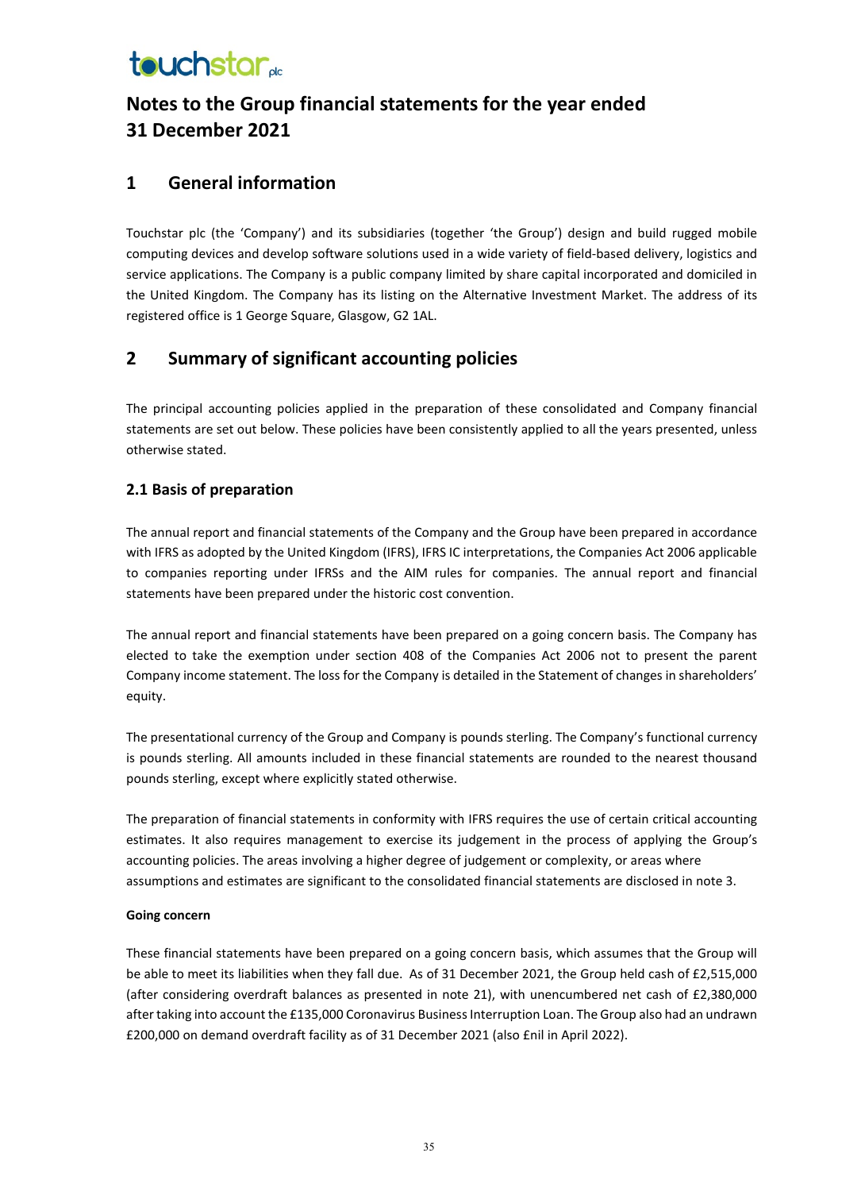# Notes to the Group financial statements for the year ended 31 December 2021

## 1 General information

Touchstar plc (the 'Company') and its subsidiaries (together 'the Group') design and build rugged mobile computing devices and develop software solutions used in a wide variety of field-based delivery, logistics and service applications. The Company is a public company limited by share capital incorporated and domiciled in the United Kingdom. The Company has its listing on the Alternative Investment Market. The address of its registered office is 1 George Square, Glasgow, G2 1AL.

## 2 Summary of significant accounting policies

The principal accounting policies applied in the preparation of these consolidated and Company financial statements are set out below. These policies have been consistently applied to all the years presented, unless otherwise stated.

### 2.1 Basis of preparation

The annual report and financial statements of the Company and the Group have been prepared in accordance with IFRS as adopted by the United Kingdom (IFRS), IFRS IC interpretations, the Companies Act 2006 applicable to companies reporting under IFRSs and the AIM rules for companies. The annual report and financial statements have been prepared under the historic cost convention.

The annual report and financial statements have been prepared on a going concern basis. The Company has elected to take the exemption under section 408 of the Companies Act 2006 not to present the parent Company income statement. The loss for the Company is detailed in the Statement of changes in shareholders' equity.

The presentational currency of the Group and Company is pounds sterling. The Company's functional currency is pounds sterling. All amounts included in these financial statements are rounded to the nearest thousand pounds sterling, except where explicitly stated otherwise.

The preparation of financial statements in conformity with IFRS requires the use of certain critical accounting estimates. It also requires management to exercise its judgement in the process of applying the Group's accounting policies. The areas involving a higher degree of judgement or complexity, or areas where assumptions and estimates are significant to the consolidated financial statements are disclosed in note 3.

**Going concern**

These financial statements have been prepared on a going concern basis, which assumes that the Group will be able to meet its liabilities when they fall due. As of 31 December 2021, the Group held cash of £2,515,000 (after considering overdraft balances as presented in note 21), with unencumbered net cash of £2,380,000 after taking into account the £135,000 Coronavirus Business Interruption Loan. The Group also had an undrawn £200,000 on demand overdraft facility as of 31 December 2021 (also £nil in April 2022).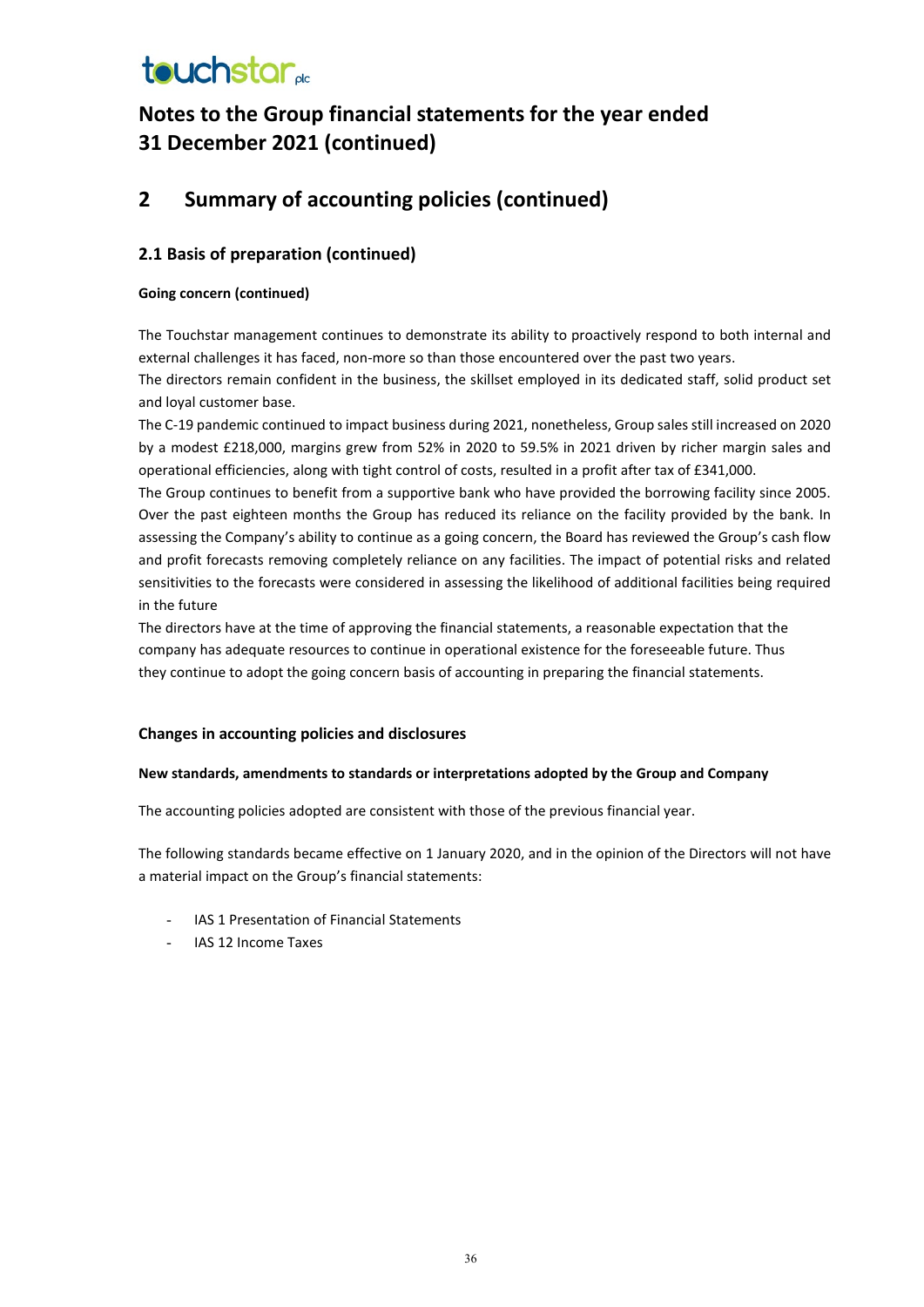# Notes to the Group financial statements for the year ended 31 December 2021 (continued)

## 2 Summary of accounting policies (continued)

### 2.1 Basis of preparation (continued)

**Going concern (continued)**

The Touchstar management continues to demonstrate its ability to proactively respond to both internal and external challenges it has faced, non-more so than those encountered over the past two years.

The directors remain confident in the business, the skillset employed in its dedicated staff, solid product set and loyal customer base.

The C-19 pandemic continued to impact business during 2021, nonetheless, Group sales still increased on 2020 by a modest £218,000, margins grew from 52% in 2020 to 59.5% in 2021 driven by richer margin sales and operational efficiencies, along with tight control of costs, resulted in a profit after tax of £341,000.

The Group continues to benefit from a supportive bank who have provided the borrowing facility since 2005. Over the past eighteen months the Group has reduced its reliance on the facility provided by the bank. In assessing the Company's ability to continue as a going concern, the Board has reviewed the Group's cash flow and profit forecasts removing completely reliance on any facilities. The impact of potential risks and related sensitivities to the forecasts were considered in assessing the likelihood of additional facilities being required in the future

The directors have at the time of approving the financial statements, a reasonable expectation that the company has adequate resources to continue in operational existence for the foreseeable future. Thus they continue to adopt the going concern basis of accounting in preparing the financial statements.

### Changes in accounting policies and disclosures

**New standards, amendments to standards or interpretations adopted by the Group and Company**

The accounting policies adopted are consistent with those of the previous financial year.

The following standards became effective on 1 January 2020, and in the opinion of the Directors will not have a material impact on the Group's financial statements:

- IAS 1 Presentation of Financial Statements
- IAS 12 Income Taxes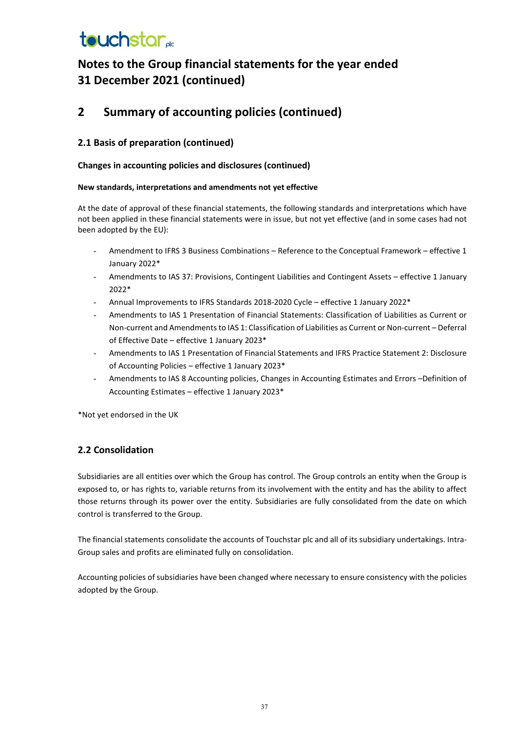# Notes to the Group financial statements for the year ended 31 December 2021 (continued)

## 2 Summary of accounting policies (continued)

### 2.1 Basis of preparation (continued)

#### Changes in accounting policies and disclosures (continued)

##### New standards, interpretations and amendments not yet effective

At the date of approval of these financial statements, the following standards and interpretations which have not been applied in these financial statements were in issue, but not yet effective (and in some cases had not been adopted by the EU):

- Amendment to IFRS 3 Business Combinations – Reference to the Conceptual Framework – effective 1 January 2022*
- Amendments to IAS 37: Provisions, Contingent Liabilities and Contingent Assets – effective 1 January 2022*
- Annual Improvements to IFRS Standards 2018-2020 Cycle – effective 1 January 2022*
- Amendments to IAS 1 Presentation of Financial Statements: Classification of Liabilities as Current or Non-current and Amendments to IAS 1: Classification of Liabilities as Current or Non-current – Deferral of Effective Date – effective 1 January 2023*
- Amendments to IAS 1 Presentation of Financial Statements and IFRS Practice Statement 2: Disclosure of Accounting Policies – effective 1 January 2023*
- Amendments to IAS 8 Accounting policies, Changes in Accounting Estimates and Errors –Definition of Accounting Estimates – effective 1 January 2023*

*Not yet endorsed in the UK

### 2.2 Consolidation

Subsidiaries are all entities over which the Group has control. The Group controls an entity when the Group is exposed to, or has rights to, variable returns from its involvement with the entity and has the ability to affect those returns through its power over the entity. Subsidiaries are fully consolidated from the date on which control is transferred to the Group.

The financial statements consolidate the accounts of Touchstar plc and all of its subsidiary undertakings. Intra-Group sales and profits are eliminated fully on consolidation.

Accounting policies of subsidiaries have been changed where necessary to ensure consistency with the policies adopted by the Group.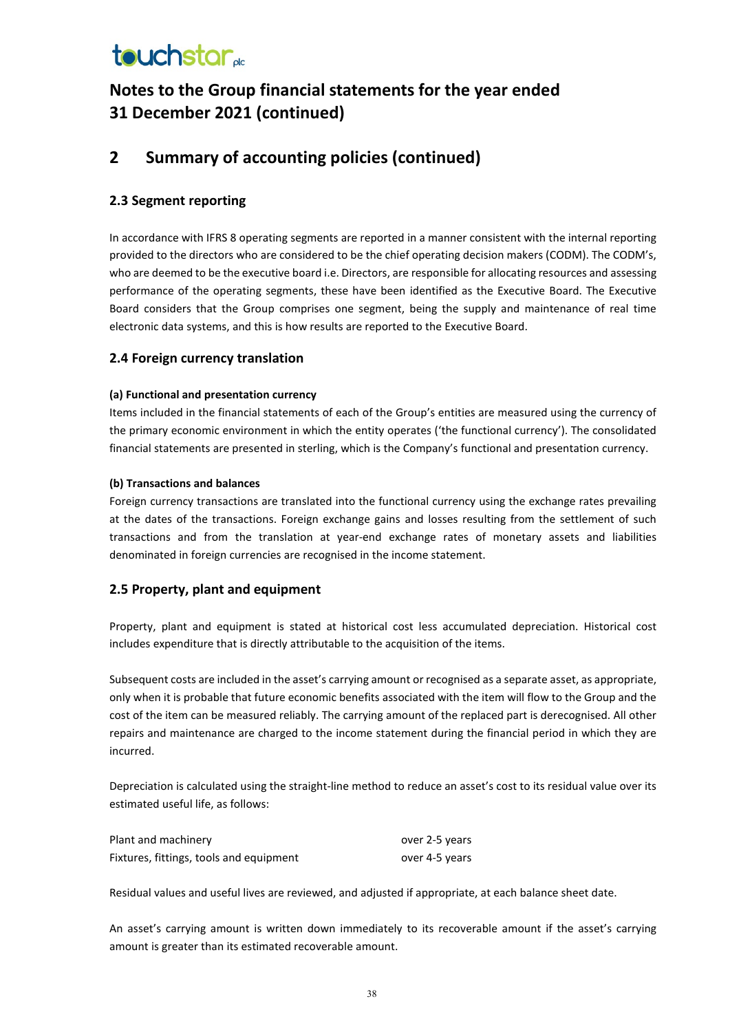# Notes to the Group financial statements for the year ended 31 December 2021 (continued)

## 2 Summary of accounting policies (continued)

### 2.3 Segment reporting

In accordance with IFRS 8 operating segments are reported in a manner consistent with the internal reporting provided to the directors who are considered to be the chief operating decision makers (CODM). The CODM's, who are deemed to be the executive board i.e. Directors, are responsible for allocating resources and assessing performance of the operating segments, these have been identified as the Executive Board. The Executive Board considers that the Group comprises one segment, being the supply and maintenance of real time electronic data systems, and this is how results are reported to the Executive Board.

### 2.4 Foreign currency translation

**(a) Functional and presentation currency**

Items included in the financial statements of each of the Group's entities are measured using the currency of the primary economic environment in which the entity operates ('the functional currency'). The consolidated financial statements are presented in sterling, which is the Company's functional and presentation currency.

**(b) Transactions and balances**

Foreign currency transactions are translated into the functional currency using the exchange rates prevailing at the dates of the transactions. Foreign exchange gains and losses resulting from the settlement of such transactions and from the translation at year-end exchange rates of monetary assets and liabilities denominated in foreign currencies are recognised in the income statement.

### 2.5 Property, plant and equipment

Property, plant and equipment is stated at historical cost less accumulated depreciation. Historical cost includes expenditure that is directly attributable to the acquisition of the items.

Subsequent costs are included in the asset's carrying amount or recognised as a separate asset, as appropriate, only when it is probable that future economic benefits associated with the item will flow to the Group and the cost of the item can be measured reliably. The carrying amount of the replaced part is derecognised. All other repairs and maintenance are charged to the income statement during the financial period in which they are incurred.

Depreciation is calculated using the straight-line method to reduce an asset's cost to its residual value over its estimated useful life, as follows:

| | |
|---|---|
| Plant and machinery | over 2-5 years |
| Fixtures, fittings, tools and equipment | over 4-5 years |

Residual values and useful lives are reviewed, and adjusted if appropriate, at each balance sheet date.

An asset's carrying amount is written down immediately to its recoverable amount if the asset's carrying amount is greater than its estimated recoverable amount.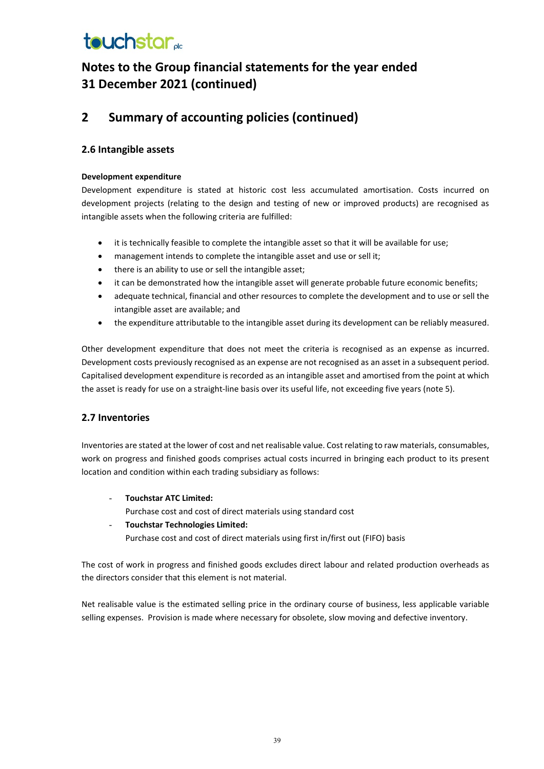# Notes to the Group financial statements for the year ended 31 December 2021 (continued)

## 2 Summary of accounting policies (continued)

### 2.6 Intangible assets

**Development expenditure**

Development expenditure is stated at historic cost less accumulated amortisation. Costs incurred on development projects (relating to the design and testing of new or improved products) are recognised as intangible assets when the following criteria are fulfilled:

- it is technically feasible to complete the intangible asset so that it will be available for use;
- management intends to complete the intangible asset and use or sell it;
- there is an ability to use or sell the intangible asset;
- it can be demonstrated how the intangible asset will generate probable future economic benefits;
- adequate technical, financial and other resources to complete the development and to use or sell the intangible asset are available; and
- the expenditure attributable to the intangible asset during its development can be reliably measured.

Other development expenditure that does not meet the criteria is recognised as an expense as incurred. Development costs previously recognised as an expense are not recognised as an asset in a subsequent period. Capitalised development expenditure is recorded as an intangible asset and amortised from the point at which the asset is ready for use on a straight-line basis over its useful life, not exceeding five years (note 5).

### 2.7 Inventories

Inventories are stated at the lower of cost and net realisable value. Cost relating to raw materials, consumables, work on progress and finished goods comprises actual costs incurred in bringing each product to its present location and condition within each trading subsidiary as follows:

- **Touchstar ATC Limited:**
  Purchase cost and cost of direct materials using standard cost
- **Touchstar Technologies Limited:**
  Purchase cost and cost of direct materials using first in/first out (FIFO) basis

The cost of work in progress and finished goods excludes direct labour and related production overheads as the directors consider that this element is not material.

Net realisable value is the estimated selling price in the ordinary course of business, less applicable variable selling expenses. Provision is made where necessary for obsolete, slow moving and defective inventory.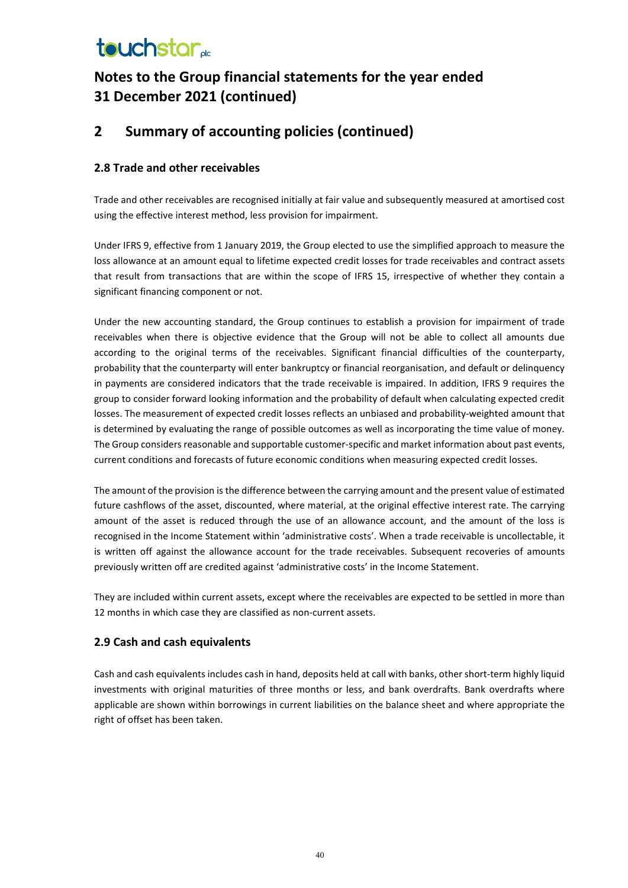# Notes to the Group financial statements for the year ended 31 December 2021 (continued)

## 2 Summary of accounting policies (continued)

### 2.8 Trade and other receivables

Trade and other receivables are recognised initially at fair value and subsequently measured at amortised cost using the effective interest method, less provision for impairment.

Under IFRS 9, effective from 1 January 2019, the Group elected to use the simplified approach to measure the loss allowance at an amount equal to lifetime expected credit losses for trade receivables and contract assets that result from transactions that are within the scope of IFRS 15, irrespective of whether they contain a significant financing component or not.

Under the new accounting standard, the Group continues to establish a provision for impairment of trade receivables when there is objective evidence that the Group will not be able to collect all amounts due according to the original terms of the receivables. Significant financial difficulties of the counterparty, probability that the counterparty will enter bankruptcy or financial reorganisation, and default or delinquency in payments are considered indicators that the trade receivable is impaired. In addition, IFRS 9 requires the group to consider forward looking information and the probability of default when calculating expected credit losses. The measurement of expected credit losses reflects an unbiased and probability-weighted amount that is determined by evaluating the range of possible outcomes as well as incorporating the time value of money. The Group considers reasonable and supportable customer-specific and market information about past events, current conditions and forecasts of future economic conditions when measuring expected credit losses.

The amount of the provision is the difference between the carrying amount and the present value of estimated future cashflows of the asset, discounted, where material, at the original effective interest rate. The carrying amount of the asset is reduced through the use of an allowance account, and the amount of the loss is recognised in the Income Statement within 'administrative costs'. When a trade receivable is uncollectable, it is written off against the allowance account for the trade receivables. Subsequent recoveries of amounts previously written off are credited against 'administrative costs' in the Income Statement.

They are included within current assets, except where the receivables are expected to be settled in more than 12 months in which case they are classified as non-current assets.

### 2.9 Cash and cash equivalents

Cash and cash equivalents includes cash in hand, deposits held at call with banks, other short-term highly liquid investments with original maturities of three months or less, and bank overdrafts. Bank overdrafts where applicable are shown within borrowings in current liabilities on the balance sheet and where appropriate the right of offset has been taken.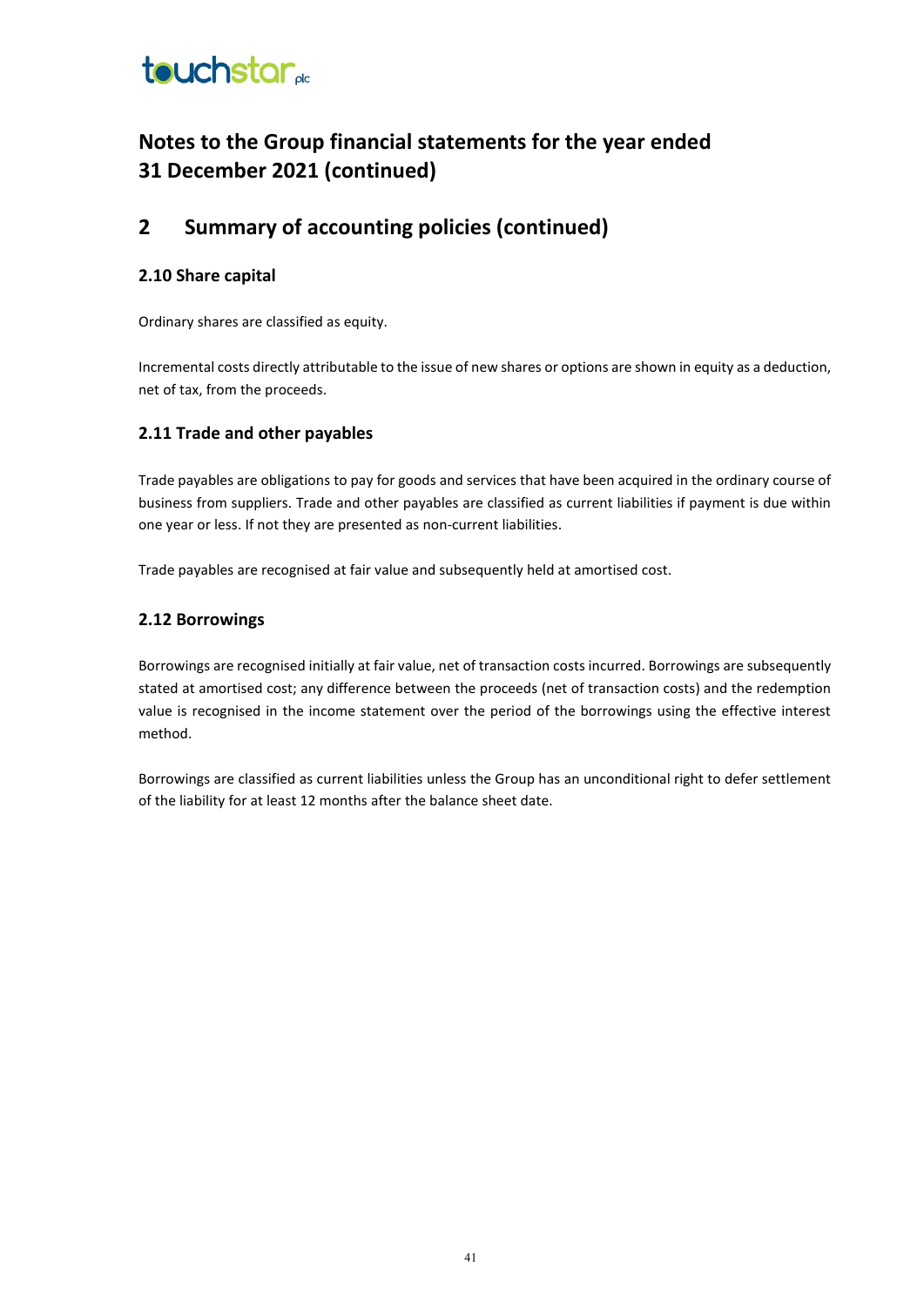# Notes to the Group financial statements for the year ended 31 December 2021 (continued)

## 2 Summary of accounting policies (continued)

### 2.10 Share capital

Ordinary shares are classified as equity.

Incremental costs directly attributable to the issue of new shares or options are shown in equity as a deduction, net of tax, from the proceeds.

### 2.11 Trade and other payables

Trade payables are obligations to pay for goods and services that have been acquired in the ordinary course of business from suppliers. Trade and other payables are classified as current liabilities if payment is due within one year or less. If not they are presented as non-current liabilities.

Trade payables are recognised at fair value and subsequently held at amortised cost.

### 2.12 Borrowings

Borrowings are recognised initially at fair value, net of transaction costs incurred. Borrowings are subsequently stated at amortised cost; any difference between the proceeds (net of transaction costs) and the redemption value is recognised in the income statement over the period of the borrowings using the effective interest method.

Borrowings are classified as current liabilities unless the Group has an unconditional right to defer settlement of the liability for at least 12 months after the balance sheet date.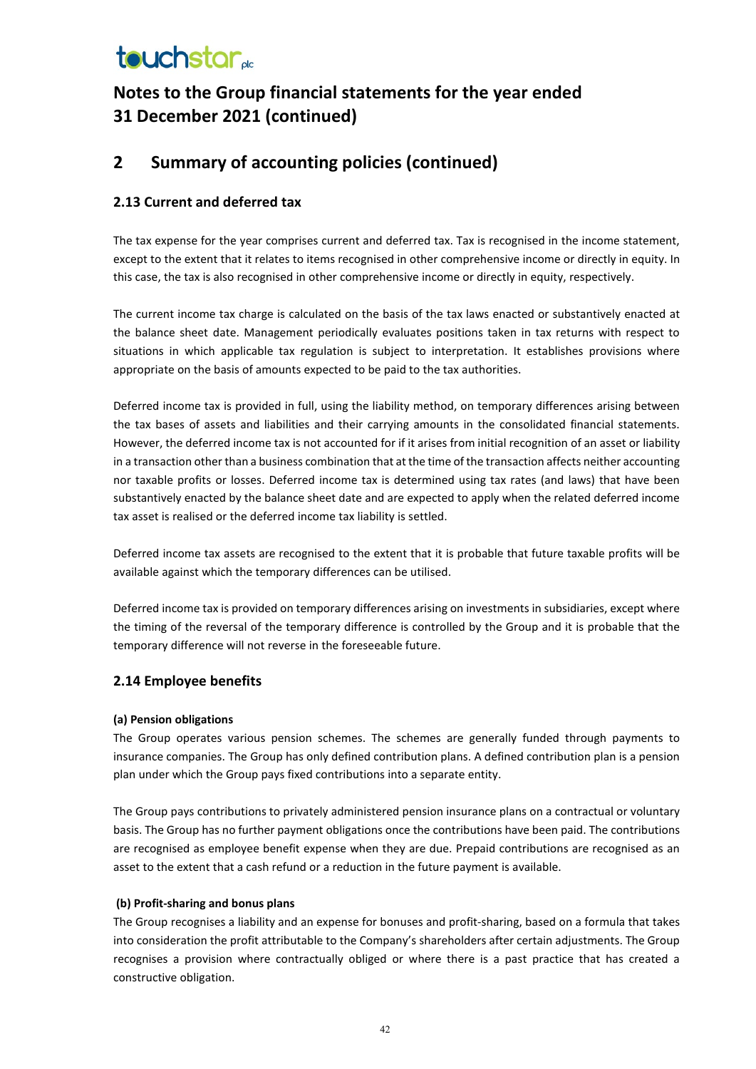# Notes to the Group financial statements for the year ended 31 December 2021 (continued)

## 2 Summary of accounting policies (continued)

### 2.13 Current and deferred tax

The tax expense for the year comprises current and deferred tax. Tax is recognised in the income statement, except to the extent that it relates to items recognised in other comprehensive income or directly in equity. In this case, the tax is also recognised in other comprehensive income or directly in equity, respectively.

The current income tax charge is calculated on the basis of the tax laws enacted or substantively enacted at the balance sheet date. Management periodically evaluates positions taken in tax returns with respect to situations in which applicable tax regulation is subject to interpretation. It establishes provisions where appropriate on the basis of amounts expected to be paid to the tax authorities.

Deferred income tax is provided in full, using the liability method, on temporary differences arising between the tax bases of assets and liabilities and their carrying amounts in the consolidated financial statements. However, the deferred income tax is not accounted for if it arises from initial recognition of an asset or liability in a transaction other than a business combination that at the time of the transaction affects neither accounting nor taxable profits or losses. Deferred income tax is determined using tax rates (and laws) that have been substantively enacted by the balance sheet date and are expected to apply when the related deferred income tax asset is realised or the deferred income tax liability is settled.

Deferred income tax assets are recognised to the extent that it is probable that future taxable profits will be available against which the temporary differences can be utilised.

Deferred income tax is provided on temporary differences arising on investments in subsidiaries, except where the timing of the reversal of the temporary difference is controlled by the Group and it is probable that the temporary difference will not reverse in the foreseeable future.

### 2.14 Employee benefits

**(a) Pension obligations**

The Group operates various pension schemes. The schemes are generally funded through payments to insurance companies. The Group has only defined contribution plans. A defined contribution plan is a pension plan under which the Group pays fixed contributions into a separate entity.

The Group pays contributions to privately administered pension insurance plans on a contractual or voluntary basis. The Group has no further payment obligations once the contributions have been paid. The contributions are recognised as employee benefit expense when they are due. Prepaid contributions are recognised as an asset to the extent that a cash refund or a reduction in the future payment is available.

**(b) Profit-sharing and bonus plans**

The Group recognises a liability and an expense for bonuses and profit-sharing, based on a formula that takes into consideration the profit attributable to the Company's shareholders after certain adjustments. The Group recognises a provision where contractually obliged or where there is a past practice that has created a constructive obligation.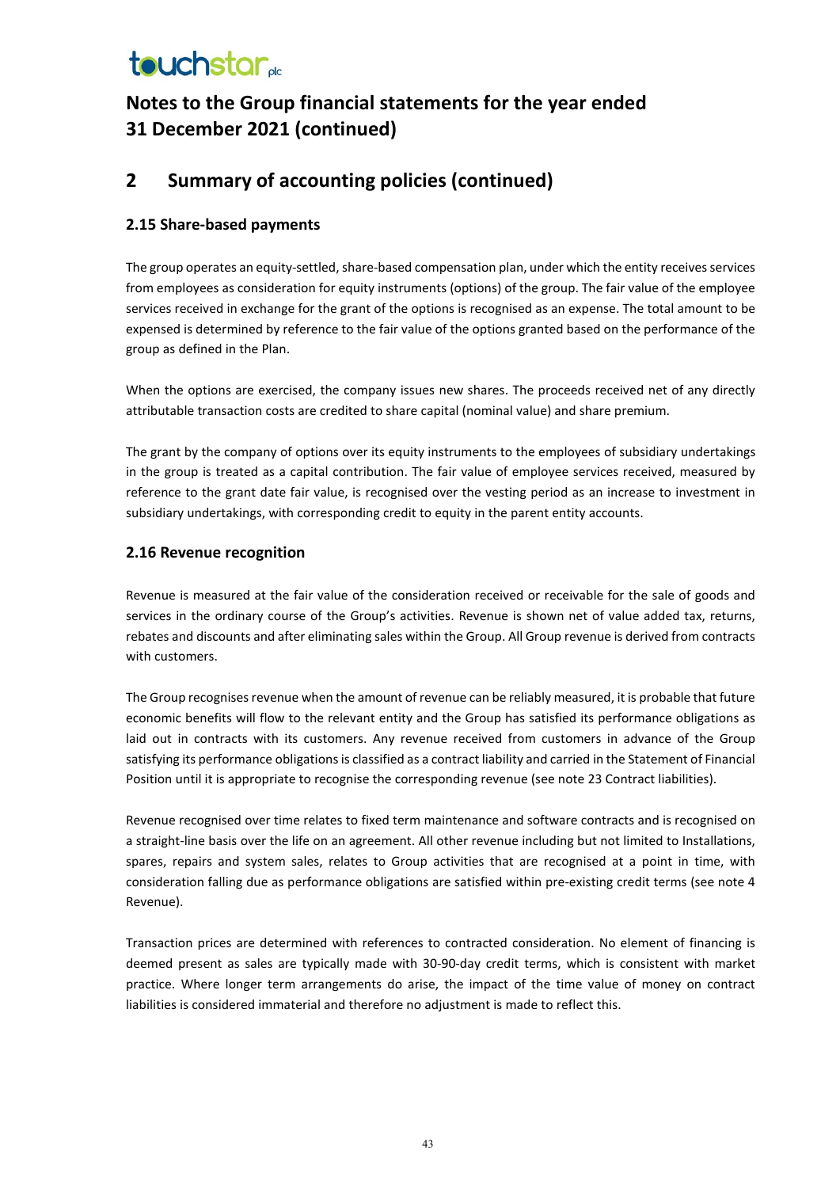# Notes to the Group financial statements for the year ended 31 December 2021 (continued)

## 2 Summary of accounting policies (continued)

### 2.15 Share-based payments

The group operates an equity-settled, share-based compensation plan, under which the entity receives services from employees as consideration for equity instruments (options) of the group. The fair value of the employee services received in exchange for the grant of the options is recognised as an expense. The total amount to be expensed is determined by reference to the fair value of the options granted based on the performance of the group as defined in the Plan.

When the options are exercised, the company issues new shares. The proceeds received net of any directly attributable transaction costs are credited to share capital (nominal value) and share premium.

The grant by the company of options over its equity instruments to the employees of subsidiary undertakings in the group is treated as a capital contribution. The fair value of employee services received, measured by reference to the grant date fair value, is recognised over the vesting period as an increase to investment in subsidiary undertakings, with corresponding credit to equity in the parent entity accounts.

### 2.16 Revenue recognition

Revenue is measured at the fair value of the consideration received or receivable for the sale of goods and services in the ordinary course of the Group's activities. Revenue is shown net of value added tax, returns, rebates and discounts and after eliminating sales within the Group. All Group revenue is derived from contracts with customers.

The Group recognises revenue when the amount of revenue can be reliably measured, it is probable that future economic benefits will flow to the relevant entity and the Group has satisfied its performance obligations as laid out in contracts with its customers. Any revenue received from customers in advance of the Group satisfying its performance obligations is classified as a contract liability and carried in the Statement of Financial Position until it is appropriate to recognise the corresponding revenue (see note 23 Contract liabilities).

Revenue recognised over time relates to fixed term maintenance and software contracts and is recognised on a straight-line basis over the life on an agreement. All other revenue including but not limited to Installations, spares, repairs and system sales, relates to Group activities that are recognised at a point in time, with consideration falling due as performance obligations are satisfied within pre-existing credit terms (see note 4 Revenue).

Transaction prices are determined with references to contracted consideration. No element of financing is deemed present as sales are typically made with 30-90-day credit terms, which is consistent with market practice. Where longer term arrangements do arise, the impact of the time value of money on contract liabilities is considered immaterial and therefore no adjustment is made to reflect this.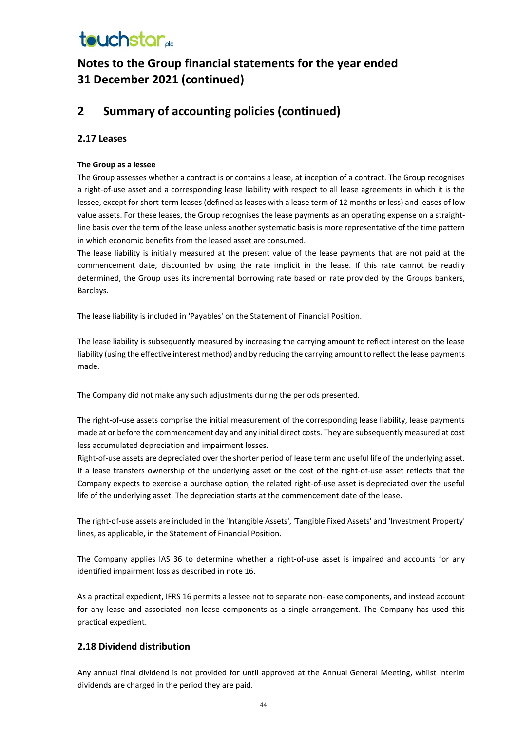# Notes to the Group financial statements for the year ended 31 December 2021 (continued)

## 2 Summary of accounting policies (continued)

### 2.17 Leases

**The Group as a lessee**

The Group assesses whether a contract is or contains a lease, at inception of a contract. The Group recognises a right-of-use asset and a corresponding lease liability with respect to all lease agreements in which it is the lessee, except for short-term leases (defined as leases with a lease term of 12 months or less) and leases of low value assets. For these leases, the Group recognises the lease payments as an operating expense on a straight-line basis over the term of the lease unless another systematic basis is more representative of the time pattern in which economic benefits from the leased asset are consumed.

The lease liability is initially measured at the present value of the lease payments that are not paid at the commencement date, discounted by using the rate implicit in the lease. If this rate cannot be readily determined, the Group uses its incremental borrowing rate based on rate provided by the Groups bankers, Barclays.

The lease liability is included in 'Payables' on the Statement of Financial Position.

The lease liability is subsequently measured by increasing the carrying amount to reflect interest on the lease liability (using the effective interest method) and by reducing the carrying amount to reflect the lease payments made.

The Company did not make any such adjustments during the periods presented.

The right-of-use assets comprise the initial measurement of the corresponding lease liability, lease payments made at or before the commencement day and any initial direct costs. They are subsequently measured at cost less accumulated depreciation and impairment losses.

Right-of-use assets are depreciated over the shorter period of lease term and useful life of the underlying asset. If a lease transfers ownership of the underlying asset or the cost of the right-of-use asset reflects that the Company expects to exercise a purchase option, the related right-of-use asset is depreciated over the useful life of the underlying asset. The depreciation starts at the commencement date of the lease.

The right-of-use assets are included in the 'Intangible Assets', 'Tangible Fixed Assets' and 'Investment Property' lines, as applicable, in the Statement of Financial Position.

The Company applies IAS 36 to determine whether a right-of-use asset is impaired and accounts for any identified impairment loss as described in note 16.

As a practical expedient, IFRS 16 permits a lessee not to separate non-lease components, and instead account for any lease and associated non-lease components as a single arrangement. The Company has used this practical expedient.

### 2.18 Dividend distribution

Any annual final dividend is not provided for until approved at the Annual General Meeting, whilst interim dividends are charged in the period they are paid.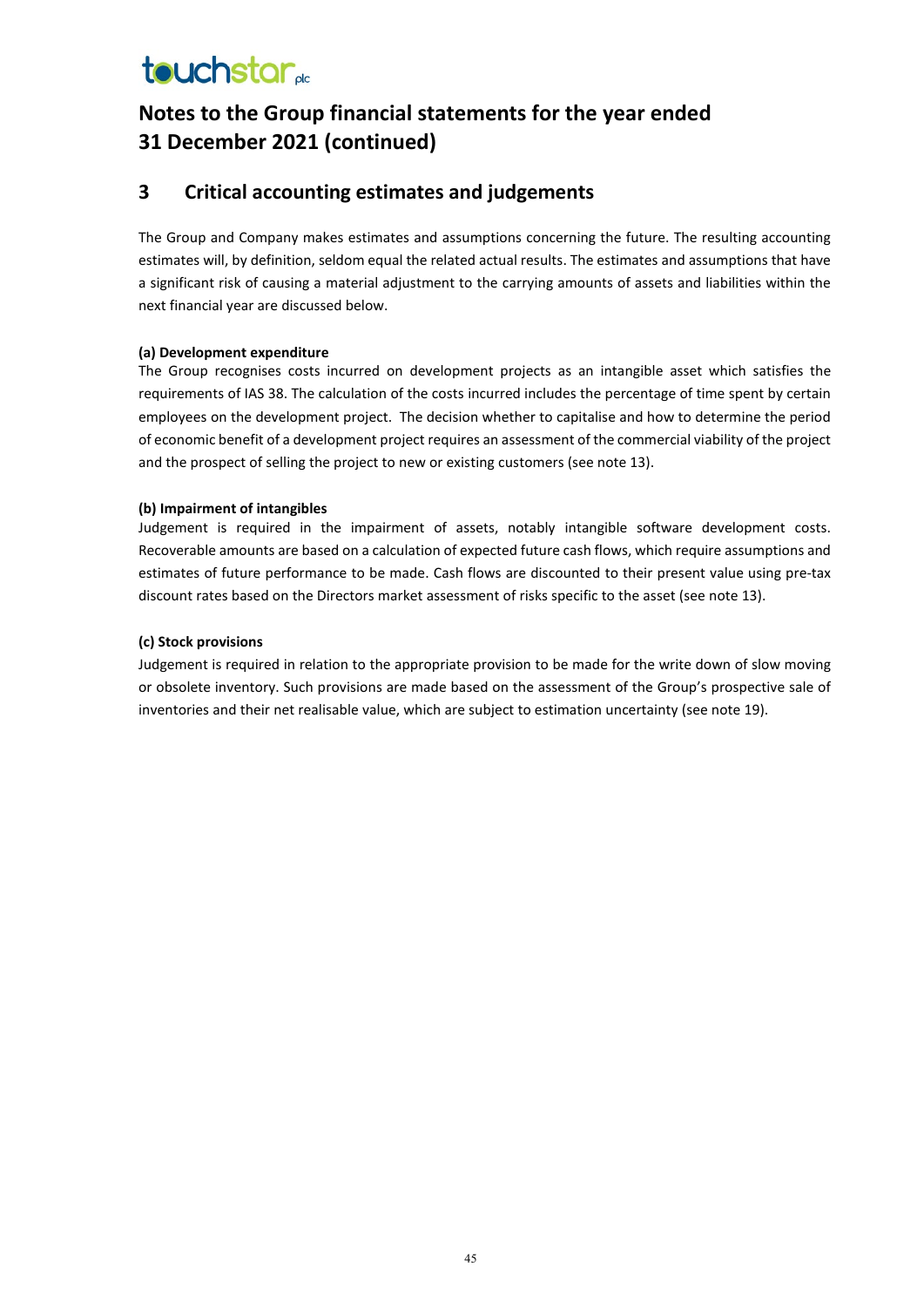# Notes to the Group financial statements for the year ended 31 December 2021 (continued)

## 3 Critical accounting estimates and judgements

The Group and Company makes estimates and assumptions concerning the future. The resulting accounting estimates will, by definition, seldom equal the related actual results. The estimates and assumptions that have a significant risk of causing a material adjustment to the carrying amounts of assets and liabilities within the next financial year are discussed below.

**(a) Development expenditure**

The Group recognises costs incurred on development projects as an intangible asset which satisfies the requirements of IAS 38. The calculation of the costs incurred includes the percentage of time spent by certain employees on the development project. The decision whether to capitalise and how to determine the period of economic benefit of a development project requires an assessment of the commercial viability of the project and the prospect of selling the project to new or existing customers (see note 13).

**(b) Impairment of intangibles**

Judgement is required in the impairment of assets, notably intangible software development costs. Recoverable amounts are based on a calculation of expected future cash flows, which require assumptions and estimates of future performance to be made. Cash flows are discounted to their present value using pre-tax discount rates based on the Directors market assessment of risks specific to the asset (see note 13).

**(c) Stock provisions**

Judgement is required in relation to the appropriate provision to be made for the write down of slow moving or obsolete inventory. Such provisions are made based on the assessment of the Group's prospective sale of inventories and their net realisable value, which are subject to estimation uncertainty (see note 19).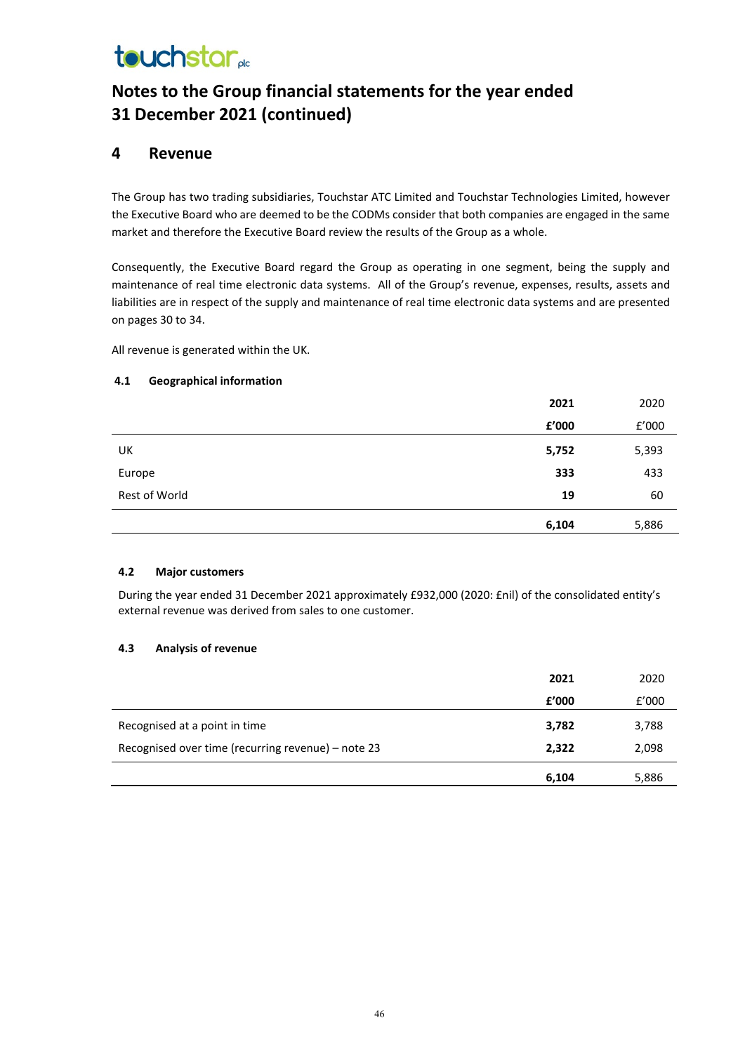# Notes to the Group financial statements for the year ended 31 December 2021 (continued)

## 4 Revenue

The Group has two trading subsidiaries, Touchstar ATC Limited and Touchstar Technologies Limited, however the Executive Board who are deemed to be the CODMs consider that both companies are engaged in the same market and therefore the Executive Board review the results of the Group as a whole.

Consequently, the Executive Board regard the Group as operating in one segment, being the supply and maintenance of real time electronic data systems. All of the Group's revenue, expenses, results, assets and liabilities are in respect of the supply and maintenance of real time electronic data systems and are presented on pages 30 to 34.

All revenue is generated within the UK.

### 4.1 Geographical information

| | **2021** | 2020 |
|---|---|---|
| | **£'000** | £'000 |
| UK | **5,752** | 5,393 |
| Europe | **333** | 433 |
| Rest of World | **19** | 60 |
| | **6,104** | 5,886 |

### 4.2 Major customers

During the year ended 31 December 2021 approximately £932,000 (2020: £nil) of the consolidated entity's external revenue was derived from sales to one customer.

### 4.3 Analysis of revenue

| | **2021** | 2020 |
|---|---|---|
| | **£'000** | £'000 |
| Recognised at a point in time | **3,782** | 3,788 |
| Recognised over time (recurring revenue) – note 23 | **2,322** | 2,098 |
| | **6,104** | 5,886 |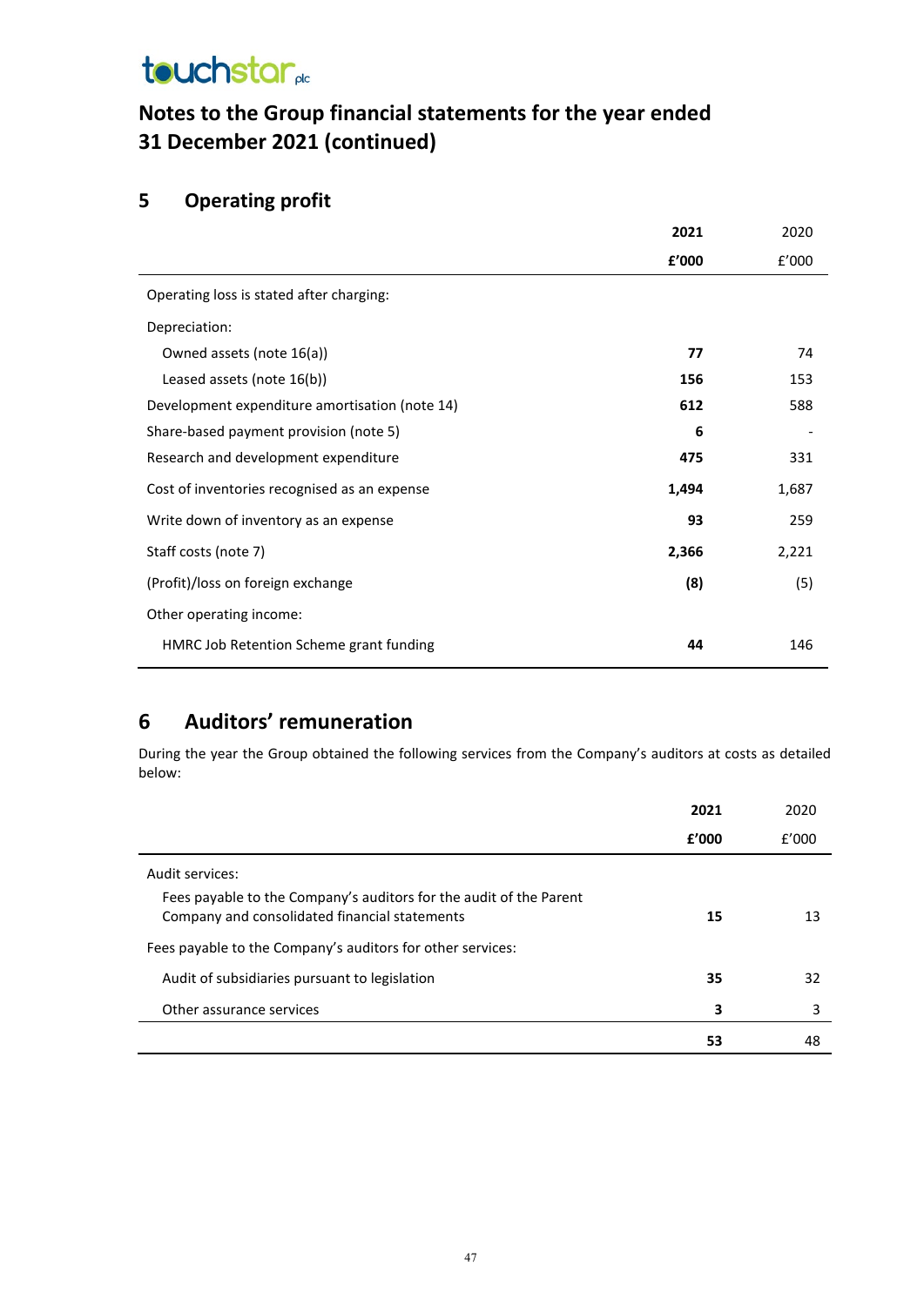touchstar plc

# Notes to the Group financial statements for the year ended 31 December 2021 (continued)

## 5 Operating profit

| | **2021** | 2020 |
|---|---|---|
| | **£'000** | £'000 |
| Operating loss is stated after charging: | | |
| Depreciation: | | |
| Owned assets (note 16(a)) | **77** | 74 |
| Leased assets (note 16(b)) | **156** | 153 |
| Development expenditure amortisation (note 14) | **612** | 588 |
| Share-based payment provision (note 5) | **6** | - |
| Research and development expenditure | **475** | 331 |
| Cost of inventories recognised as an expense | **1,494** | 1,687 |
| Write down of inventory as an expense | **93** | 259 |
| Staff costs (note 7) | **2,366** | 2,221 |
| (Profit)/loss on foreign exchange | **(8)** | (5) |
| Other operating income: | | |
| HMRC Job Retention Scheme grant funding | **44** | 146 |

## 6 Auditors' remuneration

During the year the Group obtained the following services from the Company's auditors at costs as detailed below:

| | **2021** | 2020 |
|---|---|---|
| | **£'000** | £'000 |
| Audit services: | | |
| Fees payable to the Company's auditors for the audit of the Parent Company and consolidated financial statements | **15** | 13 |
| Fees payable to the Company's auditors for other services: | | |
| Audit of subsidiaries pursuant to legislation | **35** | 32 |
| Other assurance services | **3** | 3 |
| | **53** | 48 |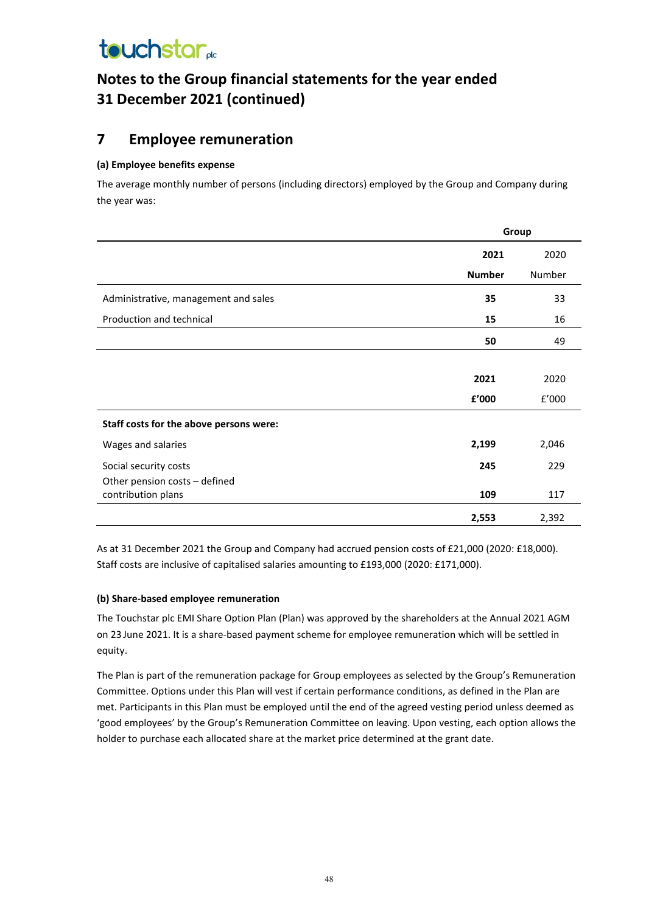## Notes to the Group financial statements for the year ended 31 December 2021 (continued)

## 7 Employee remuneration

### (a) Employee benefits expense

The average monthly number of persons (including directors) employed by the Group and Company during the year was:

| | Group | |
|---|---|---|
| | **2021** | 2020 |
| | **Number** | Number |
| Administrative, management and sales | **35** | 33 |
| Production and technical | **15** | 16 |
| | **50** | 49 |

| | **2021** | 2020 |
|---|---|---|
| | **£'000** | £'000 |
| **Staff costs for the above persons were:** | | |
| Wages and salaries | **2,199** | 2,046 |
| Social security costs | **245** | 229 |
| Other pension costs – defined contribution plans | **109** | 117 |
| | **2,553** | 2,392 |

As at 31 December 2021 the Group and Company had accrued pension costs of £21,000 (2020: £18,000). Staff costs are inclusive of capitalised salaries amounting to £193,000 (2020: £171,000).

### (b) Share-based employee remuneration

The Touchstar plc EMI Share Option Plan (Plan) was approved by the shareholders at the Annual 2021 AGM on 23 June 2021. It is a share-based payment scheme for employee remuneration which will be settled in equity.

The Plan is part of the remuneration package for Group employees as selected by the Group's Remuneration Committee. Options under this Plan will vest if certain performance conditions, as defined in the Plan are met. Participants in this Plan must be employed until the end of the agreed vesting period unless deemed as 'good employees' by the Group's Remuneration Committee on leaving. Upon vesting, each option allows the holder to purchase each allocated share at the market price determined at the grant date.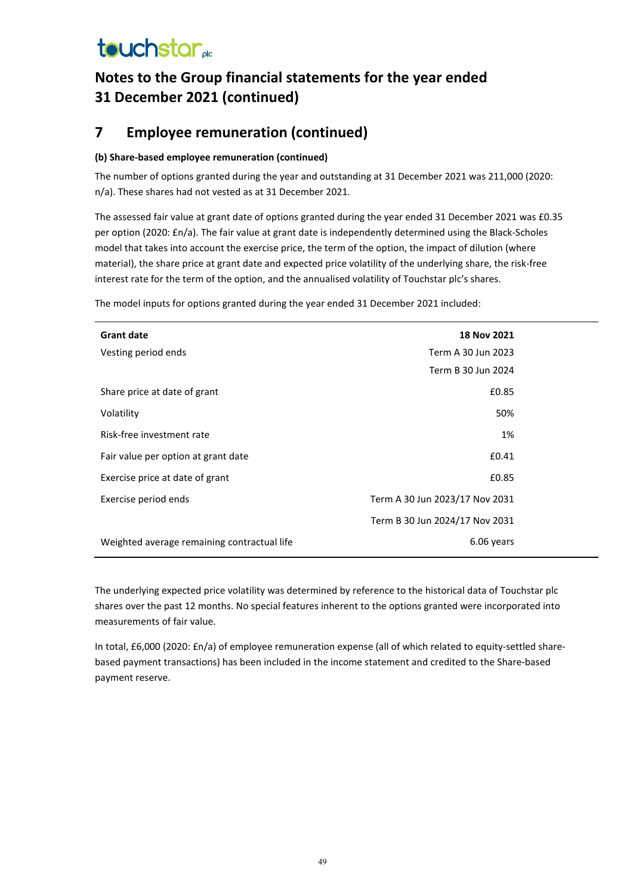# Notes to the Group financial statements for the year ended 31 December 2021 (continued)

## 7 Employee remuneration (continued)

**(b) Share-based employee remuneration (continued)**

The number of options granted during the year and outstanding at 31 December 2021 was 211,000 (2020: n/a). These shares had not vested as at 31 December 2021.

The assessed fair value at grant date of options granted during the year ended 31 December 2021 was £0.35 per option (2020: £n/a). The fair value at grant date is independently determined using the Black-Scholes model that takes into account the exercise price, the term of the option, the impact of dilution (where material), the share price at grant date and expected price volatility of the underlying share, the risk-free interest rate for the term of the option, and the annualised volatility of Touchstar plc's shares.

The model inputs for options granted during the year ended 31 December 2021 included:

| **Grant date** | **18 Nov 2021** |
|---|---|
| Vesting period ends | Term A 30 Jun 2023 |
| | Term B 30 Jun 2024 |
| Share price at date of grant | £0.85 |
| Volatility | 50% |
| Risk-free investment rate | 1% |
| Fair value per option at grant date | £0.41 |
| Exercise price at date of grant | £0.85 |
| Exercise period ends | Term A 30 Jun 2023/17 Nov 2031 |
| | Term B 30 Jun 2024/17 Nov 2031 |
| Weighted average remaining contractual life | 6.06 years |

The underlying expected price volatility was determined by reference to the historical data of Touchstar plc shares over the past 12 months. No special features inherent to the options granted were incorporated into measurements of fair value.

In total, £6,000 (2020: £n/a) of employee remuneration expense (all of which related to equity-settled share-based payment transactions) has been included in the income statement and credited to the Share-based payment reserve.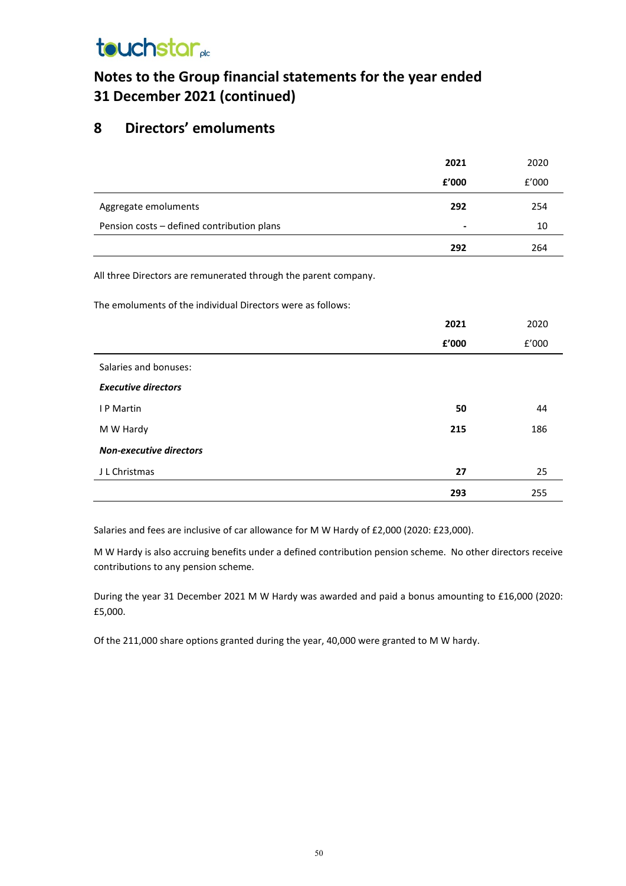# Notes to the Group financial statements for the year ended 31 December 2021 (continued)

## 8 Directors' emoluments

| | **2021** | 2020 |
|---|---|---|
| | **£'000** | £'000 |
| Aggregate emoluments | **292** | 254 |
| Pension costs – defined contribution plans | **-** | 10 |
| | **292** | 264 |

All three Directors are remunerated through the parent company.

The emoluments of the individual Directors were as follows:

| | **2021** | 2020 |
|---|---|---|
| | **£'000** | £'000 |
| Salaries and bonuses: | | |
| ***Executive directors*** | | |
| I P Martin | **50** | 44 |
| M W Hardy | **215** | 186 |
| ***Non-executive directors*** | | |
| J L Christmas | **27** | 25 |
| | **293** | 255 |

Salaries and fees are inclusive of car allowance for M W Hardy of £2,000 (2020: £23,000).

M W Hardy is also accruing benefits under a defined contribution pension scheme. No other directors receive contributions to any pension scheme.

During the year 31 December 2021 M W Hardy was awarded and paid a bonus amounting to £16,000 (2020: £5,000.

Of the 211,000 share options granted during the year, 40,000 were granted to M W hardy.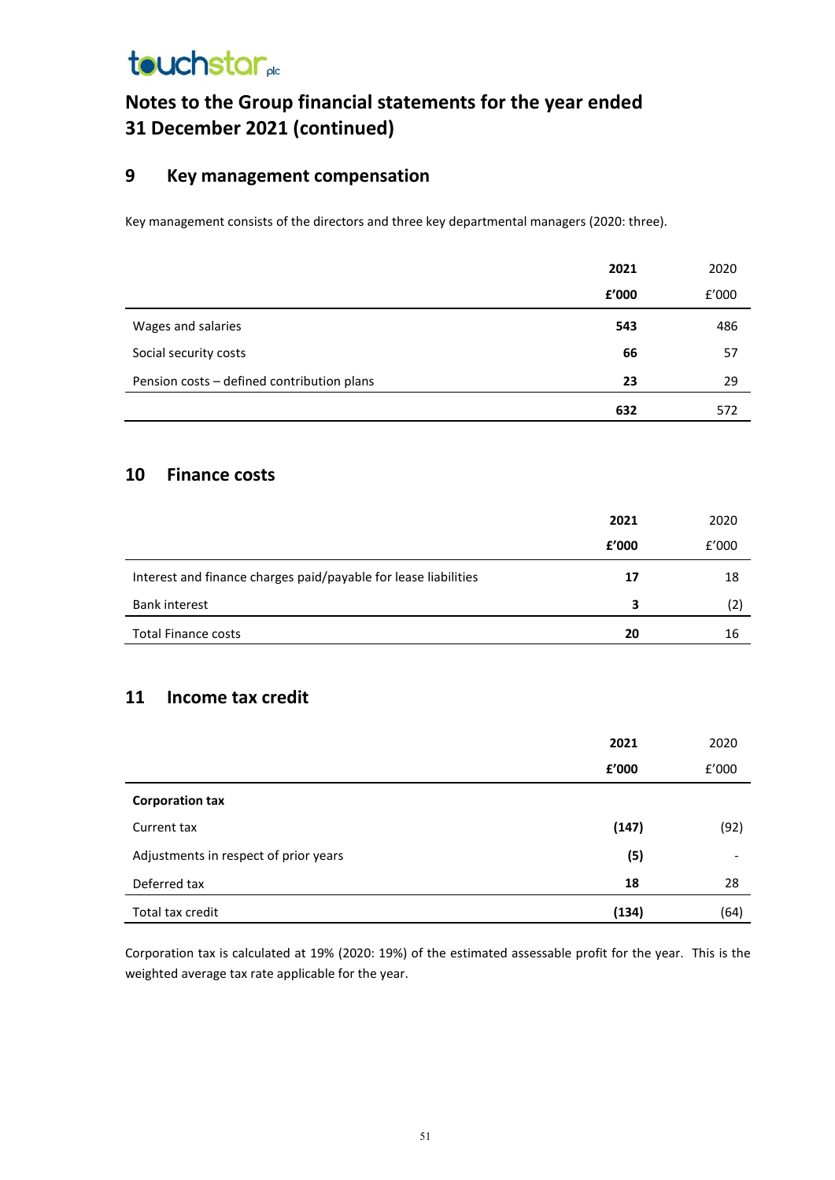# Notes to the Group financial statements for the year ended 31 December 2021 (continued)

## 9 Key management compensation

Key management consists of the directors and three key departmental managers (2020: three).

| | **2021** | 2020 |
|---|---|---|
| | **£'000** | £'000 |
| Wages and salaries | **543** | 486 |
| Social security costs | **66** | 57 |
| Pension costs – defined contribution plans | **23** | 29 |
| | **632** | 572 |

## 10 Finance costs

| | **2021** | 2020 |
|---|---|---|
| | **£'000** | £'000 |
| Interest and finance charges paid/payable for lease liabilities | **17** | 18 |
| Bank interest | **3** | (2) |
| Total Finance costs | **20** | 16 |

## 11 Income tax credit

| | **2021** | 2020 |
|---|---|---|
| | **£'000** | £'000 |
| **Corporation tax** | | |
| Current tax | **(147)** | (92) |
| Adjustments in respect of prior years | **(5)** | - |
| Deferred tax | **18** | 28 |
| Total tax credit | **(134)** | (64) |

Corporation tax is calculated at 19% (2020: 19%) of the estimated assessable profit for the year. This is the weighted average tax rate applicable for the year.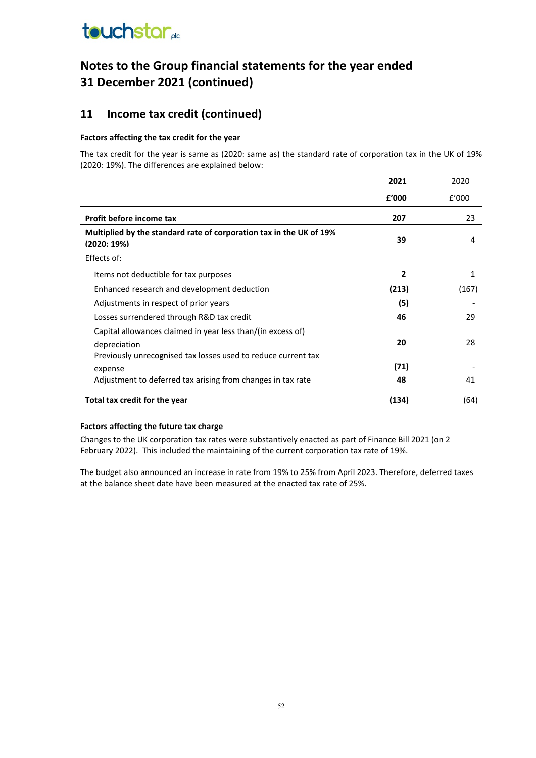# Notes to the Group financial statements for the year ended 31 December 2021 (continued)

## 11 Income tax credit (continued)

**Factors affecting the tax credit for the year**

The tax credit for the year is same as (2020: same as) the standard rate of corporation tax in the UK of 19% (2020: 19%). The differences are explained below:

| | **2021** | 2020 |
|---|---|---|
| | **£'000** | £'000 |
| **Profit before income tax** | **207** | 23 |
| **Multiplied by the standard rate of corporation tax in the UK of 19% (2020: 19%)** | **39** | 4 |
| Effects of: | | |
| Items not deductible for tax purposes | **2** | 1 |
| Enhanced research and development deduction | **(213)** | (167) |
| Adjustments in respect of prior years | **(5)** | - |
| Losses surrendered through R&D tax credit | **46** | 29 |
| Capital allowances claimed in year less than/(in excess of) depreciation | **20** | 28 |
| Previously unrecognised tax losses used to reduce current tax expense | **(71)** | - |
| Adjustment to deferred tax arising from changes in tax rate | **48** | 41 |
| **Total tax credit for the year** | **(134)** | (64) |

**Factors affecting the future tax charge**

Changes to the UK corporation tax rates were substantively enacted as part of Finance Bill 2021 (on 2 February 2022). This included the maintaining of the current corporation tax rate of 19%.

The budget also announced an increase in rate from 19% to 25% from April 2023. Therefore, deferred taxes at the balance sheet date have been measured at the enacted tax rate of 25%.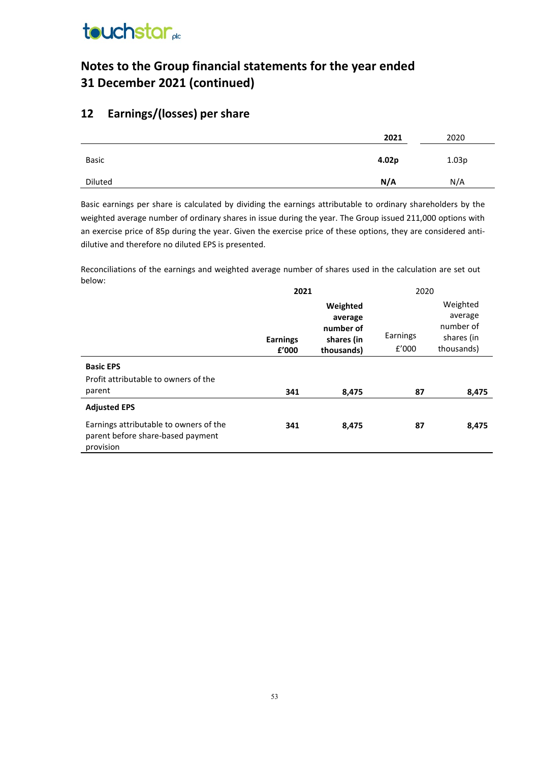## Notes to the Group financial statements for the year ended 31 December 2021 (continued)

## 12 Earnings/(losses) per share

| | **2021** | 2020 |
|---|---|---|
| Basic | **4.02p** | 1.03p |
| Diluted | **N/A** | N/A |

Basic earnings per share is calculated by dividing the earnings attributable to ordinary shareholders by the weighted average number of ordinary shares in issue during the year. The Group issued 211,000 options with an exercise price of 85p during the year. Given the exercise price of these options, they are considered anti-dilutive and therefore no diluted EPS is presented.

Reconciliations of the earnings and weighted average number of shares used in the calculation are set out below:

| | **2021** | | 2020 | |
|---|---|---|---|---|
| | **Earnings £'000** | **Weighted average number of shares (in thousands)** | Earnings £'000 | Weighted average number of shares (in thousands) |
| **Basic EPS** | | | | |
| Profit attributable to owners of the parent | **341** | **8,475** | **87** | **8,475** |
| **Adjusted EPS** | | | | |
| Earnings attributable to owners of the parent before share-based payment provision | **341** | **8,475** | **87** | **8,475** |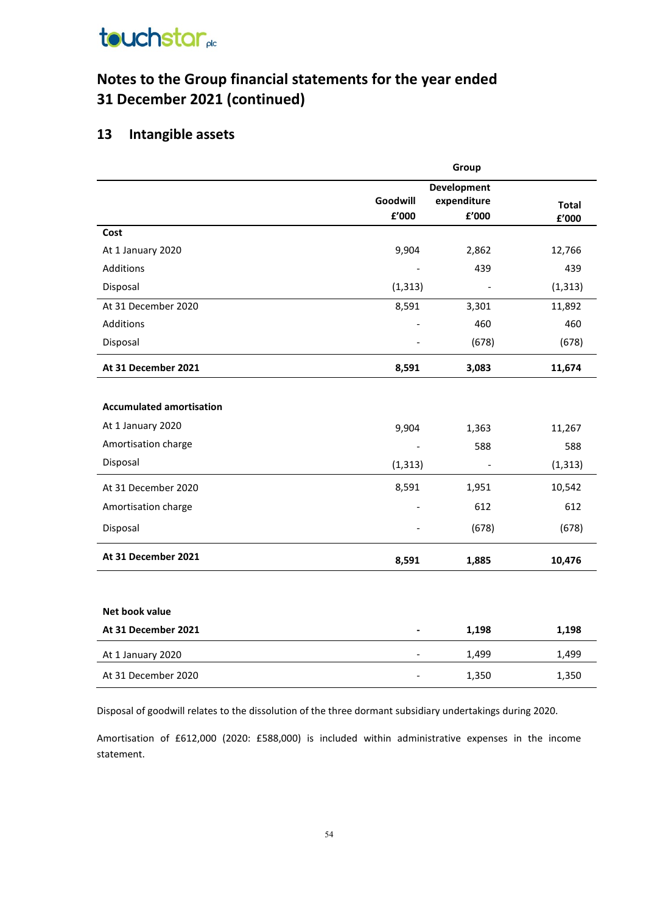# Notes to the Group financial statements for the year ended 31 December 2021 (continued)

## 13 Intangible assets

| | Group | | |
|---|---|---|---|
| | Goodwill £'000 | Development expenditure £'000 | Total £'000 |
| **Cost** | | | |
| At 1 January 2020 | 9,904 | 2,862 | 12,766 |
| Additions | - | 439 | 439 |
| Disposal | (1,313) | - | (1,313) |
| At 31 December 2020 | 8,591 | 3,301 | 11,892 |
| Additions | - | 460 | 460 |
| Disposal | - | (678) | (678) |
| **At 31 December 2021** | **8,591** | **3,083** | **11,674** |
| | | | |
| **Accumulated amortisation** | | | |
| At 1 January 2020 | 9,904 | 1,363 | 11,267 |
| Amortisation charge | - | 588 | 588 |
| Disposal | (1,313) | - | (1,313) |
| At 31 December 2020 | 8,591 | 1,951 | 10,542 |
| Amortisation charge | - | 612 | 612 |
| Disposal | - | (678) | (678) |
| **At 31 December 2021** | **8,591** | **1,885** | **10,476** |
| | | | |
| **Net book value** | | | |
| **At 31 December 2021** | **-** | **1,198** | **1,198** |
| At 1 January 2020 | - | 1,499 | 1,499 |
| At 31 December 2020 | - | 1,350 | 1,350 |

Disposal of goodwill relates to the dissolution of the three dormant subsidiary undertakings during 2020.

Amortisation of £612,000 (2020: £588,000) is included within administrative expenses in the income statement.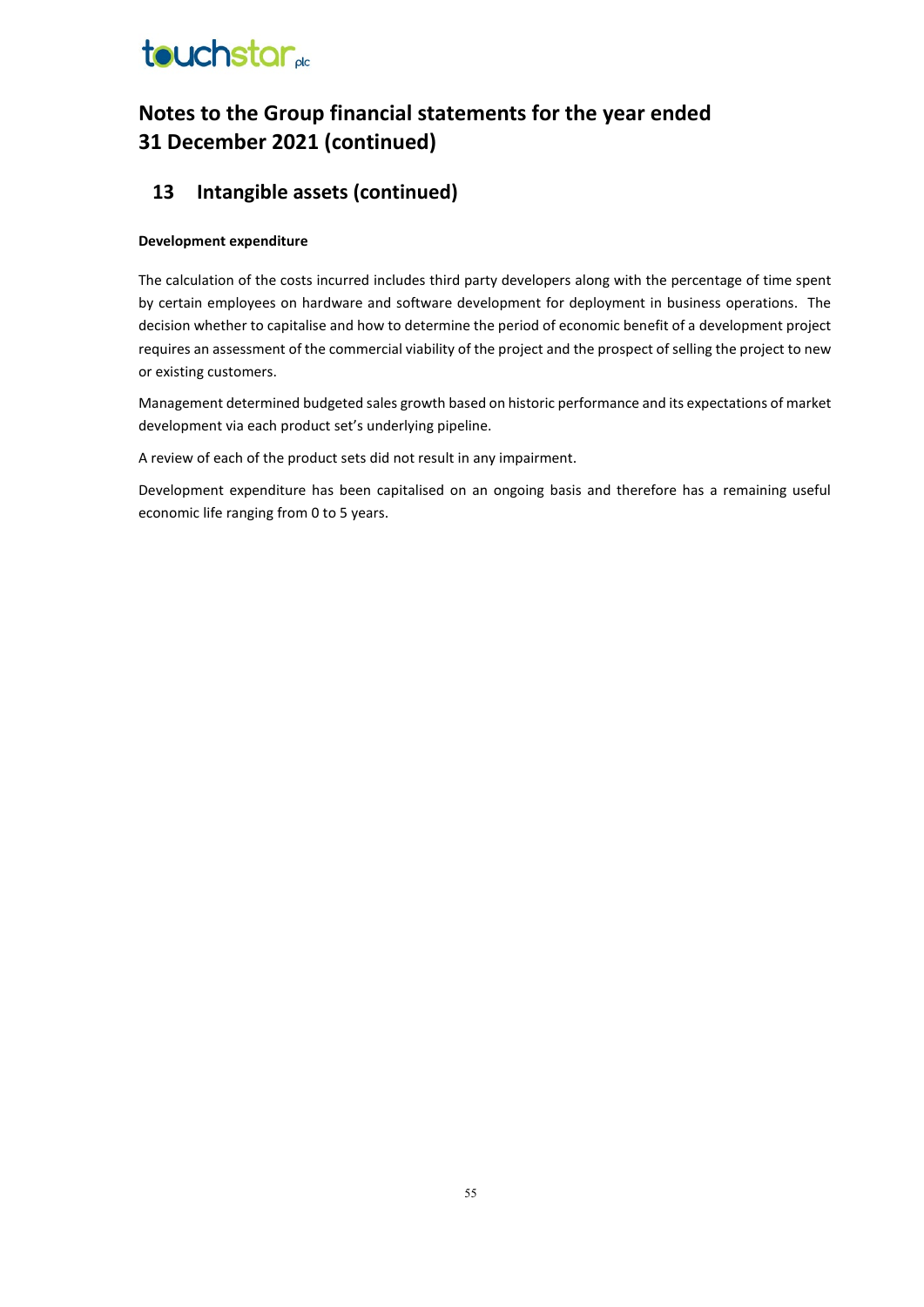# Notes to the Group financial statements for the year ended 31 December 2021 (continued)

## 13 Intangible assets (continued)

**Development expenditure**

The calculation of the costs incurred includes third party developers along with the percentage of time spent by certain employees on hardware and software development for deployment in business operations. The decision whether to capitalise and how to determine the period of economic benefit of a development project requires an assessment of the commercial viability of the project and the prospect of selling the project to new or existing customers.

Management determined budgeted sales growth based on historic performance and its expectations of market development via each product set's underlying pipeline.

A review of each of the product sets did not result in any impairment.

Development expenditure has been capitalised on an ongoing basis and therefore has a remaining useful economic life ranging from 0 to 5 years.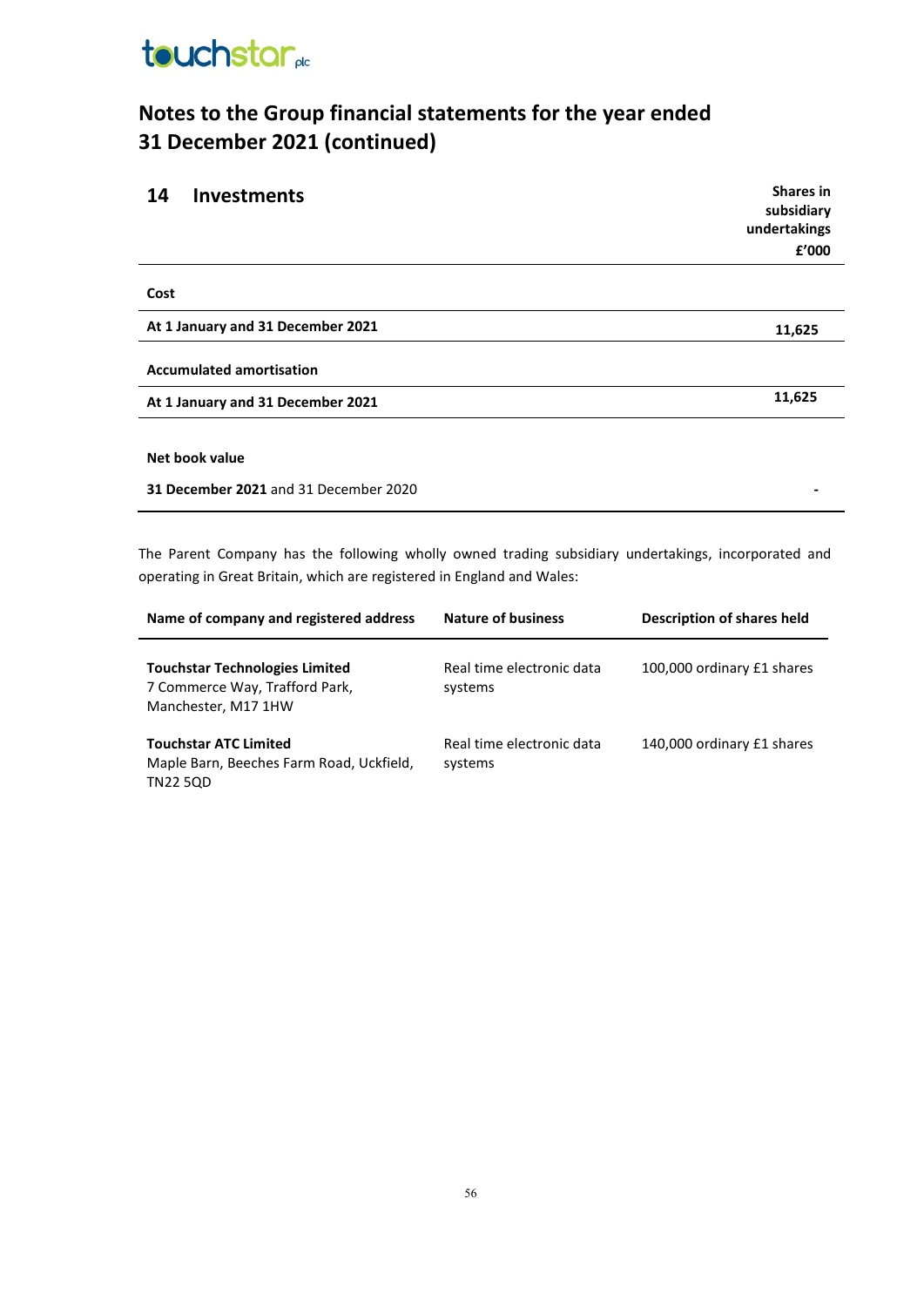# Notes to the Group financial statements for the year ended 31 December 2021 (continued)

## 14 Investments

| | Shares in subsidiary undertakings £'000 |
|---|---|
| **Cost** | |
| **At 1 January and 31 December 2021** | **11,625** |
| **Accumulated amortisation** | |
| **At 1 January and 31 December 2021** | **11,625** |
| **Net book value** | |
| **31 December 2021** and 31 December 2020 | **-** |

The Parent Company has the following wholly owned trading subsidiary undertakings, incorporated and operating in Great Britain, which are registered in England and Wales:

| Name of company and registered address | Nature of business | Description of shares held |
|---|---|---|
| **Touchstar Technologies Limited** 7 Commerce Way, Trafford Park, Manchester, M17 1HW | Real time electronic data systems | 100,000 ordinary £1 shares |
| **Touchstar ATC Limited** Maple Barn, Beeches Farm Road, Uckfield, TN22 5QD | Real time electronic data systems | 140,000 ordinary £1 shares |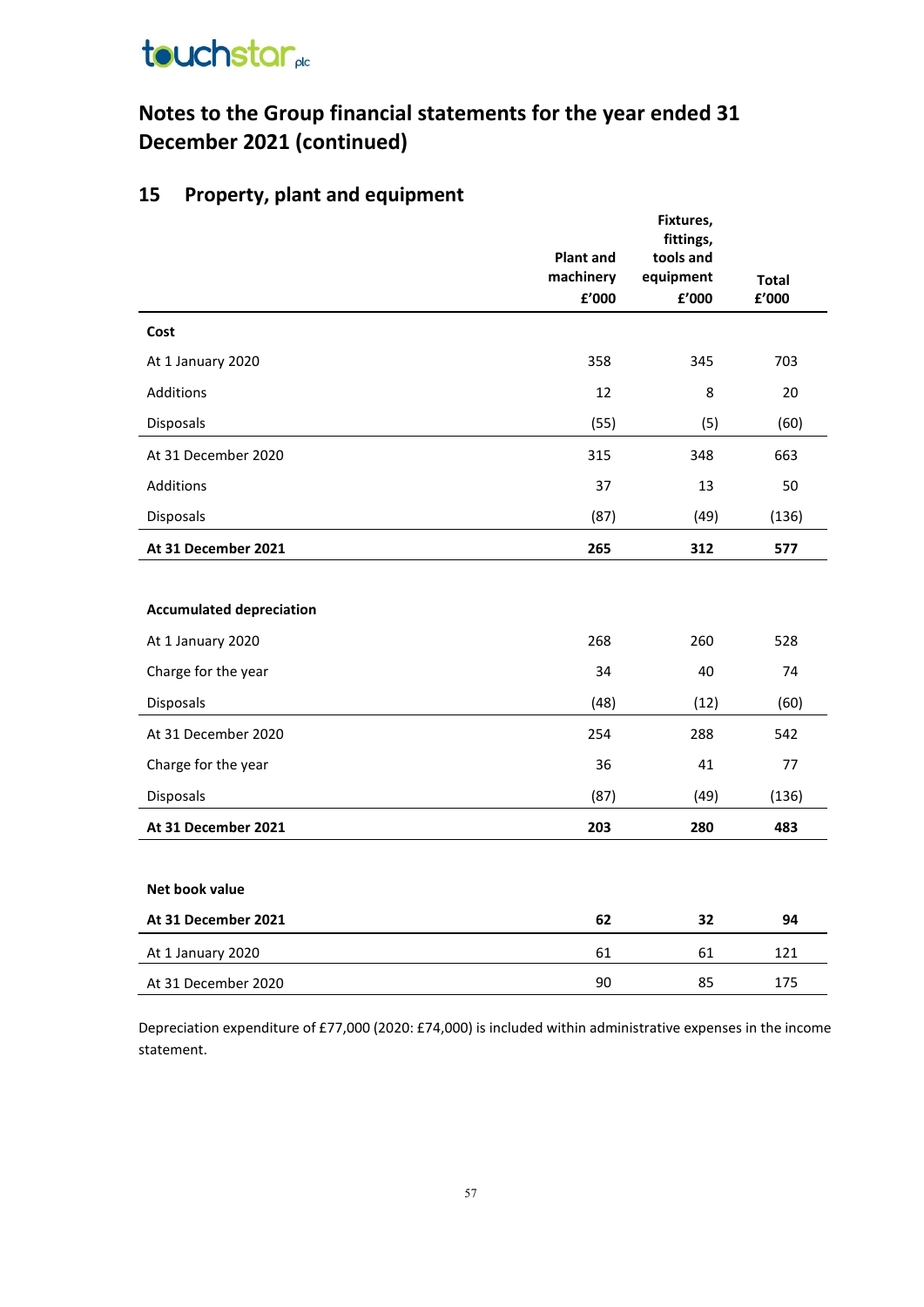# Notes to the Group financial statements for the year ended 31 December 2021 (continued)

## 15 Property, plant and equipment

| | Plant and machinery £'000 | Fixtures, fittings, tools and equipment £'000 | Total £'000 |
|---|---|---|---|
| **Cost** | | | |
| At 1 January 2020 | 358 | 345 | 703 |
| Additions | 12 | 8 | 20 |
| Disposals | (55) | (5) | (60) |
| At 31 December 2020 | 315 | 348 | 663 |
| Additions | 37 | 13 | 50 |
| Disposals | (87) | (49) | (136) |
| **At 31 December 2021** | **265** | **312** | **577** |
| | | | |
| **Accumulated depreciation** | | | |
| At 1 January 2020 | 268 | 260 | 528 |
| Charge for the year | 34 | 40 | 74 |
| Disposals | (48) | (12) | (60) |
| At 31 December 2020 | 254 | 288 | 542 |
| Charge for the year | 36 | 41 | 77 |
| Disposals | (87) | (49) | (136) |
| **At 31 December 2021** | **203** | **280** | **483** |
| | | | |
| **Net book value** | | | |
| **At 31 December 2021** | **62** | **32** | **94** |
| At 1 January 2020 | 61 | 61 | 121 |
| At 31 December 2020 | 90 | 85 | 175 |

Depreciation expenditure of £77,000 (2020: £74,000) is included within administrative expenses in the income statement.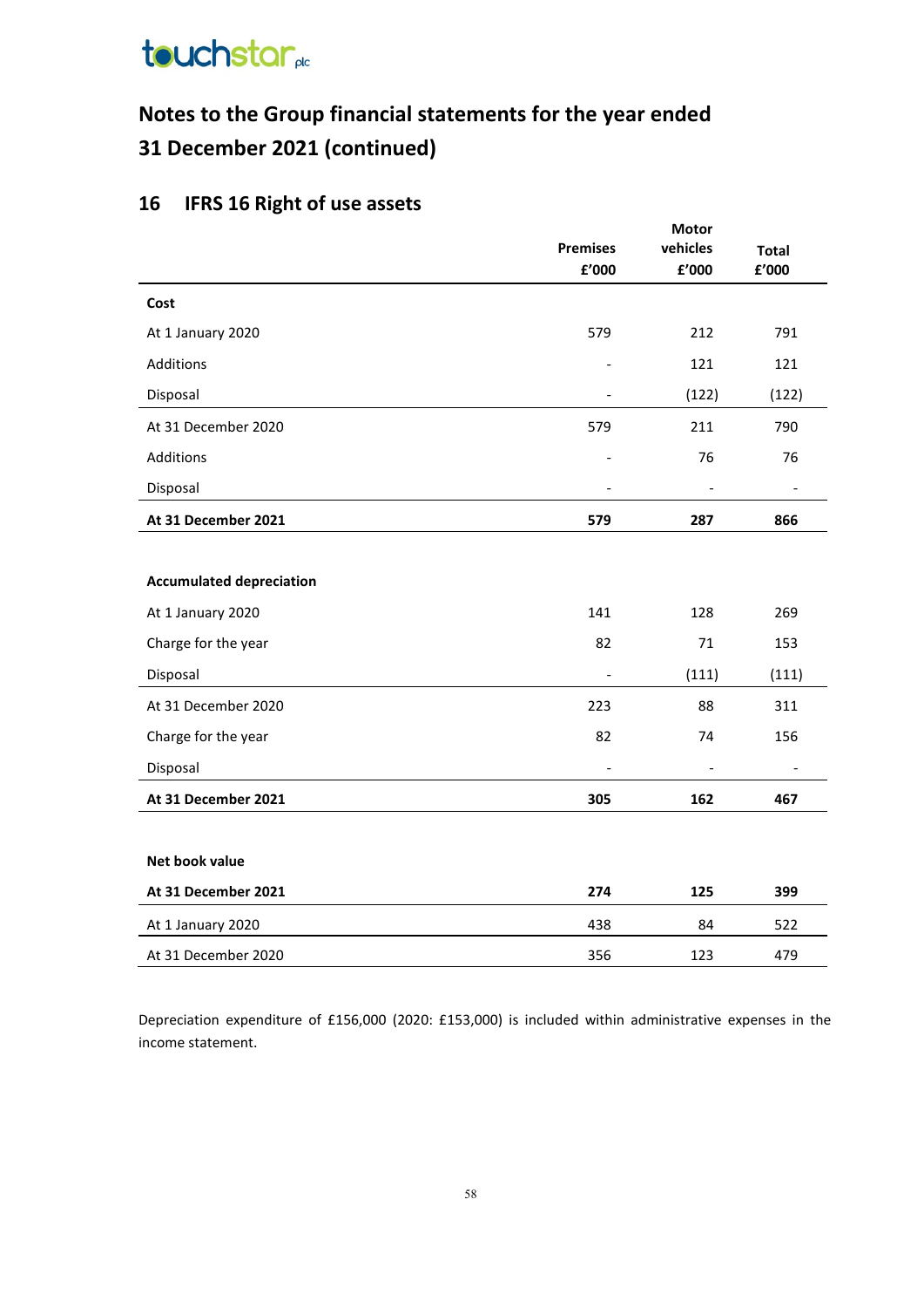# Notes to the Group financial statements for the year ended 31 December 2021 (continued)

## 16 IFRS 16 Right of use assets

| | Premises £'000 | Motor vehicles £'000 | Total £'000 |
|---|---|---|---|
| **Cost** | | | |
| At 1 January 2020 | 579 | 212 | 791 |
| Additions | - | 121 | 121 |
| Disposal | - | (122) | (122) |
| At 31 December 2020 | 579 | 211 | 790 |
| Additions | - | 76 | 76 |
| Disposal | - | - | - |
| **At 31 December 2021** | **579** | **287** | **866** |
| | | | |
| **Accumulated depreciation** | | | |
| At 1 January 2020 | 141 | 128 | 269 |
| Charge for the year | 82 | 71 | 153 |
| Disposal | - | (111) | (111) |
| At 31 December 2020 | 223 | 88 | 311 |
| Charge for the year | 82 | 74 | 156 |
| Disposal | - | - | - |
| **At 31 December 2021** | **305** | **162** | **467** |
| | | | |
| **Net book value** | | | |
| **At 31 December 2021** | **274** | **125** | **399** |
| At 1 January 2020 | 438 | 84 | 522 |
| At 31 December 2020 | 356 | 123 | 479 |

Depreciation expenditure of £156,000 (2020: £153,000) is included within administrative expenses in the income statement.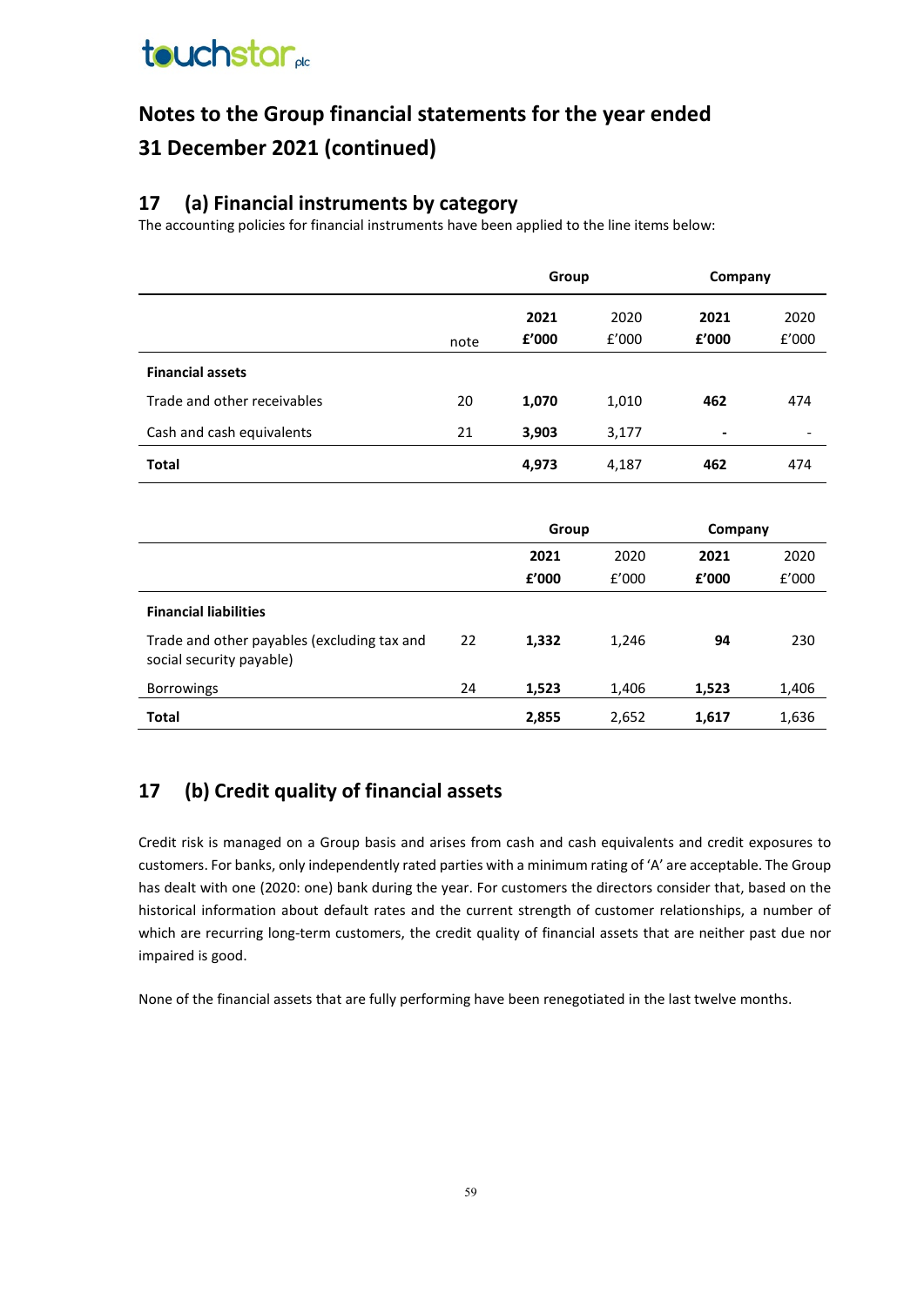# Notes to the Group financial statements for the year ended 31 December 2021 (continued)

## 17 (a) Financial instruments by category

The accounting policies for financial instruments have been applied to the line items below:

| | | Group | | Company | |
|---|---|---|---|---|---|
| | note | **2021 £'000** | 2020 £'000 | **2021 £'000** | 2020 £'000 |
| **Financial assets** | | | | | |
| Trade and other receivables | 20 | **1,070** | 1,010 | **462** | 474 |
| Cash and cash equivalents | 21 | **3,903** | 3,177 | **-** | - |
| **Total** | | **4,973** | 4,187 | **462** | 474 |

| | | Group | | Company | |
|---|---|---|---|---|---|
| | | **2021 £'000** | 2020 £'000 | **2021 £'000** | 2020 £'000 |
| **Financial liabilities** | | | | | |
| Trade and other payables (excluding tax and social security payable) | 22 | **1,332** | 1,246 | **94** | 230 |
| Borrowings | 24 | **1,523** | 1,406 | **1,523** | 1,406 |
| **Total** | | **2,855** | 2,652 | **1,617** | 1,636 |

## 17 (b) Credit quality of financial assets

Credit risk is managed on a Group basis and arises from cash and cash equivalents and credit exposures to customers. For banks, only independently rated parties with a minimum rating of 'A' are acceptable. The Group has dealt with one (2020: one) bank during the year. For customers the directors consider that, based on the historical information about default rates and the current strength of customer relationships, a number of which are recurring long-term customers, the credit quality of financial assets that are neither past due nor impaired is good.

None of the financial assets that are fully performing have been renegotiated in the last twelve months.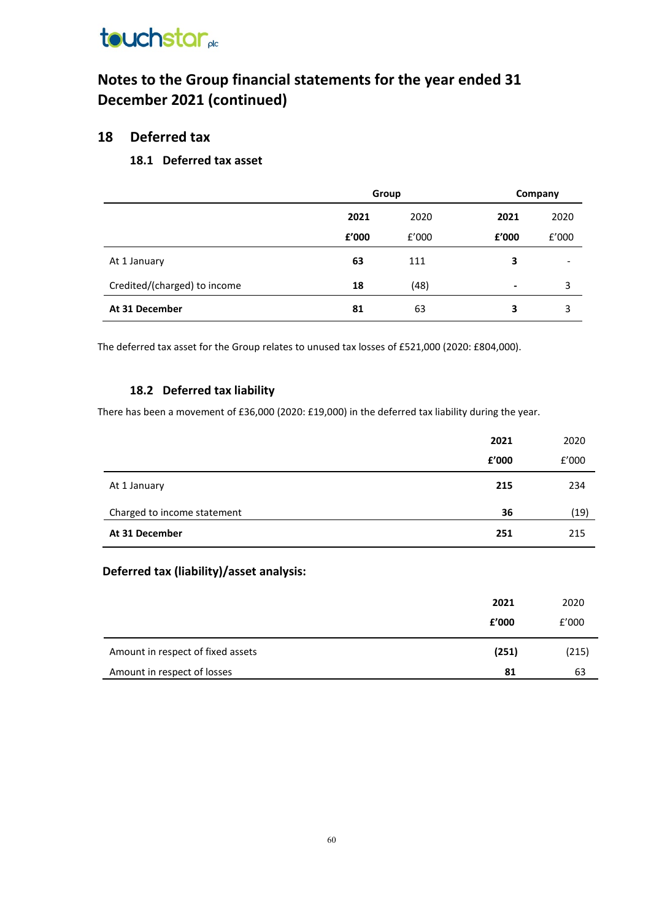# Notes to the Group financial statements for the year ended 31 December 2021 (continued)

## 18 Deferred tax

### 18.1 Deferred tax asset

| | Group | | Company | |
|---|---|---|---|---|
| | **2021** | 2020 | **2021** | 2020 |
| | **£'000** | £'000 | **£'000** | £'000 |
| At 1 January | **63** | 111 | **3** | - |
| Credited/(charged) to income | **18** | (48) | **-** | 3 |
| **At 31 December** | **81** | 63 | **3** | 3 |

The deferred tax asset for the Group relates to unused tax losses of £521,000 (2020: £804,000).

### 18.2 Deferred tax liability

There has been a movement of £36,000 (2020: £19,000) in the deferred tax liability during the year.

| | **2021** | 2020 |
|---|---|---|
| | **£'000** | £'000 |
| At 1 January | **215** | 234 |
| Charged to income statement | **36** | (19) |
| **At 31 December** | **251** | 215 |

### Deferred tax (liability)/asset analysis:

| | **2021** | 2020 |
|---|---|---|
| | **£'000** | £'000 |
| Amount in respect of fixed assets | **(251)** | (215) |
| Amount in respect of losses | **81** | 63 |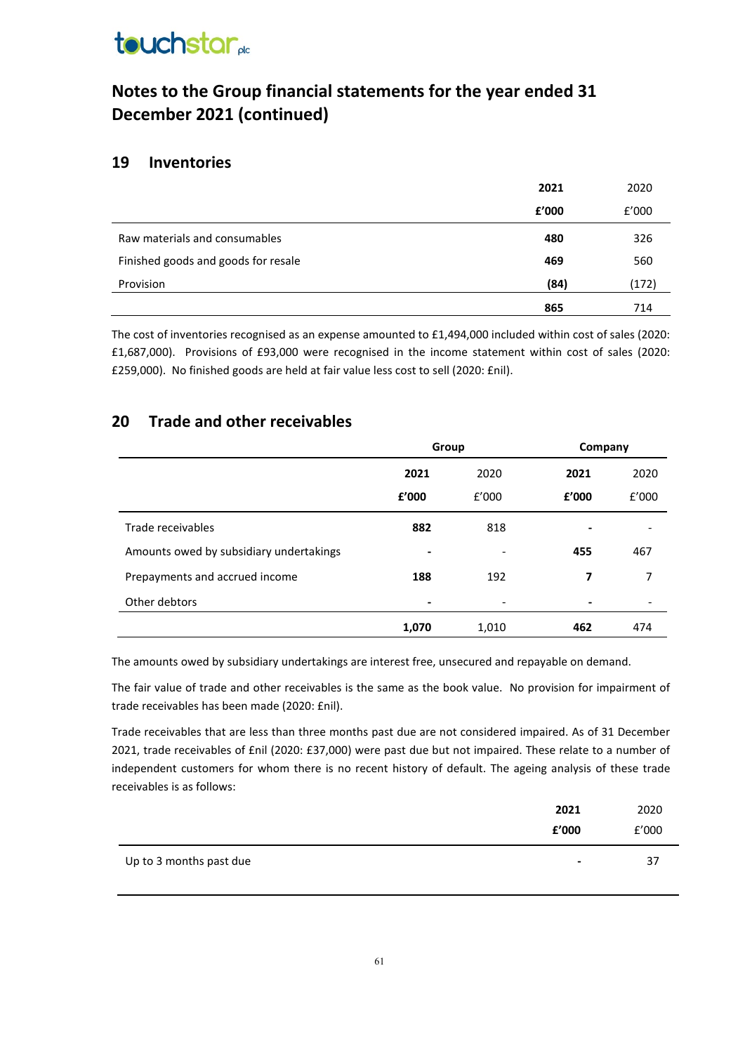# Notes to the Group financial statements for the year ended 31 December 2021 (continued)

## 19 Inventories

| | **2021** | 2020 |
|---|---|---|
| | **£'000** | £'000 |
| Raw materials and consumables | **480** | 326 |
| Finished goods and goods for resale | **469** | 560 |
| Provision | **(84)** | (172) |
| | **865** | 714 |

The cost of inventories recognised as an expense amounted to £1,494,000 included within cost of sales (2020: £1,687,000). Provisions of £93,000 were recognised in the income statement within cost of sales (2020: £259,000). No finished goods are held at fair value less cost to sell (2020: £nil).

## 20 Trade and other receivables

| | **Group** | | **Company** | |
|---|---|---|---|---|
| | **2021** | 2020 | **2021** | 2020 |
| | **£'000** | £'000 | **£'000** | £'000 |
| Trade receivables | **882** | 818 | **-** | - |
| Amounts owed by subsidiary undertakings | **-** | - | **455** | 467 |
| Prepayments and accrued income | **188** | 192 | **7** | 7 |
| Other debtors | **-** | - | **-** | - |
| | **1,070** | 1,010 | **462** | 474 |

The amounts owed by subsidiary undertakings are interest free, unsecured and repayable on demand.

The fair value of trade and other receivables is the same as the book value. No provision for impairment of trade receivables has been made (2020: £nil).

Trade receivables that are less than three months past due are not considered impaired. As of 31 December 2021, trade receivables of £nil (2020: £37,000) were past due but not impaired. These relate to a number of independent customers for whom there is no recent history of default. The ageing analysis of these trade receivables is as follows:

| | **2021** | 2020 |
|---|---|---|
| | **£'000** | £'000 |
| Up to 3 months past due | **-** | 37 |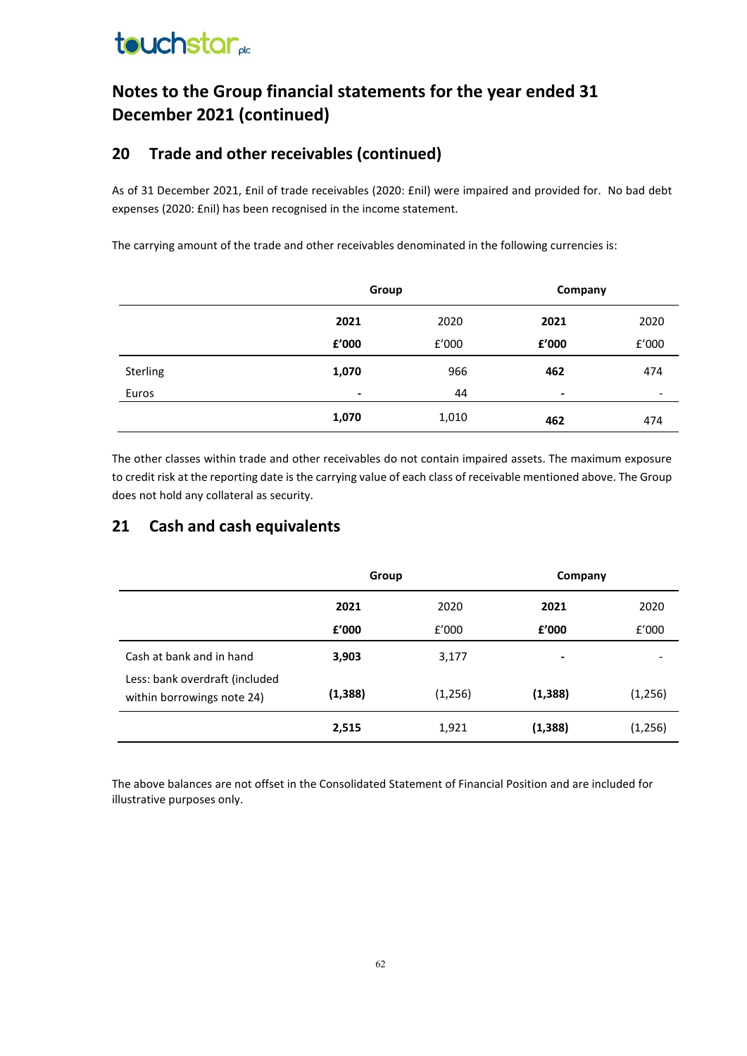# Notes to the Group financial statements for the year ended 31 December 2021 (continued)

## 20 Trade and other receivables (continued)

As of 31 December 2021, £nil of trade receivables (2020: £nil) were impaired and provided for. No bad debt expenses (2020: £nil) has been recognised in the income statement.

The carrying amount of the trade and other receivables denominated in the following currencies is:

| | Group | | Company | |
|---|---|---|---|---|
| | **2021** | 2020 | **2021** | 2020 |
| | **£'000** | £'000 | **£'000** | £'000 |
| Sterling | **1,070** | 966 | **462** | 474 |
| Euros | **-** | 44 | **-** | - |
| | **1,070** | 1,010 | **462** | 474 |

The other classes within trade and other receivables do not contain impaired assets. The maximum exposure to credit risk at the reporting date is the carrying value of each class of receivable mentioned above. The Group does not hold any collateral as security.

## 21 Cash and cash equivalents

| | Group | | Company | |
|---|---|---|---|---|
| | **2021** | 2020 | **2021** | 2020 |
| | **£'000** | £'000 | **£'000** | £'000 |
| Cash at bank and in hand | **3,903** | 3,177 | **-** | - |
| Less: bank overdraft (included within borrowings note 24) | **(1,388)** | (1,256) | **(1,388)** | (1,256) |
| | **2,515** | 1,921 | **(1,388)** | (1,256) |

The above balances are not offset in the Consolidated Statement of Financial Position and are included for illustrative purposes only.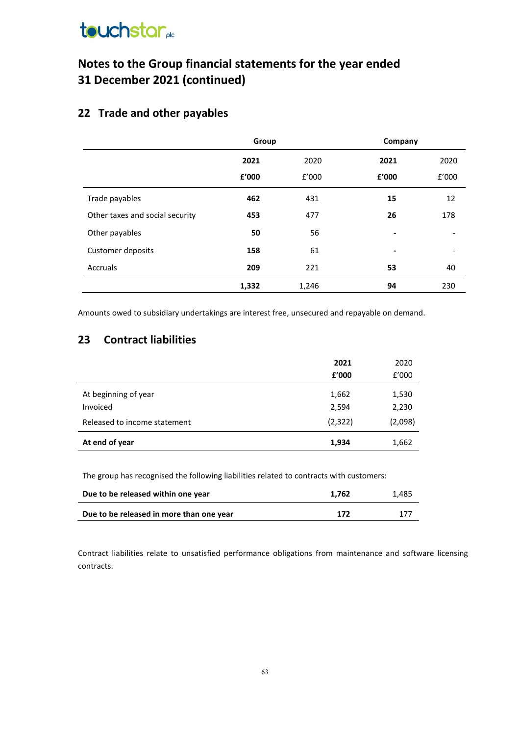# Notes to the Group financial statements for the year ended 31 December 2021 (continued)

## 22 Trade and other payables

| | Group | | Company | |
|---|---|---|---|---|
| | **2021** | 2020 | **2021** | 2020 |
| | **£'000** | £'000 | **£'000** | £'000 |
| Trade payables | **462** | 431 | **15** | 12 |
| Other taxes and social security | **453** | 477 | **26** | 178 |
| Other payables | **50** | 56 | **-** | - |
| Customer deposits | **158** | 61 | **-** | - |
| Accruals | **209** | 221 | **53** | 40 |
| | **1,332** | 1,246 | **94** | 230 |

Amounts owed to subsidiary undertakings are interest free, unsecured and repayable on demand.

## 23 Contract liabilities

| | **2021** | 2020 |
|---|---|---|
| | **£'000** | £'000 |
| At beginning of year | 1,662 | 1,530 |
| Invoiced | 2,594 | 2,230 |
| Released to income statement | (2,322) | (2,098) |
| **At end of year** | **1,934** | 1,662 |

The group has recognised the following liabilities related to contracts with customers:

| | | |
|---|---|---|
| **Due to be released within one year** | **1,762** | 1,485 |
| **Due to be released in more than one year** | **172** | 177 |

Contract liabilities relate to unsatisfied performance obligations from maintenance and software licensing contracts.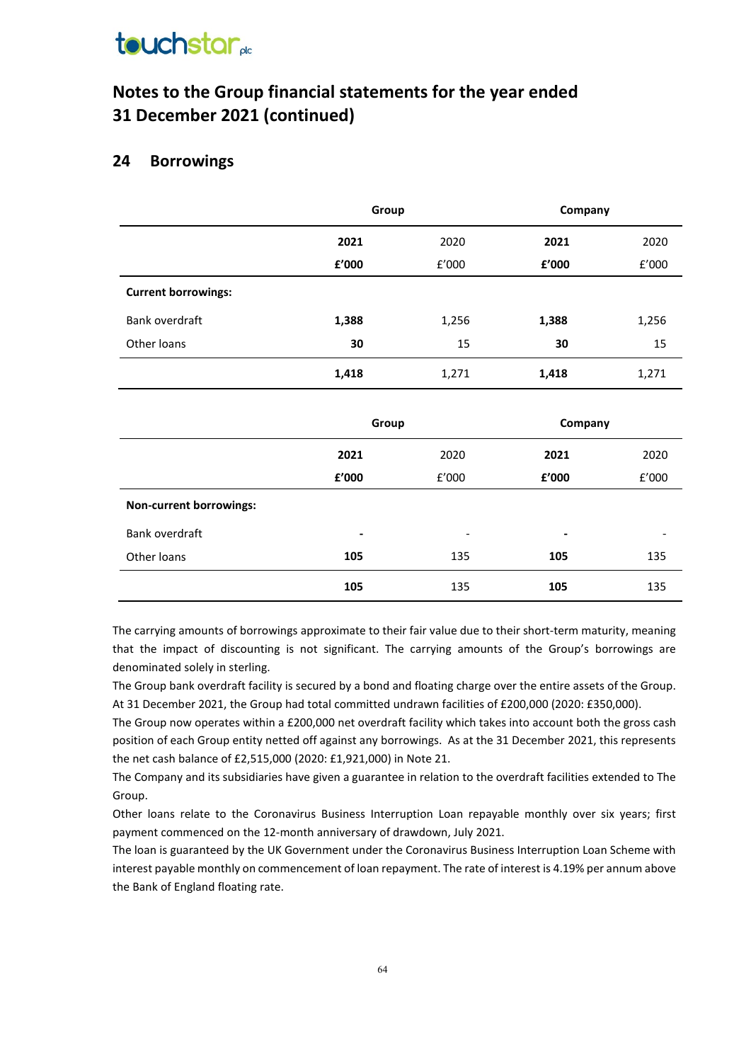# Notes to the Group financial statements for the year ended 31 December 2021 (continued)

## 24 Borrowings

| | Group | | Company | |
|---|---|---|---|---|
| | **2021** | 2020 | **2021** | 2020 |
| | **£'000** | £'000 | **£'000** | £'000 |
| **Current borrowings:** | | | | |
| Bank overdraft | **1,388** | 1,256 | **1,388** | 1,256 |
| Other loans | **30** | 15 | **30** | 15 |
| | **1,418** | 1,271 | **1,418** | 1,271 |

| | Group | | Company | |
|---|---|---|---|---|
| | **2021** | 2020 | **2021** | 2020 |
| | **£'000** | £'000 | **£'000** | £'000 |
| **Non-current borrowings:** | | | | |
| Bank overdraft | **-** | - | **-** | - |
| Other loans | **105** | 135 | **105** | 135 |
| | **105** | 135 | **105** | 135 |

The carrying amounts of borrowings approximate to their fair value due to their short-term maturity, meaning that the impact of discounting is not significant. The carrying amounts of the Group's borrowings are denominated solely in sterling.

The Group bank overdraft facility is secured by a bond and floating charge over the entire assets of the Group. At 31 December 2021, the Group had total committed undrawn facilities of £200,000 (2020: £350,000).

The Group now operates within a £200,000 net overdraft facility which takes into account both the gross cash position of each Group entity netted off against any borrowings. As at the 31 December 2021, this represents the net cash balance of £2,515,000 (2020: £1,921,000) in Note 21.

The Company and its subsidiaries have given a guarantee in relation to the overdraft facilities extended to The Group.

Other loans relate to the Coronavirus Business Interruption Loan repayable monthly over six years; first payment commenced on the 12-month anniversary of drawdown, July 2021.

The loan is guaranteed by the UK Government under the Coronavirus Business Interruption Loan Scheme with interest payable monthly on commencement of loan repayment. The rate of interest is 4.19% per annum above the Bank of England floating rate.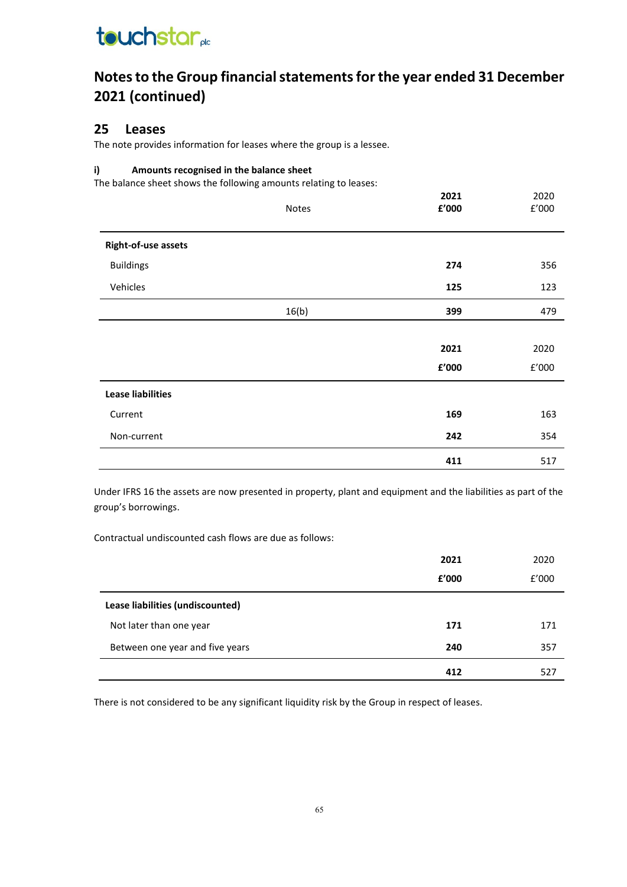# Notes to the Group financial statements for the year ended 31 December 2021 (continued)

## 25 Leases

The note provides information for leases where the group is a lessee.

### i) Amounts recognised in the balance sheet

The balance sheet shows the following amounts relating to leases:

| | Notes | **2021 £'000** | 2020 £'000 |
|---|---|---|---|
| **Right-of-use assets** | | | |
| Buildings | | **274** | 356 |
| Vehicles | | **125** | 123 |
| | 16(b) | **399** | 479 |

| | **2021 £'000** | 2020 £'000 |
|---|---|---|
| **Lease liabilities** | | |
| Current | **169** | 163 |
| Non-current | **242** | 354 |
| | **411** | 517 |

Under IFRS 16 the assets are now presented in property, plant and equipment and the liabilities as part of the group's borrowings.

Contractual undiscounted cash flows are due as follows:

| | **2021 £'000** | 2020 £'000 |
|---|---|---|
| **Lease liabilities (undiscounted)** | | |
| Not later than one year | **171** | 171 |
| Between one year and five years | **240** | 357 |
| | **412** | 527 |

There is not considered to be any significant liquidity risk by the Group in respect of leases.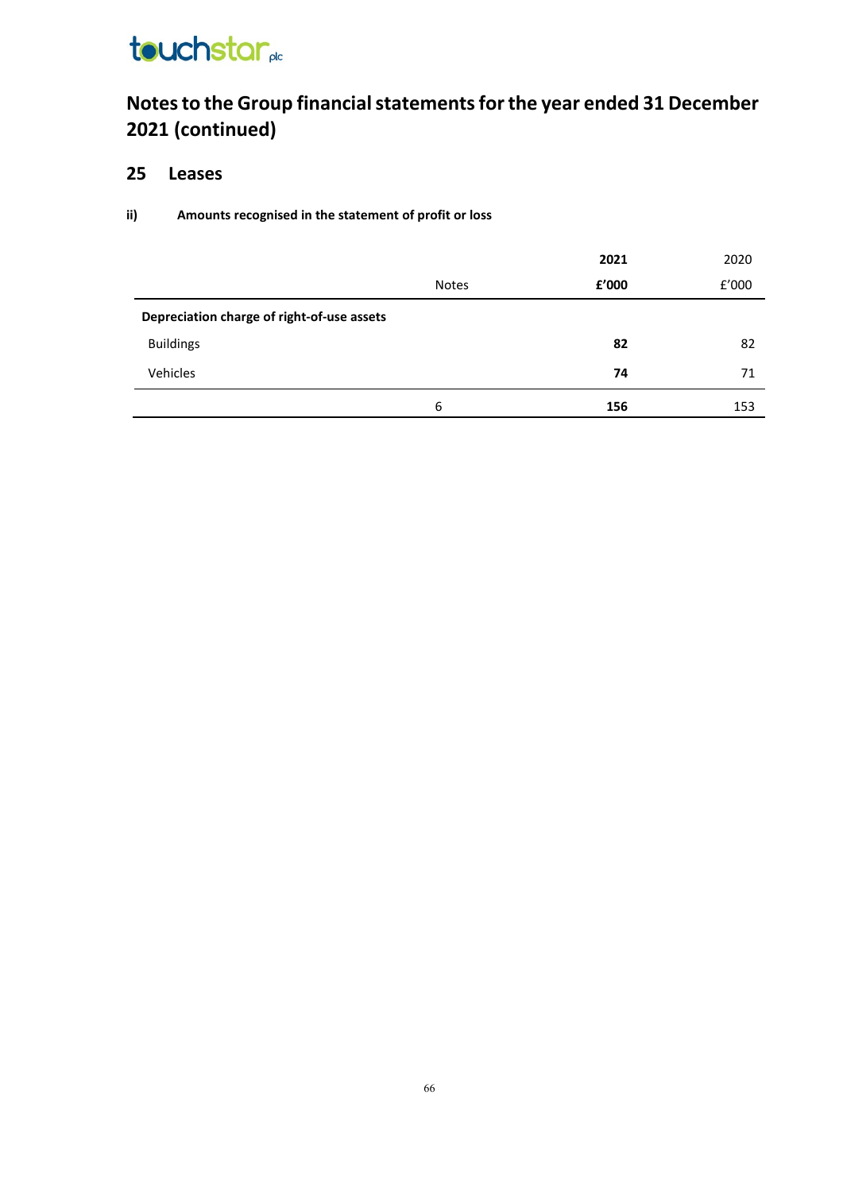# Notes to the Group financial statements for the year ended 31 December 2021 (continued)

## 25 Leases

### ii) Amounts recognised in the statement of profit or loss

| | Notes | **2021** | 2020 |
|---|---|---|---|
| | | **£'000** | £'000 |
| **Depreciation charge of right-of-use assets** | | | |
| Buildings | | **82** | 82 |
| Vehicles | | **74** | 71 |
| | 6 | **156** | 153 |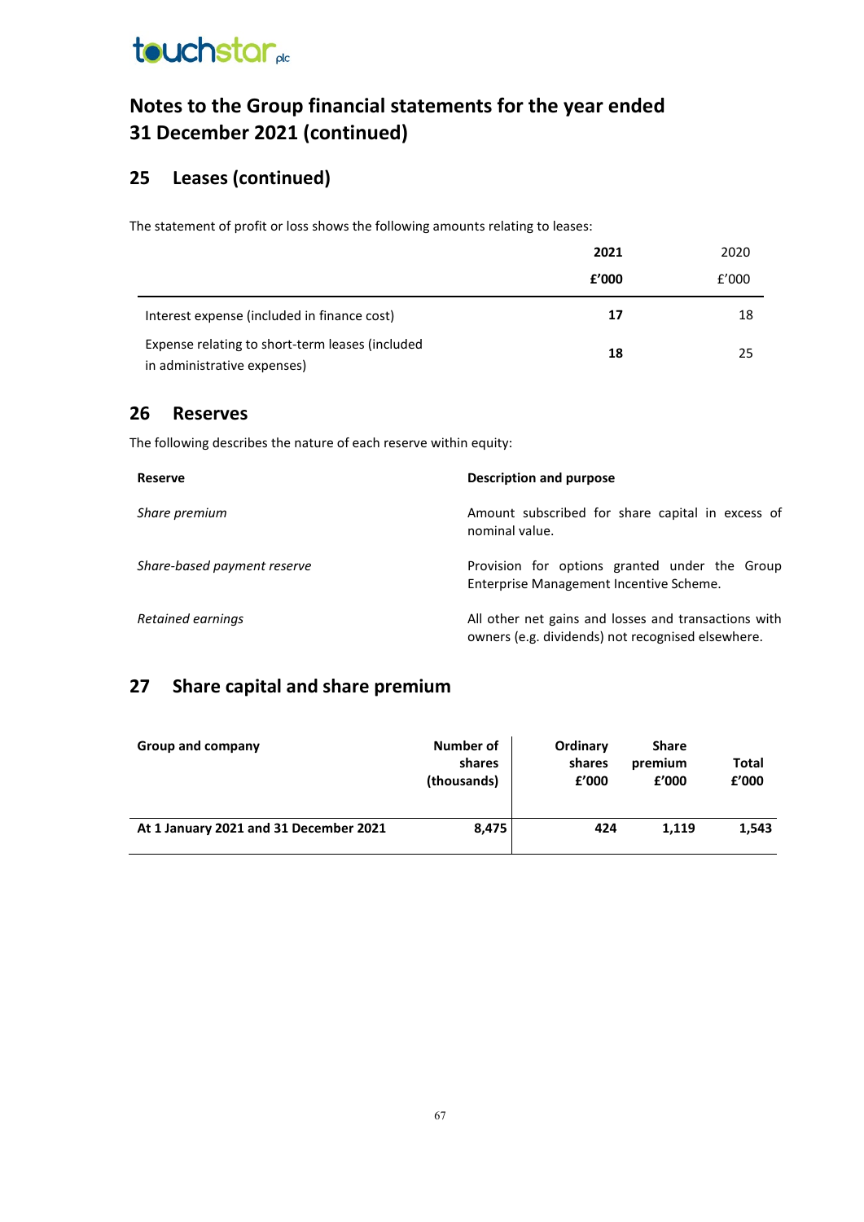# Notes to the Group financial statements for the year ended 31 December 2021 (continued)

## 25 Leases (continued)

The statement of profit or loss shows the following amounts relating to leases:

| | **2021** | 2020 |
|---|---|---|
| | **£'000** | £'000 |
| Interest expense (included in finance cost) | **17** | 18 |
| Expense relating to short-term leases (included in administrative expenses) | **18** | 25 |

## 26 Reserves

The following describes the nature of each reserve within equity:

| **Reserve** | **Description and purpose** |
|---|---|
| *Share premium* | Amount subscribed for share capital in excess of nominal value. |
| *Share-based payment reserve* | Provision for options granted under the Group Enterprise Management Incentive Scheme. |
| *Retained earnings* | All other net gains and losses and transactions with owners (e.g. dividends) not recognised elsewhere. |

## 27 Share capital and share premium

| **Group and company** | **Number of shares (thousands)** | **Ordinary shares £'000** | **Share premium £'000** | **Total £'000** |
|---|---|---|---|---|
| **At 1 January 2021 and 31 December 2021** | **8,475** | **424** | **1,119** | **1,543** |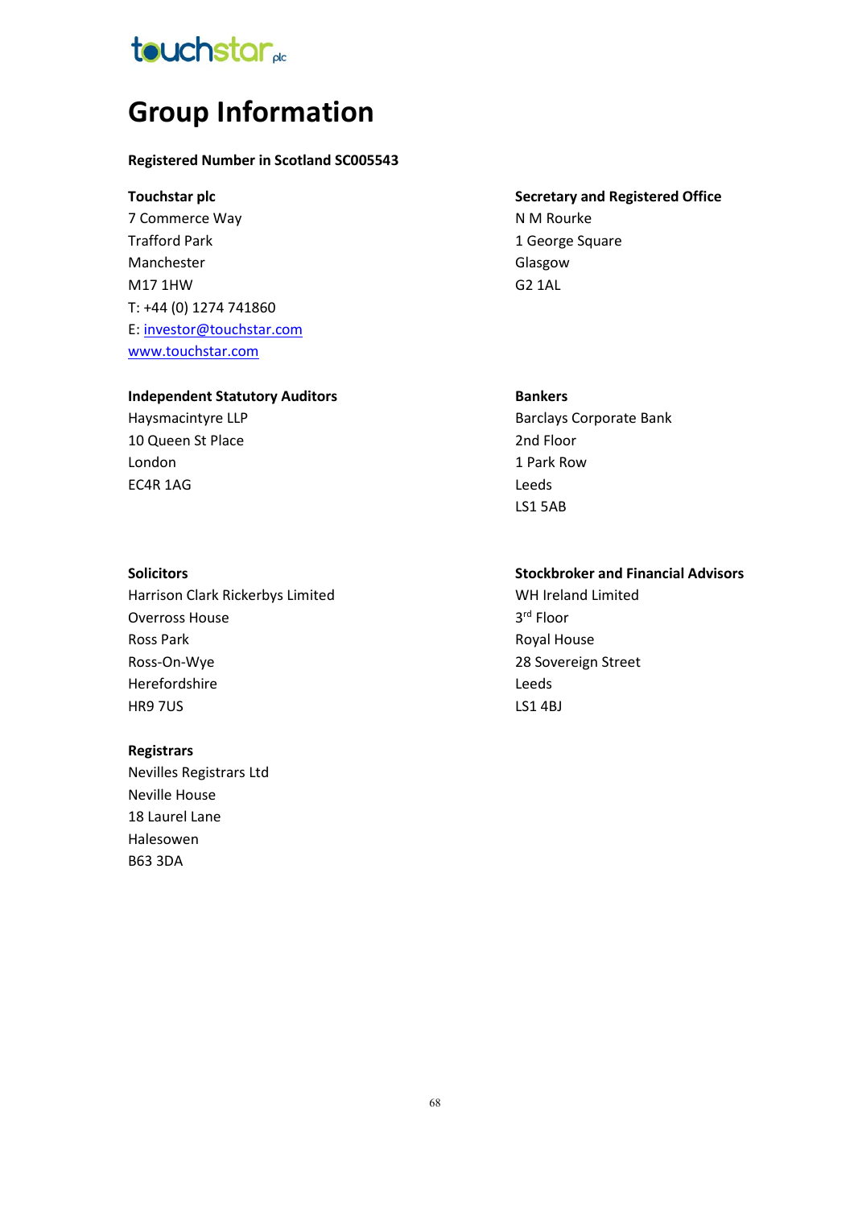# Group Information

**Registered Number in Scotland SC005543**

**Touchstar plc**
7 Commerce Way
Trafford Park
Manchester
M17 1HW
T: +44 (0) 1274 741860
E: investor@touchstar.com
www.touchstar.com

**Secretary and Registered Office**
N M Rourke
1 George Square
Glasgow
G2 1AL

**Independent Statutory Auditors**
Haysmacintyre LLP
10 Queen St Place
London
EC4R 1AG

**Bankers**
Barclays Corporate Bank
2nd Floor
1 Park Row
Leeds
LS1 5AB

**Solicitors**
Harrison Clark Rickerbys Limited
Overross House
Ross Park
Ross-On-Wye
Herefordshire
HR9 7US

**Stockbroker and Financial Advisors**
WH Ireland Limited
3rd Floor
Royal House
28 Sovereign Street
Leeds
LS1 4BJ

**Registrars**
Nevilles Registrars Ltd
Neville House
18 Laurel Lane
Halesowen
B63 3DA